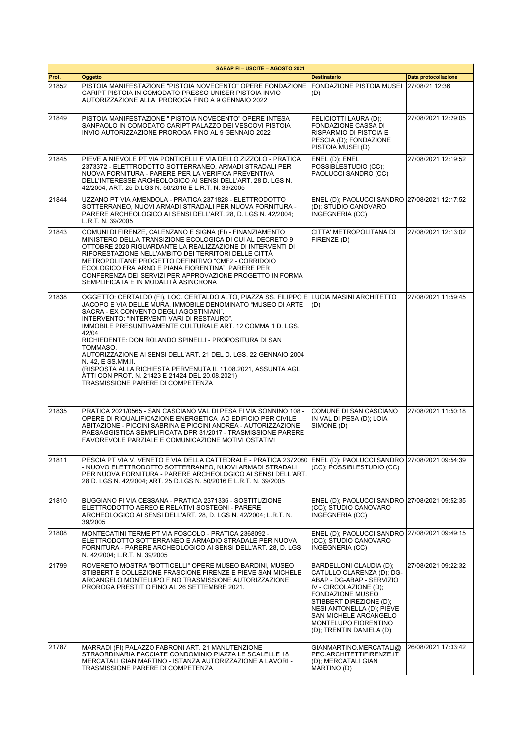| SABAP FI – USCITE – AGOSTO 2021 | | | |
|---|---|---|---|
| **Prot.** | **Oggetto** | **Destinatario** | **Data protocollazione** |
| 21852 | PISTOIA MANIFESTAZIONE "PISTOIA NOVECENTO" OPERE FONDAZIONE CARIPT PISTOIA IN COMODATO PRESSO UNISER PISTOIA INVIO AUTORIZZAZIONE ALLA PROROGA FINO A 9 GENNAIO 2022 | FONDAZIONE PISTOIA MUSEI (D) | 27/08/21 12:36 |
| 21849 | PISTOIA MANIFESTAZIONE " PISTOIA NOVECENTO" OPERE INTESA SANPAOLO IN COMODATO CARIPT PALAZZO DEI VESCOVI PISTOIA INVIO AUTORIZZAZIONE PROROGA FINO AL 9 GENNAIO 2022 | FELICIOTTI LAURA (D); FONDAZIONE CASSA DI RISPARMIO DI PISTOIA E PESCIA (D); FONDAZIONE PISTOIA MUSEI (D) | 27/08/2021 12:29:05 |
| 21845 | PIEVE A NIEVOLE PT VIA PONTICELLI E VIA DELLO ZIZZOLO - PRATICA 2373372 - ELETTRODOTTO SOTTERRANEO, ARMADI STRADALI PER NUOVA FORNITURA - PARERE PER LA VERIFICA PREVENTIVA DELL'INTERESSE ARCHEOLOGICO AI SENSI DELL'ART. 28 D. LGS N. 42/2004; ART. 25 D.LGS N. 50/2016 E L.R.T. N. 39/2005 | ENEL (D); ENEL POSSIBLESTUDIO (CC); PAOLUCCI SANDRO (CC) | 27/08/2021 12:19:52 |
| 21844 | UZZANO PT VIA AMENDOLA - PRATICA 2371828 - ELETTRODOTTO SOTTERRANEO, NUOVI ARMADI STRADALI PER NUOVA FORNITURA - PARERE ARCHEOLOGICO AI SENSI DELL'ART. 28, D. LGS N. 42/2004; L.R.T. N. 39/2005 | ENEL (D); PAOLUCCI SANDRO (D); STUDIO CANOVARO INGEGNERIA (CC) | 27/08/2021 12:17:52 |
| 21843 | COMUNI DI FIRENZE, CALENZANO E SIGNA (FI) - FINANZIAMENTO MINISTERO DELLA TRANSIZIONE ECOLOGICA DI CUI AL DECRETO 9 OTTOBRE 2020 RIGUARDANTE LA REALIZZAZIONE DI INTERVENTI DI RIFORESTAZIONE NELL'AMBITO DEI TERRITORI DELLE CITTÀ METROPOLITANE PROGETTO DEFINITIVO "CMF2 - CORRIDOIO ECOLOGICO FRA ARNO E PIANA FIORENTINA"; PARERE PER CONFERENZA DEI SERVIZI PER APPROVAZIONE PROGETTO IN FORMA SEMPLIFICATA E IN MODALITÀ ASINCRONA | CITTA' METROPOLITANA DI FIRENZE (D) | 27/08/2021 12:13:02 |
| 21838 | OGGETTO: CERTALDO (FI), LOC. CERTALDO ALTO, PIAZZA SS. FILIPPO E JACOPO E VIA DELLE MURA. IMMOBILE DENOMINATO "MUSEO DI ARTE SACRA - EX CONVENTO DEGLI AGOSTINIANI". INTERVENTO: "INTERVENTI VARI DI RESTAURO". IMMOBILE PRESUNTIVAMENTE CULTURALE ART. 12 COMMA 1 D. LGS. 42/04 RICHIEDENTE: DON ROLANDO SPINELLI - PROPOSITURA DI SAN TOMMASO. AUTORIZZAZIONE AI SENSI DELL'ART. 21 DEL D. LGS. 22 GENNAIO 2004 N. 42, E SS.MM.II. (RISPOSTA ALLA RICHIESTA PERVENUTA IL 11.08.2021, ASSUNTA AGLI ATTI CON PROT. N. 21423 E 21424 DEL 20.08.2021) TRASMISSIONE PARERE DI COMPETENZA | LUCIA MASINI ARCHITETTO (D) | 27/08/2021 11:59:45 |
| 21835 | PRATICA 2021/0565 - SAN CASCIANO VAL DI PESA FI VIA SONNINO 108 - OPERE DI RIQUALIFICAZIONE ENERGETICA AD EDIFICIO PER CIVILE ABITAZIONE - PICCINI SABRINA E PICCINI ANDREA - AUTORIZZAZIONE PAESAGGISTICA SEMPLIFICATA DPR 31/2017 - TRASMISSIONE PARERE FAVOREVOLE PARZIALE E COMUNICAZIONE MOTIVI OSTATIVI | COMUNE DI SAN CASCIANO IN VAL DI PESA (D); LOIA SIMONE (D) | 27/08/2021 11:50:18 |
| 21811 | PESCIA PT VIA V. VENETO E VIA DELLA CATTEDRALE - PRATICA 2372080 - NUOVO ELETTRODOTTO SOTTERRANEO, NUOVI ARMADI STRADALI PER NUOVA FORNITURA - PARERE ARCHEOLOGICO AI SENSI DELL'ART. 28 D. LGS N. 42/2004; ART. 25 D.LGS N. 50/2016 E L.R.T. N. 39/2005 | ENEL (D); PAOLUCCI SANDRO (CC); POSSIBLESTUDIO (CC) | 27/08/2021 09:54:39 |
| 21810 | BUGGIANO FI VIA CESSANA - PRATICA 2371336 - SOSTITUZIONE ELETTRODOTTO AEREO E RELATIVI SOSTEGNI - PARERE ARCHEOLOGICO AI SENSI DELL'ART. 28, D. LGS N. 42/2004; L.R.T. N. 39/2005 | ENEL (D); PAOLUCCI SANDRO (CC); STUDIO CANOVARO INGEGNERIA (CC) | 27/08/2021 09:52:35 |
| 21808 | MONTECATINI TERME PT VIA FOSCOLO - PRATICA 2368092 - ELETTRODOTTO SOTTERRANEO E ARMADIO STRADALE PER NUOVA FORNITURA - PARERE ARCHEOLOGICO AI SENSI DELL'ART. 28, D. LGS N. 42/2004; L.R.T. N. 39/2005 | ENEL (D); PAOLUCCI SANDRO (CC); STUDIO CANOVARO INGEGNERIA (CC) | 27/08/2021 09:49:15 |
| 21799 | ROVERETO MOSTRA "BOTTICELLI" OPERE MUSEO BARDINI, MUSEO STIBBERT E COLLEZIONE FRASCIONE FIRENZE E PIEVE SAN MICHELE ARCANGELO MONTELUPO F.NO TRASMISSIONE AUTORIZZAZIONE PROROGA PRESTIT O FINO AL 26 SETTEMBRE 2021. | BARDELLONI CLAUDIA (D); CATULLO CLARENZA (D); DG-ABAP - DG-ABAP - SERVIZIO IV - CIRCOLAZIONE (D); FONDAZIONE MUSEO STIBBERT DIREZIONE (D); NESI ANTONELLA (D); PIEVE SAN MICHELE ARCANGELO MONTELUPO FIORENTINO (D); TRENTIN DANIELA (D) | 27/08/2021 09:22:32 |
| 21787 | MARRADI (FI) PALAZZO FABRONI ART. 21 MANUTENZIONE STRAORDINARIA FACCIATE CONDOMINIO PIAZZA LE SCALELLE 18 MERCATALI GIAN MARTINO - ISTANZA AUTORIZZAZIONE A LAVORI - TRASMISSIONE PARERE DI COMPETENZA | GIANMARTINO.MERCATALI@PEC.ARCHITETTIFIRENZE.IT (D); MERCATALI GIAN MARTINO (D) | 26/08/2021 17:33:42 |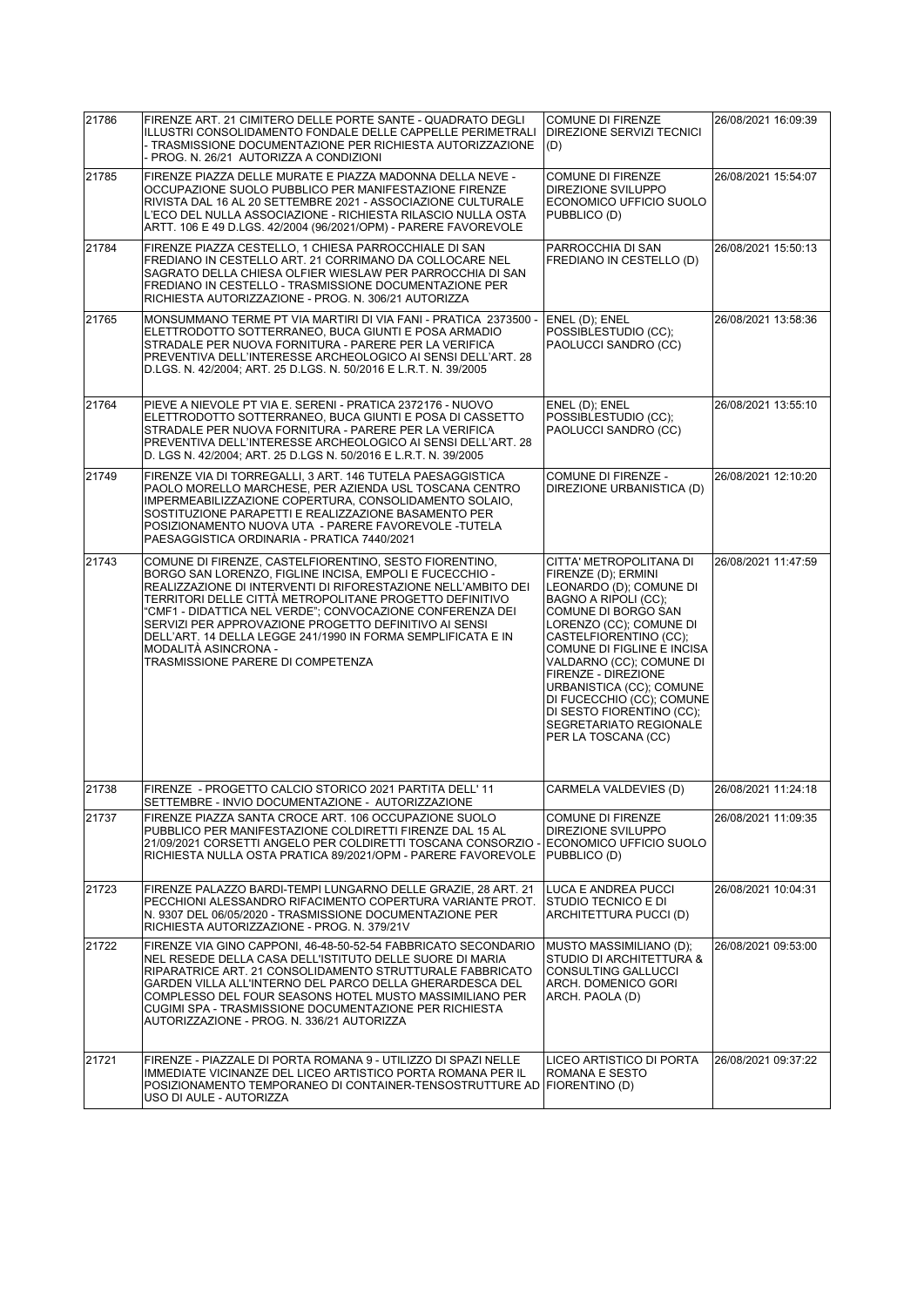| 21786 | FIRENZE ART. 21 CIMITERO DELLE PORTE SANTE - QUADRATO DEGLI ILLUSTRI CONSOLIDAMENTO FONDALE DELLE CAPPELLE PERIMETRALI - TRASMISSIONE DOCUMENTAZIONE PER RICHIESTA AUTORIZZAZIONE - PROG. N. 26/21 AUTORIZZA A CONDIZIONI | COMUNE DI FIRENZE DIREZIONE SERVIZI TECNICI (D) | 26/08/2021 16:09:39 |
|---|---|---|---|
| 21785 | FIRENZE PIAZZA DELLE MURATE E PIAZZA MADONNA DELLA NEVE - OCCUPAZIONE SUOLO PUBBLICO PER MANIFESTAZIONE FIRENZE RIVISTA DAL 16 AL 20 SETTEMBRE 2021 - ASSOCIAZIONE CULTURALE L'ECO DEL NULLA ASSOCIAZIONE - RICHIESTA RILASCIO NULLA OSTA ARTT. 106 E 49 D.LGS. 42/2004 (96/2021/OPM) - PARERE FAVOREVOLE | COMUNE DI FIRENZE DIREZIONE SVILUPPO ECONOMICO UFFICIO SUOLO PUBBLICO (D) | 26/08/2021 15:54:07 |
| 21784 | FIRENZE PIAZZA CESTELLO, 1 CHIESA PARROCCHIALE DI SAN FREDIANO IN CESTELLO ART. 21 CORRIMANO DA COLLOCARE NEL SAGRATO DELLA CHIESA OLFIER WIESLAW PER PARROCCHIA DI SAN FREDIANO IN CESTELLO - TRASMISSIONE DOCUMENTAZIONE PER RICHIESTA AUTORIZZAZIONE - PROG. N. 306/21 AUTORIZZA | PARROCCHIA DI SAN FREDIANO IN CESTELLO (D) | 26/08/2021 15:50:13 |
| 21765 | MONSUMMANO TERME PT VIA MARTIRI DI VIA FANI - PRATICA 2373500 - ELETTRODOTTO SOTTERRANEO, BUCA GIUNTI E POSA ARMADIO STRADALE PER NUOVA FORNITURA - PARERE PER LA VERIFICA PREVENTIVA DELL'INTERESSE ARCHEOLOGICO AI SENSI DELL'ART. 28 D.LGS. N. 42/2004; ART. 25 D.LGS. N. 50/2016 E L.R.T. N. 39/2005 | ENEL (D); ENEL POSSIBLESTUDIO (CC); PAOLUCCI SANDRO (CC) | 26/08/2021 13:58:36 |
| 21764 | PIEVE A NIEVOLE PT VIA E. SERENI - PRATICA 2372176 - NUOVO ELETTRODOTTO SOTTERRANEO, BUCA GIUNTI E POSA DI CASSETTO STRADALE PER NUOVA FORNITURA - PARERE PER LA VERIFICA PREVENTIVA DELL'INTERESSE ARCHEOLOGICO AI SENSI DELL'ART. 28 D. LGS N. 42/2004; ART. 25 D.LGS N. 50/2016 E L.R.T. N. 39/2005 | ENEL (D); ENEL POSSIBLESTUDIO (CC); PAOLUCCI SANDRO (CC) | 26/08/2021 13:55:10 |
| 21749 | FIRENZE VIA DI TORREGALLI, 3 ART. 146 TUTELA PAESAGGISTICA PAOLO MORELLO MARCHESE, PER AZIENDA USL TOSCANA CENTRO IMPERMEABILIZZAZIONE COPERTURA, CONSOLIDAMENTO SOLAIO, SOSTITUZIONE PARAPETTI E REALIZZAZIONE BASAMENTO PER POSIZIONAMENTO NUOVA UTA - PARERE FAVOREVOLE -TUTELA PAESAGGISTICA ORDINARIA - PRATICA 7440/2021 | COMUNE DI FIRENZE - DIREZIONE URBANISTICA (D) | 26/08/2021 12:10:20 |
| 21743 | COMUNE DI FIRENZE, CASTELFIORENTINO, SESTO FIORENTINO, BORGO SAN LORENZO, FIGLINE INCISA, EMPOLI E FUCECCHIO - REALIZZAZIONE DI INTERVENTI DI RIFORESTAZIONE NELL'AMBITO DEI TERRITORI DELLE CITTÀ METROPOLITANE PROGETTO DEFINITIVO "CMF1 - DIDATTICA NEL VERDE"; CONVOCAZIONE CONFERENZA DEI SERVIZI PER APPROVAZIONE PROGETTO DEFINITIVO AI SENSI DELL'ART. 14 DELLA LEGGE 241/1990 IN FORMA SEMPLIFICATA E IN MODALITÀ ASINCRONA - TRASMISSIONE PARERE DI COMPETENZA | CITTA' METROPOLITANA DI FIRENZE (D); ERMINI LEONARDO (D); COMUNE DI BAGNO A RIPOLI (CC); COMUNE DI BORGO SAN LORENZO (CC); COMUNE DI CASTELFIORENTINO (CC); COMUNE DI FIGLINE E INCISA VALDARNO (CC); COMUNE DI FIRENZE - DIREZIONE URBANISTICA (CC); COMUNE DI FUCECCHIO (CC); COMUNE DI SESTO FIORENTINO (CC); SEGRETARIATO REGIONALE PER LA TOSCANA (CC) | 26/08/2021 11:47:59 |
| 21738 | FIRENZE - PROGETTO CALCIO STORICO 2021 PARTITA DELL' 11 SETTEMBRE - INVIO DOCUMENTAZIONE - AUTORIZZAZIONE | CARMELA VALDEVIES (D) | 26/08/2021 11:24:18 |
| 21737 | FIRENZE PIAZZA SANTA CROCE ART. 106 OCCUPAZIONE SUOLO PUBBLICO PER MANIFESTAZIONE COLDIRETTI FIRENZE DAL 15 AL 21/09/2021 CORSETTI ANGELO PER COLDIRETTI TOSCANA CONSORZIO - RICHIESTA NULLA OSTA PRATICA 89/2021/OPM - PARERE FAVOREVOLE | COMUNE DI FIRENZE DIREZIONE SVILUPPO ECONOMICO UFFICIO SUOLO PUBBLICO (D) | 26/08/2021 11:09:35 |
| 21723 | FIRENZE PALAZZO BARDI-TEMPI LUNGARNO DELLE GRAZIE, 28 ART. 21 PECCHIONI ALESSANDRO RIFACIMENTO COPERTURA VARIANTE PROT. N. 9307 DEL 06/05/2020 - TRASMISSIONE DOCUMENTAZIONE PER RICHIESTA AUTORIZZAZIONE - PROG. N. 379/21V | LUCA E ANDREA PUCCI STUDIO TECNICO E DI ARCHITETTURA PUCCI (D) | 26/08/2021 10:04:31 |
| 21722 | FIRENZE VIA GINO CAPPONI, 46-48-50-52-54 FABBRICATO SECONDARIO NEL RESEDE DELLA CASA DELL'ISTITUTO DELLE SUORE DI MARIA RIPARATRICE ART. 21 CONSOLIDAMENTO STRUTTURALE FABBRICATO GARDEN VILLA ALL'INTERNO DEL PARCO DELLA GHERARDESCA DEL COMPLESSO DEL FOUR SEASONS HOTEL MUSTO MASSIMILIANO PER CUGIMI SPA - TRASMISSIONE DOCUMENTAZIONE PER RICHIESTA AUTORIZZAZIONE - PROG. N. 336/21 AUTORIZZA | MUSTO MASSIMILIANO (D); STUDIO DI ARCHITETTURA & CONSULTING GALLUCCI ARCH. DOMENICO GORI ARCH. PAOLA (D) | 26/08/2021 09:53:00 |
| 21721 | FIRENZE - PIAZZALE DI PORTA ROMANA 9 - UTILIZZO DI SPAZI NELLE IMMEDIATE VICINANZE DEL LICEO ARTISTICO PORTA ROMANA PER IL POSIZIONAMENTO TEMPORANEO DI CONTAINER-TENSOSTRUTTURE AD USO DI AULE - AUTORIZZA | LICEO ARTISTICO DI PORTA ROMANA E SESTO FIORENTINO (D) | 26/08/2021 09:37:22 |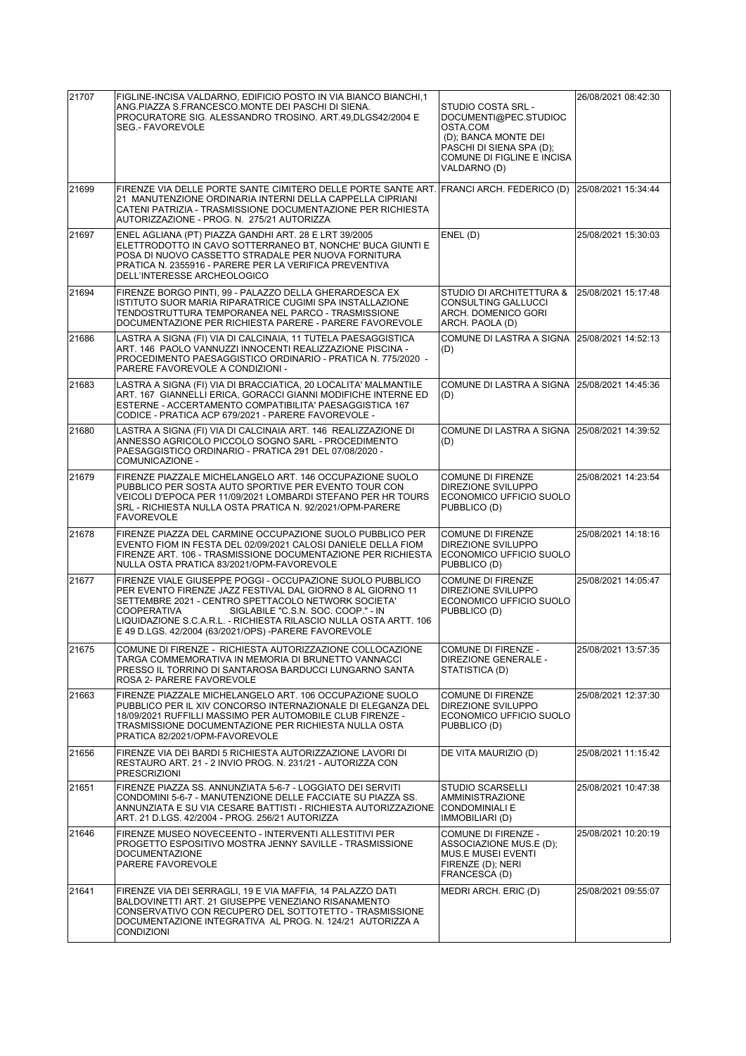| | | | |
|---|---|---|---|
| 21707 | FIGLINE-INCISA VALDARNO, EDIFICIO POSTO IN VIA BIANCO BIANCHI,1 ANG.PIAZZA S.FRANCESCO.MONTE DEI PASCHI DI SIENA. PROCURATORE SIG. ALESSANDRO TROSINO. ART.49,DLGS42/2004 E SEG.- FAVOREVOLE | STUDIO COSTA SRL - DOCUMENTI@PEC.STUDIOCOSTA.COM (D); BANCA MONTE DEI PASCHI DI SIENA SPA (D); COMUNE DI FIGLINE E INCISA VALDARNO (D) | 26/08/2021 08:42:30 |
| 21699 | FIRENZE VIA DELLE PORTE SANTE CIMITERO DELLE PORTE SANTE ART. 21 MANUTENZIONE ORDINARIA INTERNI DELLA CAPPELLA CIPRIANI CATENI PATRIZIA - TRASMISSIONE DOCUMENTAZIONE PER RICHIESTA AUTORIZZAZIONE - PROG. N. 275/21 AUTORIZZA | FRANCI ARCH. FEDERICO (D) | 25/08/2021 15:34:44 |
| 21697 | ENEL AGLIANA (PT) PIAZZA GANDHI ART. 28 E LRT 39/2005 ELETTRODOTTO IN CAVO SOTTERRANEO BT, NONCHE' BUCA GIUNTI E POSA DI NUOVO CASSETTO STRADALE PER NUOVA FORNITURA PRATICA N. 2355916 - PARERE PER LA VERIFICA PREVENTIVA DELL'INTERESSE ARCHEOLOGICO | ENEL (D) | 25/08/2021 15:30:03 |
| 21694 | FIRENZE BORGO PINTI, 99 - PALAZZO DELLA GHERARDESCA EX ISTITUTO SUOR MARIA RIPARATRICE CUGIMI SPA INSTALLAZIONE TENDOSTRUTTURA TEMPORANEA NEL PARCO - TRASMISSIONE DOCUMENTAZIONE PER RICHIESTA PARERE - PARERE FAVOREVOLE | STUDIO DI ARCHITETTURA & CONSULTING GALLUCCI ARCH. DOMENICO GORI ARCH. PAOLA (D) | 25/08/2021 15:17:48 |
| 21686 | LASTRA A SIGNA (FI) VIA DI CALCINAIA, 11 TUTELA PAESAGGISTICA ART. 146 PAOLO VANNUZZI INNOCENTI REALIZZAZIONE PISCINA - PROCEDIMENTO PAESAGGISTICO ORDINARIO - PRATICA N. 775/2020 - PARERE FAVOREVOLE A CONDIZIONI - | COMUNE DI LASTRA A SIGNA (D) | 25/08/2021 14:52:13 |
| 21683 | LASTRA A SIGNA (FI) VIA DI BRACCIATICA, 20 LOCALITA' MALMANTILE ART. 167 GIANNELLI ERICA, GORACCI GIANNI MODIFICHE INTERNE ED ESTERNE - ACCERTAMENTO COMPATIBILITA' PAESAGGISTICA 167 CODICE - PRATICA ACP 679/2021 - PARERE FAVOREVOLE - | COMUNE DI LASTRA A SIGNA (D) | 25/08/2021 14:45:36 |
| 21680 | LASTRA A SIGNA (FI) VIA DI CALCINAIA ART. 146 REALIZZAZIONE DI ANNESSO AGRICOLO PICCOLO SOGNO SARL - PROCEDIMENTO PAESAGGISTICO ORDINARIO - PRATICA 291 DEL 07/08/2020 - COMUNICAZIONE - | COMUNE DI LASTRA A SIGNA (D) | 25/08/2021 14:39:52 |
| 21679 | FIRENZE PIAZZALE MICHELANGELO ART. 146 OCCUPAZIONE SUOLO PUBBLICO PER SOSTA AUTO SPORTIVE PER EVENTO TOUR CON VEICOLI D'EPOCA PER 11/09/2021 LOMBARDI STEFANO PER HR TOURS SRL - RICHIESTA NULLA OSTA PRATICA N. 92/2021/OPM-PARERE FAVOREVOLE | COMUNE DI FIRENZE DIREZIONE SVILUPPO ECONOMICO UFFICIO SUOLO PUBBLICO (D) | 25/08/2021 14:23:54 |
| 21678 | FIRENZE PIAZZA DEL CARMINE OCCUPAZIONE SUOLO PUBBLICO PER EVENTO FIOM IN FESTA DEL 02/09/2021 CALOSI DANIELE DELLA FIOM FIRENZE ART. 106 - TRASMISSIONE DOCUMENTAZIONE PER RICHIESTA NULLA OSTA PRATICA 83/2021/OPM-FAVOREVOLE | COMUNE DI FIRENZE DIREZIONE SVILUPPO ECONOMICO UFFICIO SUOLO PUBBLICO (D) | 25/08/2021 14:18:16 |
| 21677 | FIRENZE VIALE GIUSEPPE POGGI - OCCUPAZIONE SUOLO PUBBLICO PER EVENTO FIRENZE JAZZ FESTIVAL DAL GIORNO 8 AL GIORNO 11 SETTEMBRE 2021 - CENTRO SPETTACOLO NETWORK SOCIETA' COOPERATIVA SIGLABILE "C.S.N. SOC. COOP." - IN LIQUIDAZIONE S.C.A.R.L. - RICHIESTA RILASCIO NULLA OSTA ARTT. 106 E 49 D.LGS. 42/2004 (63/2021/OPS) -PARERE FAVOREVOLE | COMUNE DI FIRENZE DIREZIONE SVILUPPO ECONOMICO UFFICIO SUOLO PUBBLICO (D) | 25/08/2021 14:05:47 |
| 21675 | COMUNE DI FIRENZE - RICHIESTA AUTORIZZAZIONE COLLOCAZIONE TARGA COMMEMORATIVA IN MEMORIA DI BRUNETTO VANNACCI PRESSO IL TORRINO DI SANTAROSA BARDUCCI LUNGARNO SANTA ROSA 2- PARERE FAVOREVOLE | COMUNE DI FIRENZE - DIREZIONE GENERALE - STATISTICA (D) | 25/08/2021 13:57:35 |
| 21663 | FIRENZE PIAZZALE MICHELANGELO ART. 106 OCCUPAZIONE SUOLO PUBBLICO PER IL XIV CONCORSO INTERNAZIONALE DI ELEGANZA DEL 18/09/2021 RUFFILLI MASSIMO PER AUTOMOBILE CLUB FIRENZE - TRASMISSIONE DOCUMENTAZIONE PER RICHIESTA NULLA OSTA PRATICA 82/2021/OPM-FAVOREVOLE | COMUNE DI FIRENZE DIREZIONE SVILUPPO ECONOMICO UFFICIO SUOLO PUBBLICO (D) | 25/08/2021 12:37:30 |
| 21656 | FIRENZE VIA DEI BARDI 5 RICHIESTA AUTORIZZAZIONE LAVORI DI RESTAURO ART. 21 - 2 INVIO PROG. N. 231/21 - AUTORIZZA CON PRESCRIZIONI | DE VITA MAURIZIO (D) | 25/08/2021 11:15:42 |
| 21651 | FIRENZE PIAZZA SS. ANNUNZIATA 5-6-7 - LOGGIATO DEI SERVITI CONDOMINI 5-6-7 - MANUTENZIONE DELLE FACCIATE SU PIAZZA SS. ANNUNZIATA E SU VIA CESARE BATTISTI - RICHIESTA AUTORIZZAZIONE ART. 21 D.LGS. 42/2004 - PROG. 256/21 AUTORIZZA | STUDIO SCARSELLI AMMINISTRAZIONE CONDOMINIALI E IMMOBILIARI (D) | 25/08/2021 10:47:38 |
| 21646 | FIRENZE MUSEO NOVECEENTO - INTERVENTI ALLESTITIVI PER PROGETTO ESPOSITIVO MOSTRA JENNY SAVILLE - TRASMISSIONE DOCUMENTAZIONE PARERE FAVOREVOLE | COMUNE DI FIRENZE - ASSOCIAZIONE MUS.E (D); MUS.E MUSEI EVENTI FIRENZE (D); NERI FRANCESCA (D) | 25/08/2021 10:20:19 |
| 21641 | FIRENZE VIA DEI SERRAGLI, 19 E VIA MAFFIA, 14 PALAZZO DATI BALDOVINETTI ART. 21 GIUSEPPE VENEZIANO RISANAMENTO CONSERVATIVO CON RECUPERO DEL SOTTOTETTO - TRASMISSIONE DOCUMENTAZIONE INTEGRATIVA AL PROG. N. 124/21 AUTORIZZA A CONDIZIONI | MEDRI ARCH. ERIC (D) | 25/08/2021 09:55:07 |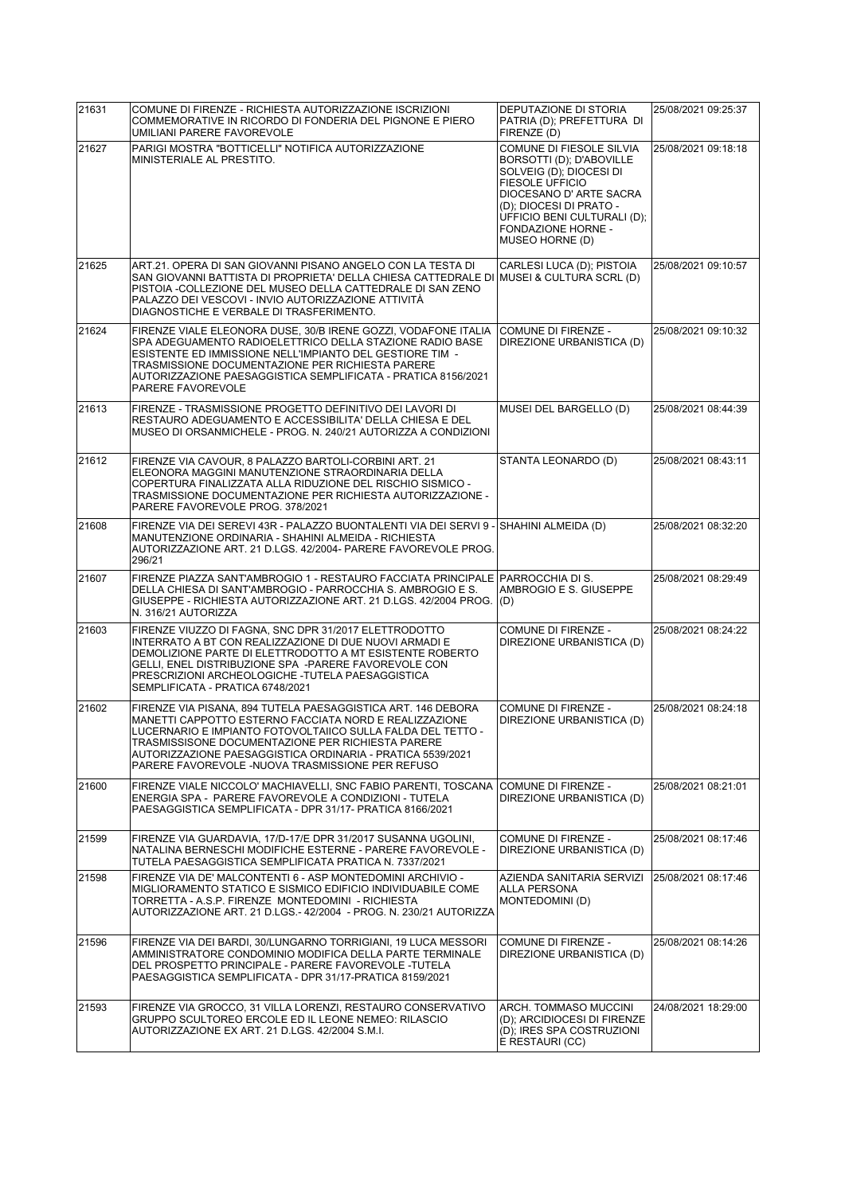| 21631 | COMUNE DI FIRENZE - RICHIESTA AUTORIZZAZIONE ISCRIZIONI COMMEMORATIVE IN RICORDO DI FONDERIA DEL PIGNONE E PIERO UMILIANI PARERE FAVOREVOLE | DEPUTAZIONE DI STORIA PATRIA (D); PREFETTURA DI FIRENZE (D) | 25/08/2021 09:25:37 |
|---|---|---|---|
| 21627 | PARIGI MOSTRA "BOTTICELLI" NOTIFICA AUTORIZZAZIONE MINISTERIALE AL PRESTITO. | COMUNE DI FIESOLE SILVIA BORSOTTI (D); D'ABOVILLE SOLVEIG (D); DIOCESI DI FIESOLE UFFICIO DIOCESANO D' ARTE SACRA (D); DIOCESI DI PRATO - UFFICIO BENI CULTURALI (D); FONDAZIONE HORNE - MUSEO HORNE (D) | 25/08/2021 09:18:18 |
| 21625 | ART.21. OPERA DI SAN GIOVANNI PISANO ANGELO CON LA TESTA DI SAN GIOVANNI BATTISTA DI PROPRIETA' DELLA CHIESA CATTEDRALE DI PISTOIA -COLLEZIONE DEL MUSEO DELLA CATTEDRALE DI SAN ZENO PALAZZO DEI VESCOVI - INVIO AUTORIZZAZIONE ATTIVITÀ DIAGNOSTICHE E VERBALE DI TRASFERIMENTO. | CARLESI LUCA (D); PISTOIA MUSEI & CULTURA SCRL (D) | 25/08/2021 09:10:57 |
| 21624 | FIRENZE VIALE ELEONORA DUSE, 30/B IRENE GOZZI, VODAFONE ITALIA SPA ADEGUAMENTO RADIOELETTRICO DELLA STAZIONE RADIO BASE ESISTENTE ED IMMISSIONE NELL'IMPIANTO DEL GESTIORE TIM - TRASMISSIONE DOCUMENTAZIONE PER RICHIESTA PARERE AUTORIZZAZIONE PAESAGGISTICA SEMPLIFICATA - PRATICA 8156/2021 PARERE FAVOREVOLE | COMUNE DI FIRENZE - DIREZIONE URBANISTICA (D) | 25/08/2021 09:10:32 |
| 21613 | FIRENZE - TRASMISSIONE PROGETTO DEFINITIVO DEI LAVORI DI RESTAURO ADEGUAMENTO E ACCESSIBILITA' DELLA CHIESA E DEL MUSEO DI ORSANMICHELE - PROG. N. 240/21 AUTORIZZA A CONDIZIONI | MUSEI DEL BARGELLO (D) | 25/08/2021 08:44:39 |
| 21612 | FIRENZE VIA CAVOUR, 8 PALAZZO BARTOLI-CORBINI ART. 21 ELEONORA MAGGINI MANUTENZIONE STRAORDINARIA DELLA COPERTURA FINALIZZATA ALLA RIDUZIONE DEL RISCHIO SISMICO - TRASMISSIONE DOCUMENTAZIONE PER RICHIESTA AUTORIZZAZIONE - PARERE FAVOREVOLE PROG. 378/2021 | STANTA LEONARDO (D) | 25/08/2021 08:43:11 |
| 21608 | FIRENZE VIA DEI SEREVI 43R - PALAZZO BUONTALENTI VIA DEI SERVI 9 - MANUTENZIONE ORDINARIA - SHAHINI ALMEIDA - RICHIESTA AUTORIZZAZIONE ART. 21 D.LGS. 42/2004- PARERE FAVOREVOLE PROG. 296/21 | SHAHINI ALMEIDA (D) | 25/08/2021 08:32:20 |
| 21607 | FIRENZE PIAZZA SANT'AMBROGIO 1 - RESTAURO FACCIATA PRINCIPALE DELLA CHIESA DI SANT'AMBROGIO - PARROCCHIA S. AMBROGIO E S. GIUSEPPE - RICHIESTA AUTORIZZAZIONE ART. 21 D.LGS. 42/2004 PROG. N. 316/21 AUTORIZZA | PARROCCHIA DI S. AMBROGIO E S. GIUSEPPE (D) | 25/08/2021 08:29:49 |
| 21603 | FIRENZE VIUZZO DI FAGNA, SNC DPR 31/2017 ELETTRODOTTO INTERRATO A BT CON REALIZZAZIONE DI DUE NUOVI ARMADI E DEMOLIZIONE PARTE DI ELETTRODOTTO A MT ESISTENTE ROBERTO GELLI, ENEL DISTRIBUZIONE SPA -PARERE FAVOREVOLE CON PRESCRIZIONI ARCHEOLOGICHE -TUTELA PAESAGGISTICA SEMPLIFICATA - PRATICA 6748/2021 | COMUNE DI FIRENZE - DIREZIONE URBANISTICA (D) | 25/08/2021 08:24:22 |
| 21602 | FIRENZE VIA PISANA, 894 TUTELA PAESAGGISTICA ART. 146 DEBORA MANETTI CAPPOTTO ESTERNO FACCIATA NORD E REALIZZAZIONE LUCERNARIO E IMPIANTO FOTOVOLTAIICO SULLA FALDA DEL TETTO - TRASMISSISONE DOCUMENTAZIONE PER RICHIESTA PARERE AUTORIZZAZIONE PAESAGGISTICA ORDINARIA - PRATICA 5539/2021 PARERE FAVOREVOLE -NUOVA TRASMISSIONE PER REFUSO | COMUNE DI FIRENZE - DIREZIONE URBANISTICA (D) | 25/08/2021 08:24:18 |
| 21600 | FIRENZE VIALE NICCOLO' MACHIAVELLI, SNC FABIO PARENTI, TOSCANA ENERGIA SPA - PARERE FAVOREVOLE A CONDIZIONI - TUTELA PAESAGGISTICA SEMPLIFICATA - DPR 31/17- PRATICA 8166/2021 | COMUNE DI FIRENZE - DIREZIONE URBANISTICA (D) | 25/08/2021 08:21:01 |
| 21599 | FIRENZE VIA GUARDAVIA, 17/D-17/E DPR 31/2017 SUSANNA UGOLINI, NATALINA BERNESCHI MODIFICHE ESTERNE - PARERE FAVOREVOLE - TUTELA PAESAGGISTICA SEMPLIFICATA PRATICA N. 7337/2021 | COMUNE DI FIRENZE - DIREZIONE URBANISTICA (D) | 25/08/2021 08:17:46 |
| 21598 | FIRENZE VIA DE' MALCONTENTI 6 - ASP MONTEDOMINI ARCHIVIO - MIGLIORAMENTO STATICO E SISMICO EDIFICIO INDIVIDUABILE COME TORRETTA - A.S.P. FIRENZE MONTEDOMINI - RICHIESTA AUTORIZZAZIONE ART. 21 D.LGS.- 42/2004 - PROG. N. 230/21 AUTORIZZA | AZIENDA SANITARIA SERVIZI ALLA PERSONA MONTEDOMINI (D) | 25/08/2021 08:17:46 |
| 21596 | FIRENZE VIA DEI BARDI, 30/LUNGARNO TORRIGIANI, 19 LUCA MESSORI AMMINISTRATORE CONDOMINIO MODIFICA DELLA PARTE TERMINALE DEL PROSPETTO PRINCIPALE - PARERE FAVOREVOLE -TUTELA PAESAGGISTICA SEMPLIFICATA - DPR 31/17-PRATICA 8159/2021 | COMUNE DI FIRENZE - DIREZIONE URBANISTICA (D) | 25/08/2021 08:14:26 |
| 21593 | FIRENZE VIA GROCCO, 31 VILLA LORENZI, RESTAURO CONSERVATIVO GRUPPO SCULTOREO ERCOLE ED IL LEONE NEMEO: RILASCIO AUTORIZZAZIONE EX ART. 21 D.LGS. 42/2004 S.M.I. | ARCH. TOMMASO MUCCINI (D); ARCIDIOCESI DI FIRENZE (D); IRES SPA COSTRUZIONI E RESTAURI (CC) | 24/08/2021 18:29:00 |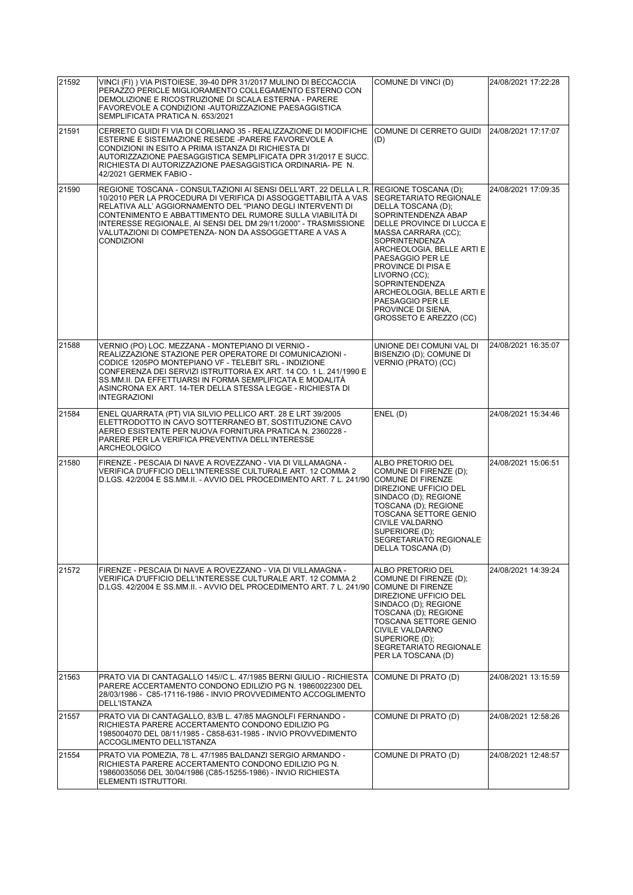| | | | |
|---|---|---|---|
| 21592 | VINCI (FI) ) VIA PISTOIESE, 39-40 DPR 31/2017 MULINO DI BECCACCIA PERAZZO PERICLE MIGLIORAMENTO COLLEGAMENTO ESTERNO CON DEMOLIZIONE E RICOSTRUZIONE DI SCALA ESTERNA - PARERE FAVOREVOLE A CONDIZIONI -AUTORIZZAZIONE PAESAGGISTICA SEMPLIFICATA PRATICA N. 653/2021 | COMUNE DI VINCI (D) | 24/08/2021 17:22:28 |
| 21591 | CERRETO GUIDI FI VIA DI CORLIANO 35 - REALIZZAZIONE DI MODIFICHE ESTERNE E SISTEMAZIONE RESEDE -PARERE FAVOREVOLE A CONDIZIONI IN ESITO A PRIMA ISTANZA DI RICHIESTA DI AUTORIZZAZIONE PAESAGGISTICA SEMPLIFICATA DPR 31/2017 E SUCC. RICHIESTA DI AUTORIZZAZIONE PAESAGGISTICA ORDINARIA- PE N. 42/2021 GERMEK FABIO - | COMUNE DI CERRETO GUIDI (D) | 24/08/2021 17:17:07 |
| 21590 | REGIONE TOSCANA - CONSULTAZIONI AI SENSI DELL'ART. 22 DELLA L.R. 10/2010 PER LA PROCEDURA DI VERIFICA DI ASSOGGETTABILITÀ A VAS RELATIVA ALL' AGGIORNAMENTO DEL "PIANO DEGLI INTERVENTI DI CONTENIMENTO E ABBATTIMENTO DEL RUMORE SULLA VIABILITÀ DI INTERESSE REGIONALE, AI SENSI DEL DM 29/11/2000" - TRASMISSIONE VALUTAZIONI DI COMPETENZA- NON DA ASSOGGETTARE A VAS A CONDIZIONI | REGIONE TOSCANA (D); SEGRETARIATO REGIONALE DELLA TOSCANA (D); SOPRINTENDENZA ABAP DELLE PROVINCE DI LUCCA E MASSA CARRARA (CC); SOPRINTENDENZA ARCHEOLOGIA, BELLE ARTI E PAESAGGIO PER LE PROVINCE DI PISA E LIVORNO (CC); SOPRINTENDENZA ARCHEOLOGIA, BELLE ARTI E PAESAGGIO PER LE PROVINCE DI SIENA, GROSSETO E AREZZO (CC) | 24/08/2021 17:09:35 |
| 21588 | VERNIO (PO) LOC. MEZZANA - MONTEPIANO DI VERNIO - REALIZZAZIONE STAZIONE PER OPERATORE DI COMUNICAZIONI - CODICE 1205PO MONTEPIANO VF - TELEBIT SRL - INDIZIONE CONFERENZA DEI SERVIZI ISTRUTTORIA EX ART. 14 CO. 1 L. 241/1990 E SS.MM.II. DA EFFETTUARSI IN FORMA SEMPLIFICATA E MODALITÀ ASINCRONA EX ART. 14-TER DELLA STESSA LEGGE - RICHIESTA DI INTEGRAZIONI | UNIONE DEI COMUNI VAL DI BISENZIO (D); COMUNE DI VERNIO (PRATO) (CC) | 24/08/2021 16:35:07 |
| 21584 | ENEL QUARRATA (PT) VIA SILVIO PELLICO ART. 28 E LRT 39/2005 ELETTRODOTTO IN CAVO SOTTERRANEO BT, SOSTITUZIONE CAVO AEREO ESISTENTE PER NUOVA FORNITURA PRATICA N. 2360228 - PARERE PER LA VERIFICA PREVENTIVA DELL'INTERESSE ARCHEOLOGICO | ENEL (D) | 24/08/2021 15:34:46 |
| 21580 | FIRENZE - PESCAIA DI NAVE A ROVEZZANO - VIA DI VILLAMAGNA - VERIFICA D'UFFICIO DELL'INTERESSE CULTURALE ART. 12 COMMA 2 D.LGS. 42/2004 E SS.MM.II. - AVVIO DEL PROCEDIMENTO ART. 7 L. 241/90 | ALBO PRETORIO DEL COMUNE DI FIRENZE (D); COMUNE DI FIRENZE DIREZIONE UFFICIO DEL SINDACO (D); REGIONE TOSCANA (D); REGIONE TOSCANA SETTORE GENIO CIVILE VALDARNO SUPERIORE (D); SEGRETARIATO REGIONALE DELLA TOSCANA (D) | 24/08/2021 15:06:51 |
| 21572 | FIRENZE - PESCAIA DI NAVE A ROVEZZANO - VIA DI VILLAMAGNA - VERIFICA D'UFFICIO DELL'INTERESSE CULTURALE ART. 12 COMMA 2 D.LGS. 42/2004 E SS.MM.II. - AVVIO DEL PROCEDIMENTO ART. 7 L. 241/90 | ALBO PRETORIO DEL COMUNE DI FIRENZE (D); COMUNE DI FIRENZE DIREZIONE UFFICIO DEL SINDACO (D); REGIONE TOSCANA (D); REGIONE TOSCANA SETTORE GENIO CIVILE VALDARNO SUPERIORE (D); SEGRETARIATO REGIONALE PER LA TOSCANA (D) | 24/08/2021 14:39:24 |
| 21563 | PRATO VIA DI CANTAGALLO 145//C L. 47/1985 BERNI GIULIO - RICHIESTA PARERE ACCERTAMENTO CONDONO EDILIZIO PG N. 19860022300 DEL 28/03/1986 - C85-17116-1986 - INVIO PROVVEDIMENTO ACCOGLIMENTO DELL'ISTANZA | COMUNE DI PRATO (D) | 24/08/2021 13:15:59 |
| 21557 | PRATO VIA DI CANTAGALLO, 83/B L. 47/85 MAGNOLFI FERNANDO - RICHIESTA PARERE ACCERTAMENTO CONDONO EDILIZIO PG 1985004070 DEL 08/11/1985 - C858-631-1985 - INVIO PROVVEDIMENTO ACCOGLIMENTO DELL'ISTANZA | COMUNE DI PRATO (D) | 24/08/2021 12:58:26 |
| 21554 | PRATO VIA POMEZIA, 78 L. 47/1985 BALDANZI SERGIO ARMANDO - RICHIESTA PARERE ACCERTAMENTO CONDONO EDILIZIO PG N. 19860035056 DEL 30/04/1986 (C85-15255-1986) - INVIO RICHIESTA ELEMENTI ISTRUTTORI. | COMUNE DI PRATO (D) | 24/08/2021 12:48:57 |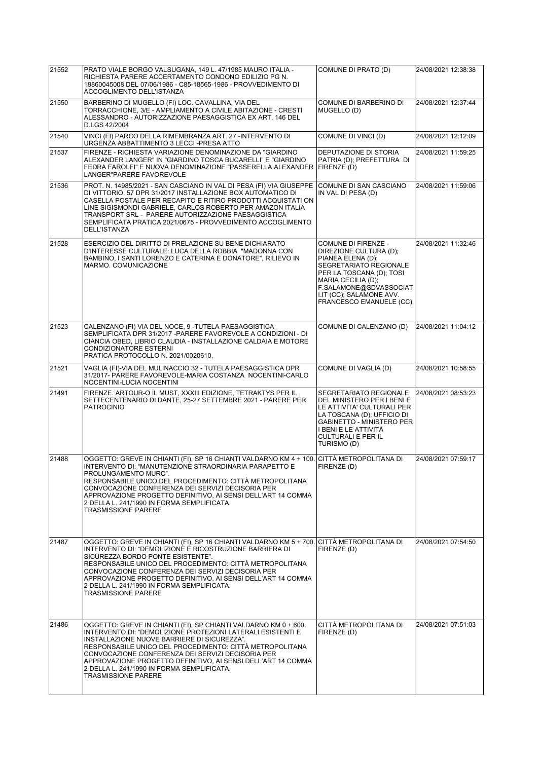| 21552 | PRATO VIALE BORGO VALSUGANA, 149 L. 47/1985 MAURO ITALIA - RICHIESTA PARERE ACCERTAMENTO CONDONO EDILIZIO PG N. 19860045008 DEL 07/06/1986 - C85-18565-1986 - PROVVEDIMENTO DI ACCOGLIMENTO DELL'ISTANZA | COMUNE DI PRATO (D) | 24/08/2021 12:38:38 |
|---|---|---|---|
| 21550 | BARBERINO DI MUGELLO (FI) LOC. CAVALLINA, VIA DEL TORRACCHIONE, 3/E - AMPLIAMENTO A CIVILE ABITAZIONE - CRESTI ALESSANDRO - AUTORIZZAZIONE PAESAGGISTICA EX ART. 146 DEL D.LGS 42/2004 | COMUNE DI BARBERINO DI MUGELLO (D) | 24/08/2021 12:37:44 |
| 21540 | VINCI (FI) PARCO DELLA RIMEMBRANZA ART. 27 -INTERVENTO DI URGENZA ABBATTIMENTO 3 LECCI -PRESA ATTO | COMUNE DI VINCI (D) | 24/08/2021 12:12:09 |
| 21537 | FIRENZE - RICHIESTA VARIAZIONE DENOMINAZIONE DA "GIARDINO ALEXANDER LANGER" IN "GIARDINO TOSCA BUCARELLI" E "GIARDINO FEDRA FAROLFI" E NUOVA DENOMINAZIONE "PASSERELLA ALEXANDER LANGER"PARERE FAVOREVOLE | DEPUTAZIONE DI STORIA PATRIA (D); PREFETTURA DI FIRENZE (D) | 24/08/2021 11:59:25 |
| 21536 | PROT. N. 14985/2021 - SAN CASCIANO IN VAL DI PESA (FI) VIA GIUSEPPE DI VITTORIO, 57 DPR 31/2017 INSTALLAZIONE BOX AUTOMATICO DI CASELLA POSTALE PER RECAPITO E RITIRO PRODOTTI ACQUISTATI ON LINE SIGISMONDI GABRIELE, CARLOS ROBERTO PER AMAZON ITALIA TRANSPORT SRL - PARERE AUTORIZZAZIONE PAESAGGISTICA SEMPLIFICATA PRATICA 2021/0675 - PROVVEDIMENTO ACCOGLIMENTO DELL'ISTANZA | COMUNE DI SAN CASCIANO IN VAL DI PESA (D) | 24/08/2021 11:59:06 |
| 21528 | ESERCIZIO DEL DIRITTO DI PRELAZIONE SU BENE DICHIARATO D'INTERESSE CULTURALE: LUCA DELLA ROBBIA "MADONNA CON BAMBINO, I SANTI LORENZO E CATERINA E DONATORE", RILIEVO IN MARMO. COMUNICAZIONE | COMUNE DI FIRENZE - DIREZIONE CULTURA (D); PIANEA ELENA (D); SEGRETARIATO REGIONALE PER LA TOSCANA (D); TOSI MARIA CECILIA (D); F.SALAMONE@SDVASSOCIATI.IT (CC); SALAMONE AVV. FRANCESCO EMANUELE (CC) | 24/08/2021 11:32:46 |
| 21523 | CALENZANO (FI) VIA DEL NOCE, 9 -TUTELA PAESAGGISTICA SEMPLIFICATA DPR 31/2017 -PARERE FAVOREVOLE A CONDIZIONI - DI CIANCIA OBED, LIBRIO CLAUDIA - INSTALLAZIONE CALDAIA E MOTORE CONDIZIONATORE ESTERNI PRATICA PROTOCOLLO N. 2021/0020610, | COMUNE DI CALENZANO (D) | 24/08/2021 11:04:12 |
| 21521 | VAGLIA (FI)-VIA DEL MULINACCIO 32 - TUTELA PAESAGGISTICA DPR 31/2017- PARERE FAVOREVOLE-MARIA COSTANZA NOCENTINI-CARLO NOCENTINI-LUCIA NOCENTINI | COMUNE DI VAGLIA (D) | 24/08/2021 10:58:55 |
| 21491 | FIRENZE. ARTOUR-O IL MUST, XXXIII EDIZIONE, TETRAKTYS PER IL SETTECENTENARIO DI DANTE, 25-27 SETTEMBRE 2021 - PARERE PER PATROCINIO | SEGRETARIATO REGIONALE DEL MINISTERO PER I BENI E LE ATTIVITA' CULTURALI PER LA TOSCANA (D); UFFICIO DI GABINETTO - MINISTERO PER I BENI E LE ATTIVITÀ CULTURALI E PER IL TURISMO (D) | 24/08/2021 08:53:23 |
| 21488 | OGGETTO: GREVE IN CHIANTI (FI), SP 16 CHIANTI VALDARNO KM 4 + 100. INTERVENTO DI: "MANUTENZIONE STRAORDINARIA PARAPETTO E PROLUNGAMENTO MURO". RESPONSABILE UNICO DEL PROCEDIMENTO: CITTÀ METROPOLITANA CONVOCAZIONE CONFERENZA DEI SERVIZI DECISORIA PER APPROVAZIONE PROGETTO DEFINITIVO, AI SENSI DELL'ART 14 COMMA 2 DELLA L. 241/1990 IN FORMA SEMPLIFICATA. TRASMISSIONE PARERE | CITTÀ METROPOLITANA DI FIRENZE (D) | 24/08/2021 07:59:17 |
| 21487 | OGGETTO: GREVE IN CHIANTI (FI), SP 16 CHIANTI VALDARNO KM 5 + 700. INTERVENTO DI: "DEMOLIZIONE E RICOSTRUZIONE BARRIERA DI SICUREZZA BORDO PONTE ESISTENTE". RESPONSABILE UNICO DEL PROCEDIMENTO: CITTÀ METROPOLITANA CONVOCAZIONE CONFERENZA DEI SERVIZI DECISORIA PER APPROVAZIONE PROGETTO DEFINITIVO, AI SENSI DELL'ART 14 COMMA 2 DELLA L. 241/1990 IN FORMA SEMPLIFICATA. TRASMISSIONE PARERE | CITTÀ METROPOLITANA DI FIRENZE (D) | 24/08/2021 07:54:50 |
| 21486 | OGGETTO: GREVE IN CHIANTI (FI), SP CHIANTI VALDARNO KM 0 + 600. INTERVENTO DI: "DEMOLIZIONE PROTEZIONI LATERALI ESISTENTI E INSTALLAZIONE NUOVE BARRIERE DI SICUREZZA". RESPONSABILE UNICO DEL PROCEDIMENTO: CITTÀ METROPOLITANA CONVOCAZIONE CONFERENZA DEI SERVIZI DECISORIA PER APPROVAZIONE PROGETTO DEFINITIVO, AI SENSI DELL'ART 14 COMMA 2 DELLA L. 241/1990 IN FORMA SEMPLIFICATA. TRASMISSIONE PARERE | CITTÀ METROPOLITANA DI FIRENZE (D) | 24/08/2021 07:51:03 |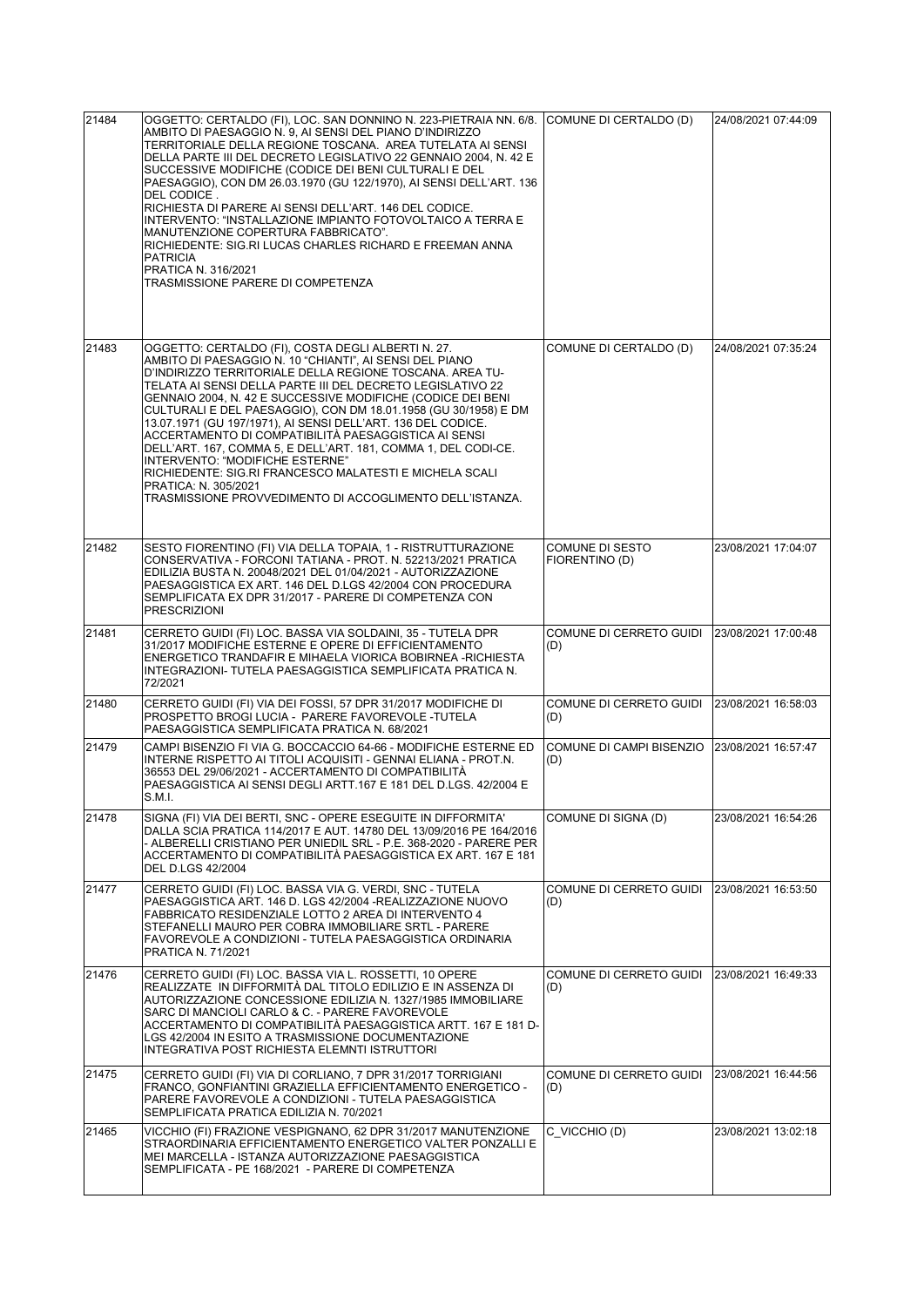| 21484 | OGGETTO: CERTALDO (FI), LOC. SAN DONNINO N. 223-PIETRAIA NN. 6/8. AMBITO DI PAESAGGIO N. 9, AI SENSI DEL PIANO D'INDIRIZZO TERRITORIALE DELLA REGIONE TOSCANA. AREA TUTELATA AI SENSI DELLA PARTE III DEL DECRETO LEGISLATIVO 22 GENNAIO 2004, N. 42 E SUCCESSIVE MODIFICHE (CODICE DEI BENI CULTURALI E DEL PAESAGGIO), CON DM 26.03.1970 (GU 122/1970), AI SENSI DELL'ART. 136 DEL CODICE .<br>RICHIESTA DI PARERE AI SENSI DELL'ART. 146 DEL CODICE.<br>INTERVENTO: "INSTALLAZIONE IMPIANTO FOTOVOLTAICO A TERRA E MANUTENZIONE COPERTURA FABBRICATO".<br>RICHIEDENTE: SIG.RI LUCAS CHARLES RICHARD E FREEMAN ANNA PATRICIA<br>PRATICA N. 316/2021<br>TRASMISSIONE PARERE DI COMPETENZA | COMUNE DI CERTALDO (D) | 24/08/2021 07:44:09 |
|---|---|---|---|
| 21483 | OGGETTO: CERTALDO (FI), COSTA DEGLI ALBERTI N. 27.<br>AMBITO DI PAESAGGIO N. 10 "CHIANTI", AI SENSI DEL PIANO D'INDIRIZZO TERRITORIALE DELLA REGIONE TOSCANA. AREA TU-TELATA AI SENSI DELLA PARTE III DEL DECRETO LEGISLATIVO 22 GENNAIO 2004, N. 42 E SUCCESSIVE MODIFICHE (CODICE DEI BENI CULTURALI E DEL PAESAGGIO), CON DM 18.01.1958 (GU 30/1958) E DM 13.07.1971 (GU 197/1971), AI SENSI DELL'ART. 136 DEL CODICE.<br>ACCERTAMENTO DI COMPATIBILITÀ PAESAGGISTICA AI SENSI DELL'ART. 167, COMMA 5, E DELL'ART. 181, COMMA 1, DEL CODI-CE.<br>INTERVENTO: "MODIFICHE ESTERNE"<br>RICHIEDENTE: SIG.RI FRANCESCO MALATESTI E MICHELA SCALI<br>PRATICA: N. 305/2021<br>TRASMISSIONE PROVVEDIMENTO DI ACCOGLIMENTO DELL'ISTANZA. | COMUNE DI CERTALDO (D) | 24/08/2021 07:35:24 |
| 21482 | SESTO FIORENTINO (FI) VIA DELLA TOPAIA, 1 - RISTRUTTURAZIONE CONSERVATIVA - FORCONI TATIANA - PROT. N. 52213/2021 PRATICA EDILIZIA BUSTA N. 20048/2021 DEL 01/04/2021 - AUTORIZZAZIONE PAESAGGISTICA EX ART. 146 DEL D.LGS 42/2004 CON PROCEDURA SEMPLIFICATA EX DPR 31/2017 - PARERE DI COMPETENZA CON PRESCRIZIONI | COMUNE DI SESTO FIORENTINO (D) | 23/08/2021 17:04:07 |
| 21481 | CERRETO GUIDI (FI) LOC. BASSA VIA SOLDAINI, 35 - TUTELA DPR 31/2017 MODIFICHE ESTERNE E OPERE DI EFFICIENTAMENTO ENERGETICO TRANDAFIR E MIHAELA VIORICA BOBIRNEA -RICHIESTA INTEGRAZIONI- TUTELA PAESAGGISTICA SEMPLIFICATA PRATICA N. 72/2021 | COMUNE DI CERRETO GUIDI (D) | 23/08/2021 17:00:48 |
| 21480 | CERRETO GUIDI (FI) VIA DEI FOSSI, 57 DPR 31/2017 MODIFICHE DI PROSPETTO BROGI LUCIA - PARERE FAVOREVOLE -TUTELA PAESAGGISTICA SEMPLIFICATA PRATICA N. 68/2021 | COMUNE DI CERRETO GUIDI (D) | 23/08/2021 16:58:03 |
| 21479 | CAMPI BISENZIO FI VIA G. BOCCACCIO 64-66 - MODIFICHE ESTERNE ED INTERNE RISPETTO AI TITOLI ACQUISITI - GENNAI ELIANA - PROT.N. 36553 DEL 29/06/2021 - ACCERTAMENTO DI COMPATIBILITÀ PAESAGGISTICA AI SENSI DEGLI ARTT.167 E 181 DEL D.LGS. 42/2004 E S.M.I. | COMUNE DI CAMPI BISENZIO (D) | 23/08/2021 16:57:47 |
| 21478 | SIGNA (FI) VIA DEI BERTI, SNC - OPERE ESEGUITE IN DIFFORMITA' DALLA SCIA PRATICA 114/2017 E AUT. 14780 DEL 13/09/2016 PE 164/2016 - ALBERELLI CRISTIANO PER UNIEDIL SRL - P.E. 368-2020 - PARERE PER ACCERTAMENTO DI COMPATIBILITÀ PAESAGGISTICA EX ART. 167 E 181 DEL D.LGS 42/2004 | COMUNE DI SIGNA (D) | 23/08/2021 16:54:26 |
| 21477 | CERRETO GUIDI (FI) LOC. BASSA VIA G. VERDI, SNC - TUTELA PAESAGGISTICA ART. 146 D. LGS 42/2004 -REALIZZAZIONE NUOVO FABBRICATO RESIDENZIALE LOTTO 2 AREA DI INTERVENTO 4 STEFANELLI MAURO PER COBRA IMMOBILIARE SRTL - PARERE FAVOREVOLE A CONDIZIONI - TUTELA PAESAGGISTICA ORDINARIA PRATICA N. 71/2021 | COMUNE DI CERRETO GUIDI (D) | 23/08/2021 16:53:50 |
| 21476 | CERRETO GUIDI (FI) LOC. BASSA VIA L. ROSSETTI, 10 OPERE REALIZZATE IN DIFFORMITÀ DAL TITOLO EDILIZIO E IN ASSENZA DI AUTORIZZAZIONE CONCESSIONE EDILIZIA N. 1327/1985 IMMOBILIARE SARC DI MANCIOLI CARLO & C. - PARERE FAVOREVOLE ACCERTAMENTO DI COMPATIBILITÀ PAESAGGISTICA ARTT. 167 E 181 D-LGS 42/2004 IN ESITO A TRASMISSIONE DOCUMENTAZIONE INTEGRATIVA POST RICHIESTA ELEMNTI ISTRUTTORI | COMUNE DI CERRETO GUIDI (D) | 23/08/2021 16:49:33 |
| 21475 | CERRETO GUIDI (FI) VIA DI CORLIANO, 7 DPR 31/2017 TORRIGIANI FRANCO, GONFIANTINI GRAZIELLA EFFICIENTAMENTO ENERGETICO - PARERE FAVOREVOLE A CONDIZIONI - TUTELA PAESAGGISTICA SEMPLIFICATA PRATICA EDILIZIA N. 70/2021 | COMUNE DI CERRETO GUIDI (D) | 23/08/2021 16:44:56 |
| 21465 | VICCHIO (FI) FRAZIONE VESPIGNANO, 62 DPR 31/2017 MANUTENZIONE STRAORDINARIA EFFICIENTAMENTO ENERGETICO VALTER PONZALLI E MEI MARCELLA - ISTANZA AUTORIZZAZIONE PAESAGGISTICA SEMPLIFICATA - PE 168/2021 - PARERE DI COMPETENZA | C_VICCHIO (D) | 23/08/2021 13:02:18 |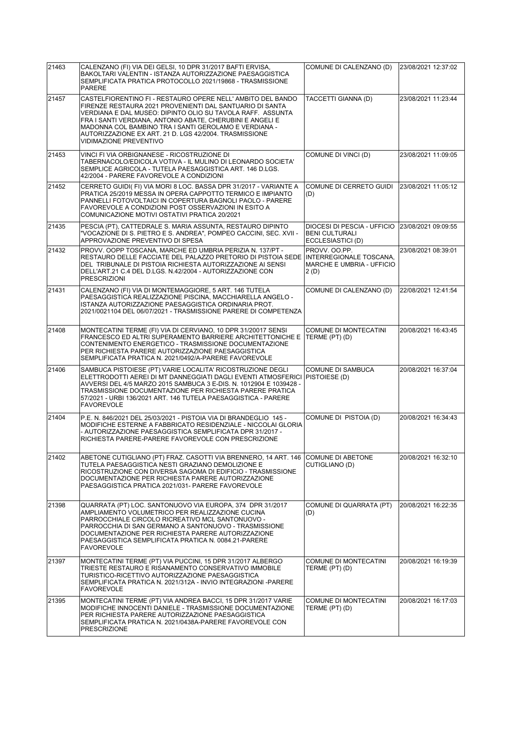| | | | |
|---|---|---|---|
| 21463 | CALENZANO (FI) VIA DEI GELSI, 10 DPR 31/2017 BAFTI ERVISA, BAKOLTARI VALENTIN - ISTANZA AUTORIZZAZIONE PAESAGGISTICA SEMPLIFICATA PRATICA PROTOCOLLO 2021/19868 - TRASMISSIONE PARERE | COMUNE DI CALENZANO (D) | 23/08/2021 12:37:02 |
| 21457 | CASTELFIORENTINO FI - RESTAURO OPERE NELL' AMBITO DEL BANDO FIRENZE RESTAURA 2021 PROVENIENTI DAL SANTUARIO DI SANTA VERDIANA E DAL MUSEO: DIPINTO OLIO SU TAVOLA RAFF. ASSUNTA FRA I SANTI VERDIANA, ANTONIO ABATE, CHERUBINI E ANGELI E MADONNA COL BAMBINO TRA I SANTI GEROLAMO E VERDIANA - AUTORIZZAZIONE EX ART. 21 D. LGS 42/2004. TRASMISSIONE VIDIMAZIONE PREVENTIVO | TACCETTI GIANNA (D) | 23/08/2021 11:23:44 |
| 21453 | VINCI FI VIA ORBIGNANESE - RICOSTRUZIONE DI TABERNACOLO/EDICOLA VOTIVA - IL MULINO DI LEONARDO SOCIETA' SEMPLICE AGRICOLA - TUTELA PAESAGGISTICA ART. 146 D.LGS. 42/2004 - PARERE FAVOREVOLE A CONDIZIONI | COMUNE DI VINCI (D) | 23/08/2021 11:09:05 |
| 21452 | CERRETO GUIDI( FI) VIA MORI 8 LOC. BASSA DPR 31/2017 - VARIANTE A PRATICA 25/2019 MESSA IN OPERA CAPPOTTO TERMICO E IMPIANTO PANNELLI FOTOVOLTAICI IN COPERTURA BAGNOLI PAOLO - PARERE FAVOREVOLE A CONDIZIONI POST OSSERVAZIONI IN ESITO A COMUNICAZIONE MOTIVI OSTATIVI PRATICA 20/2021 | COMUNE DI CERRETO GUIDI (D) | 23/08/2021 11:05:12 |
| 21435 | PESCIA (PT), CATTEDRALE S. MARIA ASSUNTA, RESTAURO DIPINTO "VOCAZIONE DI S. PIETRO E S. ANDREA", POMPEO CACCINI, SEC. XVII - APPROVAZIONE PREVENTIVO DI SPESA | DIOCESI DI PESCIA - UFFICIO BENI CULTURALI ECCLESIASTICI (D) | 23/08/2021 09:09:55 |
| 21432 | PROVV. OOPP TOSCANA, MARCHE ED UMBRIA PERIZIA N. 137/PT - RESTAURO DELLE FACCIATE DEL PALAZZO PRETORIO DI PISTOIA SEDE DEL TRIBUNALE DI PISTOIA RICHIESTA AUTORIZZAZIONE AI SENSI DELL'ART.21 C.4 DEL D.LGS. N.42/2004 - AUTORIZZAZIONE CON PRESCRIZIONI | PROVV. OO.PP. INTERREGIONALE TOSCANA, MARCHE E UMBRIA - UFFICIO 2 (D) | 23/08/2021 08:39:01 |
| 21431 | CALENZANO (FI) VIA DI MONTEMAGGIORE, 5 ART. 146 TUTELA PAESAGGISTICA REALIZZAZIONE PISCINA, MACCHIARELLA ANGELO - ISTANZA AUTORIZZAZIONE PAESAGGISTICA ORDINARIA PROT. 2021/0021104 DEL 06/07/2021 - TRASMISSIONE PARERE DI COMPETENZA | COMUNE DI CALENZANO (D) | 22/08/2021 12:41:54 |
| 21408 | MONTECATINI TERME (FI) VIA DI CERVIANO, 10 DPR 31/20017 SENSI FRANCESCO ED ALTRI SUPERAMENTO BARRIERE ARCHITETTONICHE E CONTENIMENTO ENERGETICO - TRASMISSIONE DOCUMENTAZIONE PER RICHIESTA PARERE AUTORIZZAZIONE PAESAGGISTICA SEMPLIFICATA PRATICA N. 2021/0492/A-PARERE FAVOREVOLE | COMUNE DI MONTECATINI TERME (PT) (D) | 20/08/2021 16:43:45 |
| 21406 | SAMBUCA PISTOIESE (PT) VARIE LOCALITA' RICOSTRUZIONE DEGLI ELETTRODOTTI AEREI DI MT DANNEGGIATI DAGLI EVENTI ATMOSFERICI AVVERSI DEL 4/5 MARZO 2015 SAMBUCA 3 E-DIS. N. 1012904 E 1039428 - TRASMISSIONE DOCUMENTAZIONE PER RICHIESTA PARERE PRATICA 57/2021 - URBI 136/2021 ART. 146 TUTELA PAESAGGISTICA - PARERE FAVOREVOLE | COMUNE DI SAMBUCA PISTOIESE (D) | 20/08/2021 16:37:04 |
| 21404 | P.E. N. 846/2021 DEL 25/03/2021 - PISTOIA VIA DI BRANDEGLIO 145 - MODIFICHE ESTERNE A FABBRICATO RESIDENZIALE - NICCOLAI GLORIA - AUTORIZZAZIONE PAESAGGISTICA SEMPLIFICATA DPR 31/2017 - RICHIESTA PARERE-PARERE FAVOREVOLE CON PRESCRIZIONE | COMUNE DI PISTOIA (D) | 20/08/2021 16:34:43 |
| 21402 | ABETONE CUTIGLIANO (PT) FRAZ. CASOTTI VIA BRENNERO, 14 ART. 146 TUTELA PAESAGGISTICA NESTI GRAZIANO DEMOLIZIONE E RICOSTRUZIONE CON DIVERSA SAGOMA DI EDIFICIO - TRASMISSIONE DOCUMENTAZIONE PER RICHIESTA PARERE AUTORIZZAZIONE PAESAGGISTICA PRATICA 2021/031- PARERE FAVOREVOLE | COMUNE DI ABETONE CUTIGLIANO (D) | 20/08/2021 16:32:10 |
| 21398 | QUARRATA (PT) LOC. SANTONUOVO VIA EUROPA, 374 DPR 31/2017 AMPLIAMENTO VOLUMETRICO PER REALIZZAZIONE CUCINA PARROCCHIALE CIRCOLO RICREATIVO MCL SANTONUOVO - PARROCCHIA DI SAN GERMANO A SANTONUOVO - TRASMISSIONE DOCUMENTAZIONE PER RICHIESTA PARERE AUTORIZZAZIONE PAESAGGISTICA SEMPLIFICATA PRATICA N. 0084.21-PARERE FAVOREVOLE | COMUNE DI QUARRATA (PT) (D) | 20/08/2021 16:22:35 |
| 21397 | MONTECATINI TERME (PT) VIA PUCCINI, 15 DPR 31/2017 ALBERGO TRIESTE RESTAURO E RISANAMENTO CONSERVATIVO IMMOBILE TURISTICO-RICETTIVO AUTORIZZAZIONE PAESAGGISTICA SEMPLIFICATA PRATICA N. 2021/312A - INVIO INTEGRAZIONI -PARERE FAVOREVOLE | COMUNE DI MONTECATINI TERME (PT) (D) | 20/08/2021 16:19:39 |
| 21395 | MONTECATINI TERME (PT) VIA ANDREA BACCI, 15 DPR 31/2017 VARIE MODIFICHE INNOCENTI DANIELE - TRASMISSIONE DOCUMENTAZIONE PER RICHIESTA PARERE AUTORIZZAZIONE PAESAGGISTICA SEMPLIFICATA PRATICA N. 2021/0438A-PARERE FAVOREVOLE CON PRESCRIZIONE | COMUNE DI MONTECATINI TERME (PT) (D) | 20/08/2021 16:17:03 |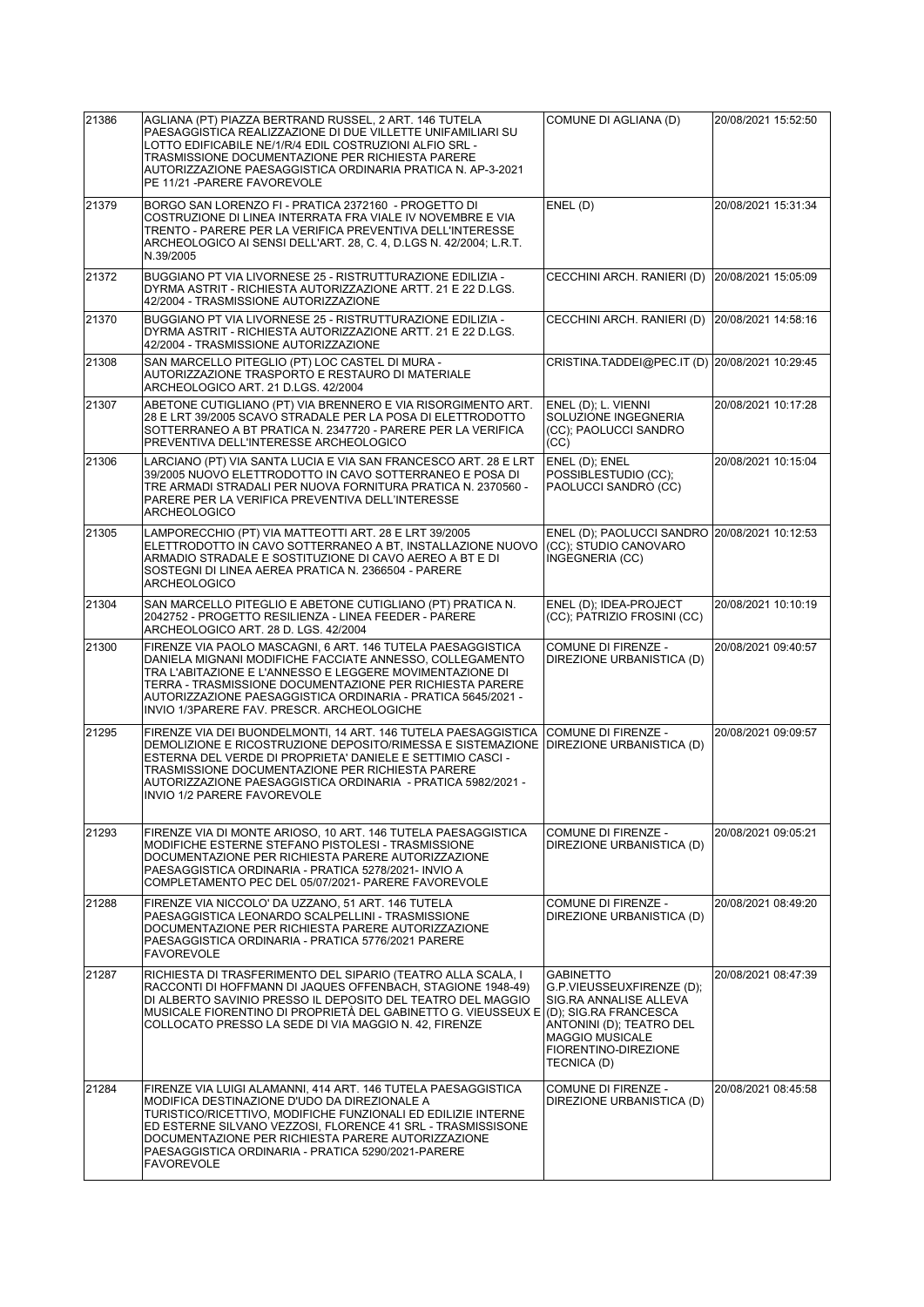| | | | |
|---|---|---|---|
| 21386 | AGLIANA (PT) PIAZZA BERTRAND RUSSEL, 2 ART. 146 TUTELA PAESAGGISTICA REALIZZAZIONE DI DUE VILLETTE UNIFAMILIARI SU LOTTO EDIFICABILE NE/1/R/4 EDIL COSTRUZIONI ALFIO SRL - TRASMISSIONE DOCUMENTAZIONE PER RICHIESTA PARERE AUTORIZZAZIONE PAESAGGISTICA ORDINARIA PRATICA N. AP-3-2021 PE 11/21 -PARERE FAVOREVOLE | COMUNE DI AGLIANA (D) | 20/08/2021 15:52:50 |
| 21379 | BORGO SAN LORENZO FI - PRATICA 2372160 - PROGETTO DI COSTRUZIONE DI LINEA INTERRATA FRA VIALE IV NOVEMBRE E VIA TRENTO - PARERE PER LA VERIFICA PREVENTIVA DELL'INTERESSE ARCHEOLOGICO AI SENSI DELL'ART. 28, C. 4, D.LGS N. 42/2004; L.R.T. N.39/2005 | ENEL (D) | 20/08/2021 15:31:34 |
| 21372 | BUGGIANO PT VIA LIVORNESE 25 - RISTRUTTURAZIONE EDILIZIA - DYRMA ASTRIT - RICHIESTA AUTORIZZAZIONE ARTT. 21 E 22 D.LGS. 42/2004 - TRASMISSIONE AUTORIZZAZIONE | CECCHINI ARCH. RANIERI (D) | 20/08/2021 15:05:09 |
| 21370 | BUGGIANO PT VIA LIVORNESE 25 - RISTRUTTURAZIONE EDILIZIA - DYRMA ASTRIT - RICHIESTA AUTORIZZAZIONE ARTT. 21 E 22 D.LGS. 42/2004 - TRASMISSIONE AUTORIZZAZIONE | CECCHINI ARCH. RANIERI (D) | 20/08/2021 14:58:16 |
| 21308 | SAN MARCELLO PITEGLIO (PT) LOC CASTEL DI MURA - AUTORIZZAZIONE TRASPORTO E RESTAURO DI MATERIALE ARCHEOLOGICO ART. 21 D.LGS. 42/2004 | CRISTINA.TADDEI@PEC.IT (D) | 20/08/2021 10:29:45 |
| 21307 | ABETONE CUTIGLIANO (PT) VIA BRENNERO E VIA RISORGIMENTO ART. 28 E LRT 39/2005 SCAVO STRADALE PER LA POSA DI ELETTRODOTTO SOTTERRANEO A BT PRATICA N. 2347720 - PARERE PER LA VERIFICA PREVENTIVA DELL'INTERESSE ARCHEOLOGICO | ENEL (D); L. VIENNI SOLUZIONE INGEGNERIA (CC); PAOLUCCI SANDRO (CC) | 20/08/2021 10:17:28 |
| 21306 | LARCIANO (PT) VIA SANTA LUCIA E VIA SAN FRANCESCO ART. 28 E LRT 39/2005 NUOVO ELETTRODOTTO IN CAVO SOTTERRANEO E POSA DI TRE ARMADI STRADALI PER NUOVA FORNITURA PRATICA N. 2370560 - PARERE PER LA VERIFICA PREVENTIVA DELL'INTERESSE ARCHEOLOGICO | ENEL (D); ENEL POSSIBLESTUDIO (CC); PAOLUCCI SANDRO (CC) | 20/08/2021 10:15:04 |
| 21305 | LAMPORECCHIO (PT) VIA MATTEOTTI ART. 28 E LRT 39/2005 ELETTRODOTTO IN CAVO SOTTERRANEO A BT, INSTALLAZIONE NUOVO ARMADIO STRADALE E SOSTITUZIONE DI CAVO AEREO A BT E DI SOSTEGNI DI LINEA AEREA PRATICA N. 2366504 - PARERE ARCHEOLOGICO | ENEL (D); PAOLUCCI SANDRO (CC); STUDIO CANOVARO INGEGNERIA (CC) | 20/08/2021 10:12:53 |
| 21304 | SAN MARCELLO PITEGLIO E ABETONE CUTIGLIANO (PT) PRATICA N. 2042752 - PROGETTO RESILIENZA - LINEA FEEDER - PARERE ARCHEOLOGICO ART. 28 D. LGS. 42/2004 | ENEL (D); IDEA-PROJECT (CC); PATRIZIO FROSINI (CC) | 20/08/2021 10:10:19 |
| 21300 | FIRENZE VIA PAOLO MASCAGNI, 6 ART. 146 TUTELA PAESAGGISTICA DANIELA MIGNANI MODIFICHE FACCIATE ANNESSO, COLLEGAMENTO TRA L'ABITAZIONE E L'ANNESSO E LEGGERE MOVIMENTAZIONE DI TERRA - TRASMISSIONE DOCUMENTAZIONE PER RICHIESTA PARERE AUTORIZZAZIONE PAESAGGISTICA ORDINARIA - PRATICA 5645/2021 - INVIO 1/3PARERE FAV. PRESCR. ARCHEOLOGICHE | COMUNE DI FIRENZE - DIREZIONE URBANISTICA (D) | 20/08/2021 09:40:57 |
| 21295 | FIRENZE VIA DEI BUONDELMONTI, 14 ART. 146 TUTELA PAESAGGISTICA DEMOLIZIONE E RICOSTRUZIONE DEPOSITO/RIMESSA E SISTEMAZIONE ESTERNA DEL VERDE DI PROPRIETA' DANIELE E SETTIMIO CASCI - TRASMISSIONE DOCUMENTAZIONE PER RICHIESTA PARERE AUTORIZZAZIONE PAESAGGISTICA ORDINARIA - PRATICA 5982/2021 - INVIO 1/2 PARERE FAVOREVOLE | COMUNE DI FIRENZE - DIREZIONE URBANISTICA (D) | 20/08/2021 09:09:57 |
| 21293 | FIRENZE VIA DI MONTE ARIOSO, 10 ART. 146 TUTELA PAESAGGISTICA MODIFICHE ESTERNE STEFANO PISTOLESI - TRASMISSIONE DOCUMENTAZIONE PER RICHIESTA PARERE AUTORIZZAZIONE PAESAGGISTICA ORDINARIA - PRATICA 5278/2021- INVIO A COMPLETAMENTO PEC DEL 05/07/2021- PARERE FAVOREVOLE | COMUNE DI FIRENZE - DIREZIONE URBANISTICA (D) | 20/08/2021 09:05:21 |
| 21288 | FIRENZE VIA NICCOLO' DA UZZANO, 51 ART. 146 TUTELA PAESAGGISTICA LEONARDO SCALPELLINI - TRASMISSIONE DOCUMENTAZIONE PER RICHIESTA PARERE AUTORIZZAZIONE PAESAGGISTICA ORDINARIA - PRATICA 5776/2021 PARERE FAVOREVOLE | COMUNE DI FIRENZE - DIREZIONE URBANISTICA (D) | 20/08/2021 08:49:20 |
| 21287 | RICHIESTA DI TRASFERIMENTO DEL SIPARIO (TEATRO ALLA SCALA, I RACCONTI DI HOFFMANN DI JAQUES OFFENBACH, STAGIONE 1948-49) DI ALBERTO SAVINIO PRESSO IL DEPOSITO DEL TEATRO DEL MAGGIO MUSICALE FIORENTINO DI PROPRIETÀ DEL GABINETTO G. VIEUSSEUX E COLLOCATO PRESSO LA SEDE DI VIA MAGGIO N. 42, FIRENZE | GABINETTO G.P.VIEUSSEUXFIRENZE (D); SIG.RA ANNALISE ALLEVA (D); SIG.RA FRANCESCA ANTONINI (D); TEATRO DEL MAGGIO MUSICALE FIORENTINO-DIREZIONE TECNICA (D) | 20/08/2021 08:47:39 |
| 21284 | FIRENZE VIA LUIGI ALAMANNI, 414 ART. 146 TUTELA PAESAGGISTICA MODIFICA DESTINAZIONE D'UDO DA DIREZIONALE A TURISTICO/RICETTIVO, MODIFICHE FUNZIONALI ED EDILIZIE INTERNE ED ESTERNE SILVANO VEZZOSI, FLORENCE 41 SRL - TRASMISSISONE DOCUMENTAZIONE PER RICHIESTA PARERE AUTORIZZAZIONE PAESAGGISTICA ORDINARIA - PRATICA 5290/2021-PARERE FAVOREVOLE | COMUNE DI FIRENZE - DIREZIONE URBANISTICA (D) | 20/08/2021 08:45:58 |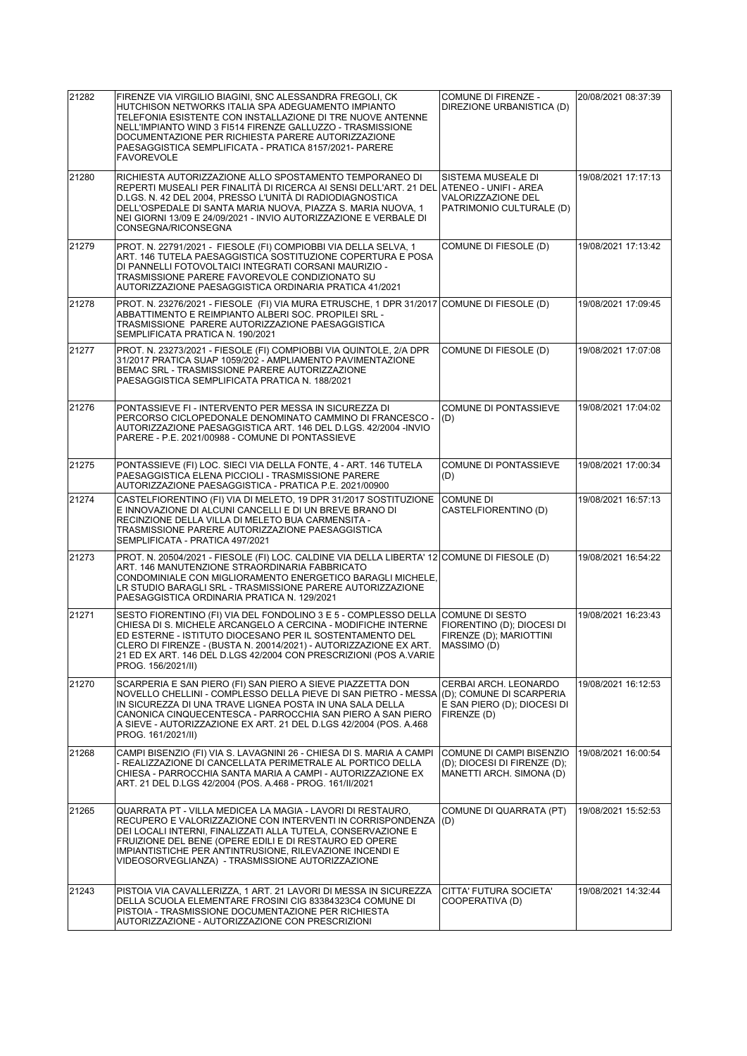| 21282 | FIRENZE VIA VIRGILIO BIAGINI, SNC ALESSANDRA FREGOLI, CK HUTCHISON NETWORKS ITALIA SPA ADEGUAMENTO IMPIANTO TELEFONIA ESISTENTE CON INSTALLAZIONE DI TRE NUOVE ANTENNE NELL'IMPIANTO WIND 3 FI514 FIRENZE GALLUZZO - TRASMISSIONE DOCUMENTAZIONE PER RICHIESTA PARERE AUTORIZZAZIONE PAESAGGISTICA SEMPLIFICATA - PRATICA 8157/2021- PARERE FAVOREVOLE | COMUNE DI FIRENZE - DIREZIONE URBANISTICA (D) | 20/08/2021 08:37:39 |
|---|---|---|---|
| 21280 | RICHIESTA AUTORIZZAZIONE ALLO SPOSTAMENTO TEMPORANEO DI REPERTI MUSEALI PER FINALITÀ DI RICERCA AI SENSI DELL'ART. 21 DEL D.LGS. N. 42 DEL 2004, PRESSO L'UNITÀ DI RADIODIAGNOSTICA DELL'OSPEDALE DI SANTA MARIA NUOVA, PIAZZA S. MARIA NUOVA, 1 NEI GIORNI 13/09 E 24/09/2021 - INVIO AUTORIZZAZIONE E VERBALE DI CONSEGNA/RICONSEGNA | SISTEMA MUSEALE DI ATENEO - UNIFI - AREA VALORIZZAZIONE DEL PATRIMONIO CULTURALE (D) | 19/08/2021 17:17:13 |
| 21279 | PROT. N. 22791/2021 - FIESOLE (FI) COMPIOBBI VIA DELLA SELVA, 1 ART. 146 TUTELA PAESAGGISTICA SOSTITUZIONE COPERTURA E POSA DI PANNELLI FOTOVOLTAICI INTEGRATI CORSANI MAURIZIO - TRASMISSIONE PARERE FAVOREVOLE CONDIZIONATO SU AUTORIZZAZIONE PAESAGGISTICA ORDINARIA PRATICA 41/2021 | COMUNE DI FIESOLE (D) | 19/08/2021 17:13:42 |
| 21278 | PROT. N. 23276/2021 - FIESOLE (FI) VIA MURA ETRUSCHE, 1 DPR 31/2017 ABBATTIMENTO E REIMPIANTO ALBERI SOC. PROPILEI SRL - TRASMISSIONE PARERE AUTORIZZAZIONE PAESAGGISTICA SEMPLIFICATA PRATICA N. 190/2021 | COMUNE DI FIESOLE (D) | 19/08/2021 17:09:45 |
| 21277 | PROT. N. 23273/2021 - FIESOLE (FI) COMPIOBBI VIA QUINTOLE, 2/A DPR 31/2017 PRATICA SUAP 1059/202 - AMPLIAMENTO PAVIMENTAZIONE BEMAC SRL - TRASMISSIONE PARERE AUTORIZZAZIONE PAESAGGISTICA SEMPLIFICATA PRATICA N. 188/2021 | COMUNE DI FIESOLE (D) | 19/08/2021 17:07:08 |
| 21276 | PONTASSIEVE FI - INTERVENTO PER MESSA IN SICUREZZA DI PERCORSO CICLOPEDONALE DENOMINATO CAMMINO DI FRANCESCO - AUTORIZZAZIONE PAESAGGISTICA ART. 146 DEL D.LGS. 42/2004 -INVIO PARERE - P.E. 2021/00988 - COMUNE DI PONTASSIEVE | COMUNE DI PONTASSIEVE (D) | 19/08/2021 17:04:02 |
| 21275 | PONTASSIEVE (FI) LOC. SIECI VIA DELLA FONTE, 4 - ART. 146 TUTELA PAESAGGISTICA ELENA PICCIOLI - TRASMISSIONE PARERE AUTORIZZAZIONE PAESAGGISTICA - PRATICA P.E. 2021/00900 | COMUNE DI PONTASSIEVE (D) | 19/08/2021 17:00:34 |
| 21274 | CASTELFIORENTINO (FI) VIA DI MELETO, 19 DPR 31/2017 SOSTITUZIONE E INNOVAZIONE DI ALCUNI CANCELLI E DI UN BREVE BRANO DI RECINZIONE DELLA VILLA DI MELETO BUA CARMENSITA - TRASMISSIONE PARERE AUTORIZZAZIONE PAESAGGISTICA SEMPLIFICATA - PRATICA 497/2021 | COMUNE DI CASTELFIORENTINO (D) | 19/08/2021 16:57:13 |
| 21273 | PROT. N. 20504/2021 - FIESOLE (FI) LOC. CALDINE VIA DELLA LIBERTA' 12 ART. 146 MANUTENZIONE STRAORDINARIA FABBRICATO CONDOMINIALE CON MIGLIORAMENTO ENERGETICO BARAGLI MICHELE, LR STUDIO BARAGLI SRL - TRASMISSIONE PARERE AUTORIZZAZIONE PAESAGGISTICA ORDINARIA PRATICA N. 129/2021 | COMUNE DI FIESOLE (D) | 19/08/2021 16:54:22 |
| 21271 | SESTO FIORENTINO (FI) VIA DEL FONDOLINO 3 E 5 - COMPLESSO DELLA CHIESA DI S. MICHELE ARCANGELO A CERCINA - MODIFICHE INTERNE ED ESTERNE - ISTITUTO DIOCESANO PER IL SOSTENTAMENTO DEL CLERO DI FIRENZE - (BUSTA N. 20014/2021) - AUTORIZZAZIONE EX ART. 21 ED EX ART. 146 DEL D.LGS 42/2004 CON PRESCRIZIONI (POS A.VARIE PROG. 156/2021/II) | COMUNE DI SESTO FIORENTINO (D); DIOCESI DI FIRENZE (D); MARIOTTINI MASSIMO (D) | 19/08/2021 16:23:43 |
| 21270 | SCARPERIA E SAN PIERO (FI) SAN PIERO A SIEVE PIAZZETTA DON NOVELLO CHELLINI - COMPLESSO DELLA PIEVE DI SAN PIETRO - MESSA IN SICUREZZA DI UNA TRAVE LIGNEA POSTA IN UNA SALA DELLA CANONICA CINQUECENTESCA - PARROCCHIA SAN PIERO A SAN PIERO A SIEVE - AUTORIZZAZIONE EX ART. 21 DEL D.LGS 42/2004 (POS. A.468 PROG. 161/2021/II) | CERBAI ARCH. LEONARDO (D); COMUNE DI SCARPERIA E SAN PIERO (D); DIOCESI DI FIRENZE (D) | 19/08/2021 16:12:53 |
| 21268 | CAMPI BISENZIO (FI) VIA S. LAVAGNINI 26 - CHIESA DI S. MARIA A CAMPI - REALIZZAZIONE DI CANCELLATA PERIMETRALE AL PORTICO DELLA CHIESA - PARROCCHIA SANTA MARIA A CAMPI - AUTORIZZAZIONE EX ART. 21 DEL D.LGS 42/2004 (POS. A.468 - PROG. 161/II/2021 | COMUNE DI CAMPI BISENZIO (D); DIOCESI DI FIRENZE (D); MANETTI ARCH. SIMONA (D) | 19/08/2021 16:00:54 |
| 21265 | QUARRATA PT - VILLA MEDICEA LA MAGIA - LAVORI DI RESTAURO, RECUPERO E VALORIZZAZIONE CON INTERVENTI IN CORRISPONDENZA DEI LOCALI INTERNI, FINALIZZATI ALLA TUTELA, CONSERVAZIONE E FRUIZIONE DEL BENE (OPERE EDILI E DI RESTAURO ED OPERE IMPIANTISTICHE PER ANTINTRUSIONE, RILEVAZIONE INCENDI E VIDEOSORVEGLIANZA) - TRASMISSIONE AUTORIZZAZIONE | COMUNE DI QUARRATA (PT) (D) | 19/08/2021 15:52:53 |
| 21243 | PISTOIA VIA CAVALLERIZZA, 1 ART. 21 LAVORI DI MESSA IN SICUREZZA DELLA SCUOLA ELEMENTARE FROSINI CIG 83384323C4 COMUNE DI PISTOIA - TRASMISSIONE DOCUMENTAZIONE PER RICHIESTA AUTORIZZAZIONE - AUTORIZZAZIONE CON PRESCRIZIONI | CITTA' FUTURA SOCIETA' COOPERATIVA (D) | 19/08/2021 14:32:44 |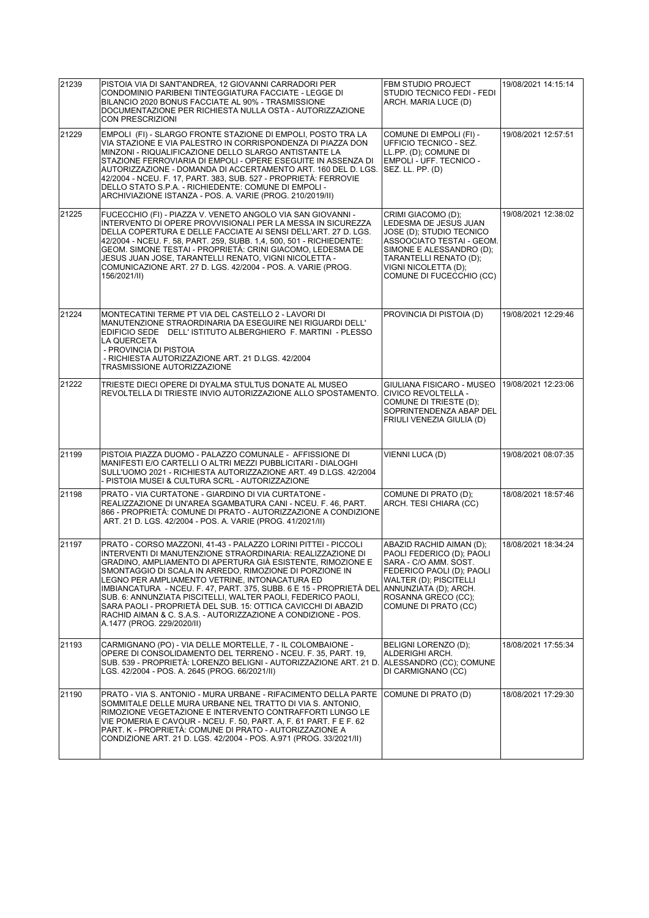| 21239 | PISTOIA VIA DI SANT'ANDREA, 12 GIOVANNI CARRADORI PER CONDOMINIO PARIBENI TINTEGGIATURA FACCIATE - LEGGE DI BILANCIO 2020 BONUS FACCIATE AL 90% - TRASMISSIONE DOCUMENTAZIONE PER RICHIESTA NULLA OSTA - AUTORIZZAZIONE CON PRESCRIZIONI | FBM STUDIO PROJECT STUDIO TECNICO FEDI - FEDI ARCH. MARIA LUCE (D) | 19/08/2021 14:15:14 |
|---|---|---|---|
| 21229 | EMPOLI (FI) - SLARGO FRONTE STAZIONE DI EMPOLI, POSTO TRA LA VIA STAZIONE E VIA PALESTRO IN CORRISPONDENZA DI PIAZZA DON MINZONI - RIQUALIFICAZIONE DELLO SLARGO ANTISTANTE LA STAZIONE FERROVIARIA DI EMPOLI - OPERE ESEGUITE IN ASSENZA DI AUTORIZZAZIONE - DOMANDA DI ACCERTAMENTO ART. 160 DEL D. LGS. 42/2004 - NCEU. F. 17, PART. 383, SUB. 527 - PROPRIETÀ: FERROVIE DELLO STATO S.P.A. - RICHIEDENTE: COMUNE DI EMPOLI - ARCHIVIAZIONE ISTANZA - POS. A. VARIE (PROG. 210/2019/II) | COMUNE DI EMPOLI (FI) - UFFICIO TECNICO - SEZ. LL.PP. (D); COMUNE DI EMPOLI - UFF. TECNICO - SEZ. LL. PP. (D) | 19/08/2021 12:57:51 |
| 21225 | FUCECCHIO (FI) - PIAZZA V. VENETO ANGOLO VIA SAN GIOVANNI - INTERVENTO DI OPERE PROVVISIONALI PER LA MESSA IN SICUREZZA DELLA COPERTURA E DELLE FACCIATE AI SENSI DELL'ART. 27 D. LGS. 42/2004 - NCEU. F. 58, PART. 259, SUBB. 1,4, 500, 501 - RICHIEDENTE: GEOM. SIMONE TESTAI - PROPRIETÀ: CRINI GIACOMO, LEDESMA DE JESUS JUAN JOSE, TARANTELLI RENATO, VIGNI NICOLETTA - COMUNICAZIONE ART. 27 D. LGS. 42/2004 - POS. A. VARIE (PROG. 156/2021/II) | CRIMI GIACOMO (D); LEDESMA DE JESUS JUAN JOSE (D); STUDIO TECNICO ASSOCIATO TESTAI - GEOM. SIMONE E ALESSANDRO (D); TARANTELLI RENATO (D); VIGNI NICOLETTA (D); COMUNE DI FUCECCHIO (CC) | 19/08/2021 12:38:02 |
| 21224 | MONTECATINI TERME PT VIA DEL CASTELLO 2 - LAVORI DI MANUTENZIONE STRAORDINARIA DA ESEGUIRE NEI RIGUARDI DELL' EDIFICIO SEDE DELL' ISTITUTO ALBERGHIERO F. MARTINI - PLESSO LA QUERCETA - PROVINCIA DI PISTOIA - RICHIESTA AUTORIZZAZIONE ART. 21 D.LGS. 42/2004 TRASMISSIONE AUTORIZZAZIONE | PROVINCIA DI PISTOIA (D) | 19/08/2021 12:29:46 |
| 21222 | TRIESTE DIECI OPERE DI DYALMA STULTUS DONATE AL MUSEO REVOLTELLA DI TRIESTE INVIO AUTORIZZAZIONE ALLO SPOSTAMENTO. | GIULIANA FISICARO - MUSEO CIVICO REVOLTELLA - COMUNE DI TRIESTE (D); SOPRINTENDENZA ABAP DEL FRIULI VENEZIA GIULIA (D) | 19/08/2021 12:23:06 |
| 21199 | PISTOIA PIAZZA DUOMO - PALAZZO COMUNALE - AFFISSIONE DI MANIFESTI E/O CARTELLI O ALTRI MEZZI PUBBLICITARI - DIALOGHI SULL'UOMO 2021 - RICHIESTA AUTORIZZAZIONE ART. 49 D.LGS. 42/2004 - PISTOIA MUSEI & CULTURA SCRL - AUTORIZZAZIONE | VIENNI LUCA (D) | 19/08/2021 08:07:35 |
| 21198 | PRATO - VIA CURTATONE - GIARDINO DI VIA CURTATONE - REALIZZAZIONE DI UN'AREA SGAMBATURA CANI - NCEU. F. 46, PART. 866 - PROPRIETÀ: COMUNE DI PRATO - AUTORIZZAZIONE A CONDIZIONE ART. 21 D. LGS. 42/2004 - POS. A. VARIE (PROG. 41/2021/II) | COMUNE DI PRATO (D); ARCH. TESI CHIARA (CC) | 18/08/2021 18:57:46 |
| 21197 | PRATO - CORSO MAZZONI, 41-43 - PALAZZO LORINI PITTEI - PICCOLI INTERVENTI DI MANUTENZIONE STRAORDINARIA: REALIZZAZIONE DI GRADINO, AMPLIAMENTO DI APERTURA GIÀ ESISTENTE, RIMOZIONE E SMONTAGGIO DI SCALA IN ARREDO, RIMOZIONE DI PORZIONE IN LEGNO PER AMPLIAMENTO VETRINE, INTONACATURA ED IMBIANCATURA - NCEU. F. 47, PART. 375, SUBB. 6 E 15 - PROPRIETÀ DEL SUB. 6: ANNUNZIATA PISCITELLI, WALTER PAOLI, FEDERICO PAOLI, SARA PAOLI - PROPRIETÀ DEL SUB. 15: OTTICA CAVICCHI DI ABAZID RACHID AIMAN & C. S.A.S. - AUTORIZZAZIONE A CONDIZIONE - POS. A.1477 (PROG. 229/2020/II) | ABAZID RACHID AIMAN (D); PAOLI FEDERICO (D); PAOLI SARA - C/O AMM. SOST. FEDERICO PAOLI (D); PAOLI WALTER (D); PISCITELLI ANNUNZIATA (D); ARCH. ROSANNA GRECO (CC); COMUNE DI PRATO (CC) | 18/08/2021 18:34:24 |
| 21193 | CARMIGNANO (PO) - VIA DELLE MORTELLE, 7 - IL COLOMBAIONE - OPERE DI CONSOLIDAMENTO DEL TERRENO - NCEU. F. 35, PART. 19, SUB. 539 - PROPRIETÀ: LORENZO BELIGNI - AUTORIZZAZIONE ART. 21 D. LGS. 42/2004 - POS. A. 2645 (PROG. 66/2021/II) | BELIGNI LORENZO (D); ALDERIGHI ARCH. ALESSANDRO (CC); COMUNE DI CARMIGNANO (CC) | 18/08/2021 17:55:34 |
| 21190 | PRATO - VIA S. ANTONIO - MURA URBANE - RIFACIMENTO DELLA PARTE SOMMITALE DELLE MURA URBANE NEL TRATTO DI VIA S. ANTONIO, RIMOZIONE VEGETAZIONE E INTERVENTO CONTRAFFORTI LUNGO LE VIE POMERIA E CAVOUR - NCEU. F. 50, PART. A, F. 61 PART. F E F. 62 PART. K - PROPRIETÀ: COMUNE DI PRATO - AUTORIZZAZIONE A CONDIZIONE ART. 21 D. LGS. 42/2004 - POS. A.971 (PROG. 33/2021/II) | COMUNE DI PRATO (D) | 18/08/2021 17:29:30 |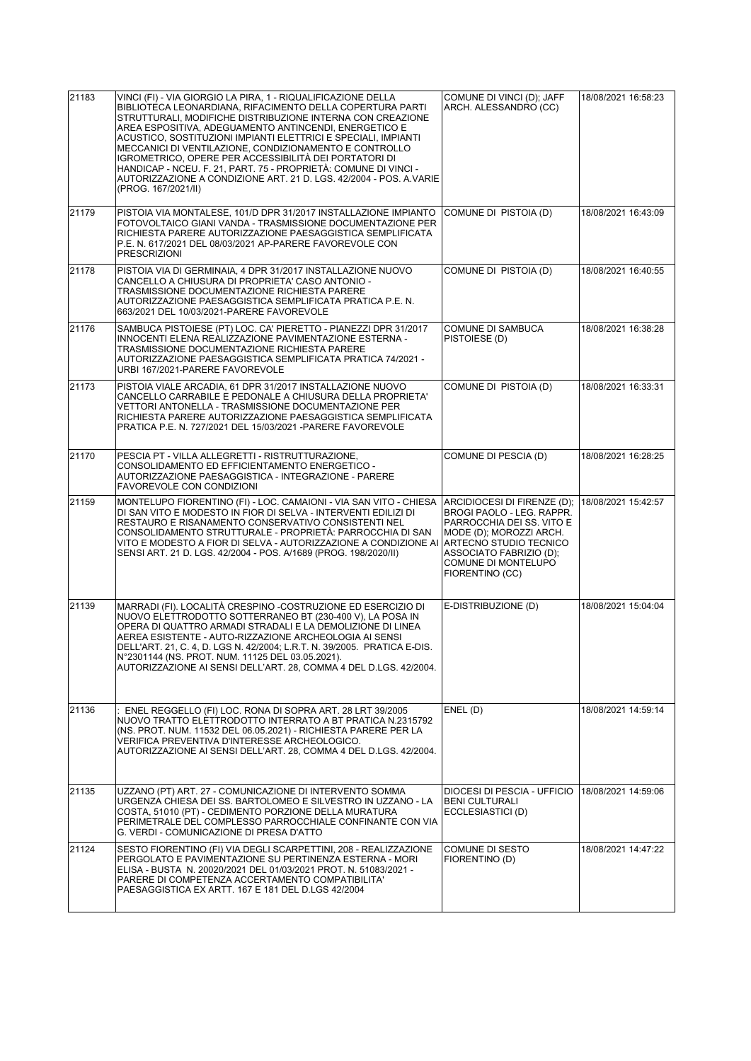| 21183 | VINCI (FI) - VIA GIORGIO LA PIRA, 1 - RIQUALIFICAZIONE DELLA BIBLIOTECA LEONARDIANA, RIFACIMENTO DELLA COPERTURA PARTI STRUTTURALI, MODIFICHE DISTRIBUZIONE INTERNA CON CREAZIONE AREA ESPOSITIVA, ADEGUAMENTO ANTINCENDI, ENERGETICO E ACUSTICO, SOSTITUZIONI IMPIANTI ELETTRICI E SPECIALI, IMPIANTI MECCANICI DI VENTILAZIONE, CONDIZIONAMENTO E CONTROLLO IGROMETRICO, OPERE PER ACCESSIBILITÀ DEI PORTATORI DI HANDICAP - NCEU. F. 21, PART. 75 - PROPRIETÀ: COMUNE DI VINCI - AUTORIZZAZIONE A CONDIZIONE ART. 21 D. LGS. 42/2004 - POS. A.VARIE (PROG. 167/2021/II) | COMUNE DI VINCI (D); JAFF ARCH. ALESSANDRO (CC) | 18/08/2021 16:58:23 |
|---|---|---|---|
| 21179 | PISTOIA VIA MONTALESE, 101/D DPR 31/2017 INSTALLAZIONE IMPIANTO FOTOVOLTAICO GIANI VANDA - TRASMISSIONE DOCUMENTAZIONE PER RICHIESTA PARERE AUTORIZZAZIONE PAESAGGISTICA SEMPLIFICATA P.E. N. 617/2021 DEL 08/03/2021 AP-PARERE FAVOREVOLE CON PRESCRIZIONI | COMUNE DI PISTOIA (D) | 18/08/2021 16:43:09 |
| 21178 | PISTOIA VIA DI GERMINAIA, 4 DPR 31/2017 INSTALLAZIONE NUOVO CANCELLO A CHIUSURA DI PROPRIETA' CASO ANTONIO - TRASMISSIONE DOCUMENTAZIONE RICHIESTA PARERE AUTORIZZAZIONE PAESAGGISTICA SEMPLIFICATA PRATICA P.E. N. 663/2021 DEL 10/03/2021-PARERE FAVOREVOLE | COMUNE DI PISTOIA (D) | 18/08/2021 16:40:55 |
| 21176 | SAMBUCA PISTOIESE (PT) LOC. CA' PIERETTO - PIANEZZI DPR 31/2017 INNOCENTI ELENA REALIZZAZIONE PAVIMENTAZIONE ESTERNA - TRASMISSIONE DOCUMENTAZIONE RICHIESTA PARERE AUTORIZZAZIONE PAESAGGISTICA SEMPLIFICATA PRATICA 74/2021 - URBI 167/2021-PARERE FAVOREVOLE | COMUNE DI SAMBUCA PISTOIESE (D) | 18/08/2021 16:38:28 |
| 21173 | PISTOIA VIALE ARCADIA, 61 DPR 31/2017 INSTALLAZIONE NUOVO CANCELLO CARRABILE E PEDONALE A CHIUSURA DELLA PROPRIETA' VETTORI ANTONELLA - TRASMISSIONE DOCUMENTAZIONE PER RICHIESTA PARERE AUTORIZZAZIONE PAESAGGISTICA SEMPLIFICATA PRATICA P.E. N. 727/2021 DEL 15/03/2021 -PARERE FAVOREVOLE | COMUNE DI PISTOIA (D) | 18/08/2021 16:33:31 |
| 21170 | PESCIA PT - VILLA ALLEGRETTI - RISTRUTTURAZIONE, CONSOLIDAMENTO ED EFFICIENTAMENTO ENERGETICO - AUTORIZZAZIONE PAESAGGISTICA - INTEGRAZIONE - PARERE FAVOREVOLE CON CONDIZIONI | COMUNE DI PESCIA (D) | 18/08/2021 16:28:25 |
| 21159 | MONTELUPO FIORENTINO (FI) - LOC. CAMAIONI - VIA SAN VITO - CHIESA DI SAN VITO E MODESTO IN FIOR DI SELVA - INTERVENTI EDILIZI DI RESTAURO E RISANAMENTO CONSERVATIVO CONSISTENTI NEL CONSOLIDAMENTO STRUTTURALE - PROPRIETÀ: PARROCCHIA DI SAN VITO E MODESTO A FIOR DI SELVA - AUTORIZZAZIONE A CONDIZIONE AI SENSI ART. 21 D. LGS. 42/2004 - POS. A/1689 (PROG. 198/2020/II) | ARCIDIOCESI DI FIRENZE (D); BROGI PAOLO - LEG. RAPPR. PARROCCHIA DEI SS. VITO E MODE (D); MOROZZI ARCH. ARTECNO STUDIO TECNICO ASSOCIATO FABRIZIO (D); COMUNE DI MONTELUPO FIORENTINO (CC) | 18/08/2021 15:42:57 |
| 21139 | MARRADI (FI). LOCALITÀ CRESPINO -COSTRUZIONE ED ESERCIZIO DI NUOVO ELETTRODOTTO SOTTERRANEO BT (230-400 V), LA POSA IN OPERA DI QUATTRO ARMADI STRADALI E LA DEMOLIZIONE DI LINEA AEREA ESISTENTE - AUTO-RIZZAZIONE ARCHEOLOGIA AI SENSI DELL'ART. 21, C. 4, D. LGS N. 42/2004; L.R.T. N. 39/2005. PRATICA E-DIS. N°2301144 (NS. PROT. NUM. 11125 DEL 03.05.2021). AUTORIZZAZIONE AI SENSI DELL'ART. 28, COMMA 4 DEL D.LGS. 42/2004. | E-DISTRIBUZIONE (D) | 18/08/2021 15:04:04 |
| 21136 | : ENEL REGGELLO (FI) LOC. RONA DI SOPRA ART. 28 LRT 39/2005 NUOVO TRATTO ELETTRODOTTO INTERRATO A BT PRATICA N.2315792 (NS. PROT. NUM. 11532 DEL 06.05.2021) - RICHIESTA PARERE PER LA VERIFICA PREVENTIVA D'INTERESSE ARCHEOLOGICO. AUTORIZZAZIONE AI SENSI DELL'ART. 28, COMMA 4 DEL D.LGS. 42/2004. | ENEL (D) | 18/08/2021 14:59:14 |
| 21135 | UZZANO (PT) ART. 27 - COMUNICAZIONE DI INTERVENTO SOMMA URGENZA CHIESA DEI SS. BARTOLOMEO E SILVESTRO IN UZZANO - LA COSTA, 51010 (PT) - CEDIMENTO PORZIONE DELLA MURATURA PERIMETRALE DEL COMPLESSO PARROCCHIALE CONFINANTE CON VIA G. VERDI - COMUNICAZIONE DI PRESA D'ATTO | DIOCESI DI PESCIA - UFFICIO BENI CULTURALI ECCLESIASTICI (D) | 18/08/2021 14:59:06 |
| 21124 | SESTO FIORENTINO (FI) VIA DEGLI SCARPETTINI, 208 - REALIZZAZIONE PERGOLATO E PAVIMENTAZIONE SU PERTINENZA ESTERNA - MORI ELISA - BUSTA N. 20020/2021 DEL 01/03/2021 PROT. N. 51083/2021 - PARERE DI COMPETENZA ACCERTAMENTO COMPATIBILITA' PAESAGGISTICA EX ARTT. 167 E 181 DEL D.LGS 42/2004 | COMUNE DI SESTO FIORENTINO (D) | 18/08/2021 14:47:22 |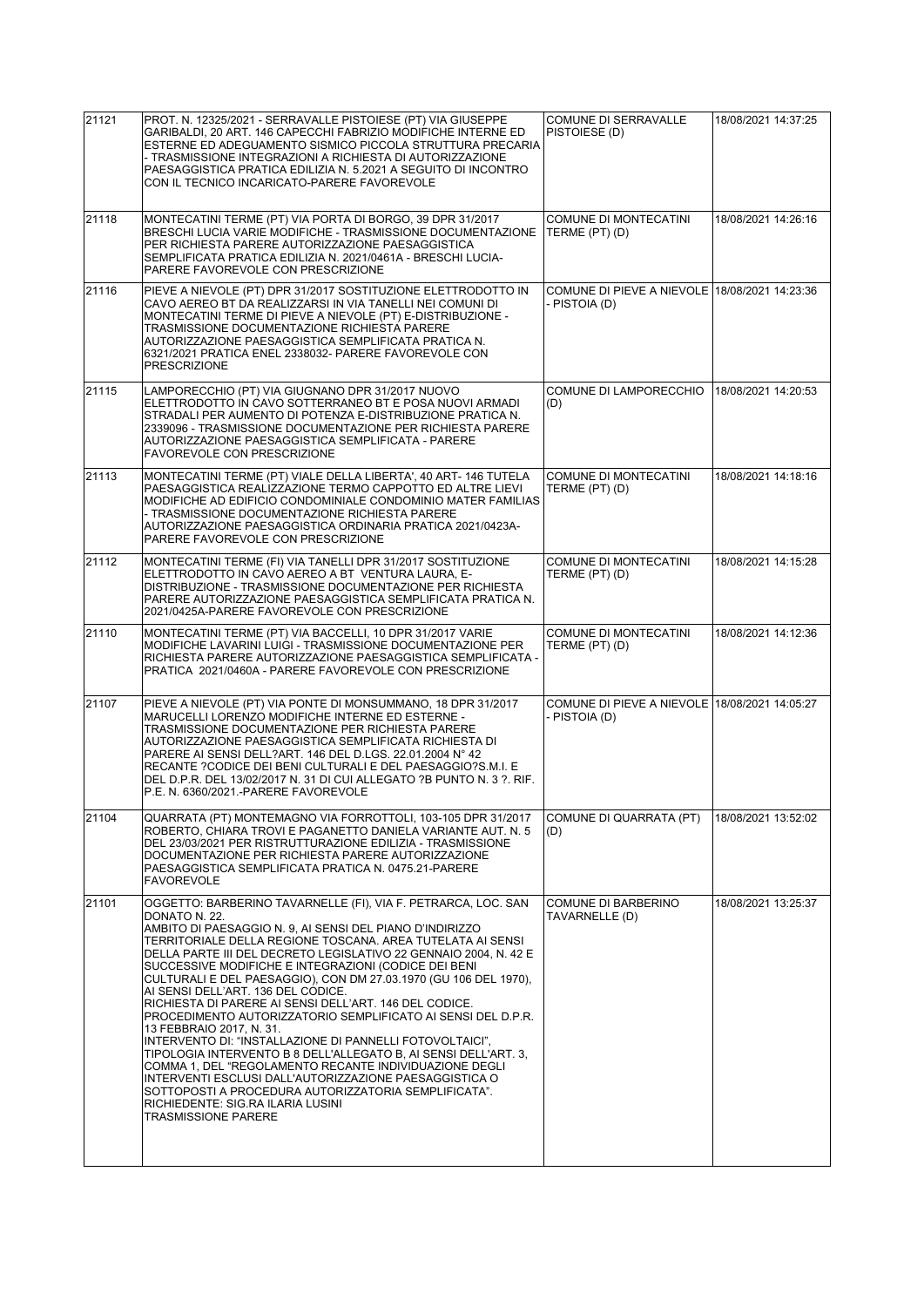| | | | |
|---|---|---|---|
| 21121 | PROT. N. 12325/2021 - SERRAVALLE PISTOIESE (PT) VIA GIUSEPPE GARIBALDI, 20 ART. 146 CAPECCHI FABRIZIO MODIFICHE INTERNE ED ESTERNE ED ADEGUAMENTO SISMICO PICCOLA STRUTTURA PRECARIA - TRASMISSIONE INTEGRAZIONI A RICHIESTA DI AUTORIZZAZIONE PAESAGGISTICA PRATICA EDILIZIA N. 5.2021 A SEGUITO DI INCONTRO CON IL TECNICO INCARICATO-PARERE FAVOREVOLE | COMUNE DI SERRAVALLE PISTOIESE (D) | 18/08/2021 14:37:25 |
| 21118 | MONTECATINI TERME (PT) VIA PORTA DI BORGO, 39 DPR 31/2017 BRESCHI LUCIA VARIE MODIFICHE - TRASMISSIONE DOCUMENTAZIONE PER RICHIESTA PARERE AUTORIZZAZIONE PAESAGGISTICA SEMPLIFICATA PRATICA EDILIZIA N. 2021/0461A - BRESCHI LUCIA-PARERE FAVOREVOLE CON PRESCRIZIONE | COMUNE DI MONTECATINI TERME (PT) (D) | 18/08/2021 14:26:16 |
| 21116 | PIEVE A NIEVOLE (PT) DPR 31/2017 SOSTITUZIONE ELETTRODOTTO IN CAVO AEREO BT DA REALIZZARSI IN VIA TANELLI NEI COMUNI DI MONTECATINI TERME DI PIEVE A NIEVOLE (PT) E-DISTRIBUZIONE - TRASMISSIONE DOCUMENTAZIONE RICHIESTA PARERE AUTORIZZAZIONE PAESAGGISTICA SEMPLIFICATA PRATICA N. 6321/2021 PRATICA ENEL 2338032- PARERE FAVOREVOLE CON PRESCRIZIONE | COMUNE DI PIEVE A NIEVOLE - PISTOIA (D) | 18/08/2021 14:23:36 |
| 21115 | LAMPORECCHIO (PT) VIA GIUGNANO DPR 31/2017 NUOVO ELETTRODOTTO IN CAVO SOTTERRANEO BT E POSA NUOVI ARMADI STRADALI PER AUMENTO DI POTENZA E-DISTRIBUZIONE PRATICA N. 2339096 - TRASMISSIONE DOCUMENTAZIONE PER RICHIESTA PARERE AUTORIZZAZIONE PAESAGGISTICA SEMPLIFICATA - PARERE FAVOREVOLE CON PRESCRIZIONE | COMUNE DI LAMPORECCHIO (D) | 18/08/2021 14:20:53 |
| 21113 | MONTECATINI TERME (PT) VIALE DELLA LIBERTA', 40 ART- 146 TUTELA PAESAGGISTICA REALIZZAZIONE TERMO CAPPOTTO ED ALTRE LIEVI MODIFICHE AD EDIFICIO CONDOMINIALE CONDOMINIO MATER FAMILIAS - TRASMISSIONE DOCUMENTAZIONE RICHIESTA PARERE AUTORIZZAZIONE PAESAGGISTICA ORDINARIA PRATICA 2021/0423A-PARERE FAVOREVOLE CON PRESCRIZIONE | COMUNE DI MONTECATINI TERME (PT) (D) | 18/08/2021 14:18:16 |
| 21112 | MONTECATINI TERME (FI) VIA TANELLI DPR 31/2017 SOSTITUZIONE ELETTRODOTTO IN CAVO AEREO A BT VENTURA LAURA, E-DISTRIBUZIONE - TRASMISSIONE DOCUMENTAZIONE PER RICHIESTA PARERE AUTORIZZAZIONE PAESAGGISTICA SEMPLIFICATA PRATICA N. 2021/0425A-PARERE FAVOREVOLE CON PRESCRIZIONE | COMUNE DI MONTECATINI TERME (PT) (D) | 18/08/2021 14:15:28 |
| 21110 | MONTECATINI TERME (PT) VIA BACCELLI, 10 DPR 31/2017 VARIE MODIFICHE LAVARINI LUIGI - TRASMISSIONE DOCUMENTAZIONE PER RICHIESTA PARERE AUTORIZZAZIONE PAESAGGISTICA SEMPLIFICATA - PRATICA 2021/0460A - PARERE FAVOREVOLE CON PRESCRIZIONE | COMUNE DI MONTECATINI TERME (PT) (D) | 18/08/2021 14:12:36 |
| 21107 | PIEVE A NIEVOLE (PT) VIA PONTE DI MONSUMMANO, 18 DPR 31/2017 MARUCELLI LORENZO MODIFICHE INTERNE ED ESTERNE - TRASMISSIONE DOCUMENTAZIONE PER RICHIESTA PARERE AUTORIZZAZIONE PAESAGGISTICA SEMPLIFICATA RICHIESTA DI PARERE AI SENSI DELL?ART. 146 DEL D.LGS. 22.01.2004 N° 42 RECANTE ?CODICE DEI BENI CULTURALI E DEL PAESAGGIO?S.M.I. E DEL D.P.R. DEL 13/02/2017 N. 31 DI CUI ALLEGATO ?B PUNTO N. 3 ?. RIF. P.E. N. 6360/2021.-PARERE FAVOREVOLE | COMUNE DI PIEVE A NIEVOLE - PISTOIA (D) | 18/08/2021 14:05:27 |
| 21104 | QUARRATA (PT) MONTEMAGNO VIA FORROTTOLI, 103-105 DPR 31/2017 ROBERTO, CHIARA TROVI E PAGANETTO DANIELA VARIANTE AUT. N. 5 DEL 23/03/2021 PER RISTRUTTURAZIONE EDILIZIA - TRASMISSIONE DOCUMENTAZIONE PER RICHIESTA PARERE AUTORIZZAZIONE PAESAGGISTICA SEMPLIFICATA PRATICA N. 0475.21-PARERE FAVOREVOLE | COMUNE DI QUARRATA (PT) (D) | 18/08/2021 13:52:02 |
| 21101 | OGGETTO: BARBERINO TAVARNELLE (FI), VIA F. PETRARCA, LOC. SAN DONATO N. 22.<br>AMBITO DI PAESAGGIO N. 9, AI SENSI DEL PIANO D'INDIRIZZO TERRITORIALE DELLA REGIONE TOSCANA. AREA TUTELATA AI SENSI DELLA PARTE III DEL DECRETO LEGISLATIVO 22 GENNAIO 2004, N. 42 E SUCCESSIVE MODIFICHE E INTEGRAZIONI (CODICE DEI BENI CULTURALI E DEL PAESAGGIO), CON DM 27.03.1970 (GU 106 DEL 1970), AI SENSI DELL'ART. 136 DEL CODICE.<br>RICHIESTA DI PARERE AI SENSI DELL'ART. 146 DEL CODICE. PROCEDIMENTO AUTORIZZATORIO SEMPLIFICATO AI SENSI DEL D.P.R. 13 FEBBRAIO 2017, N. 31.<br>INTERVENTO DI: "INSTALLAZIONE DI PANNELLI FOTOVOLTAICI", TIPOLOGIA INTERVENTO B 8 DELL'ALLEGATO B, AI SENSI DELL'ART. 3, COMMA 1, DEL "REGOLAMENTO RECANTE INDIVIDUAZIONE DEGLI INTERVENTI ESCLUSI DALL'AUTORIZZAZIONE PAESAGGISTICA O SOTTOPOSTI A PROCEDURA AUTORIZZATORIA SEMPLIFICATA".<br>RICHIEDENTE: SIG.RA ILARIA LUSINI<br>TRASMISSIONE PARERE | COMUNE DI BARBERINO TAVARNELLE (D) | 18/08/2021 13:25:37 |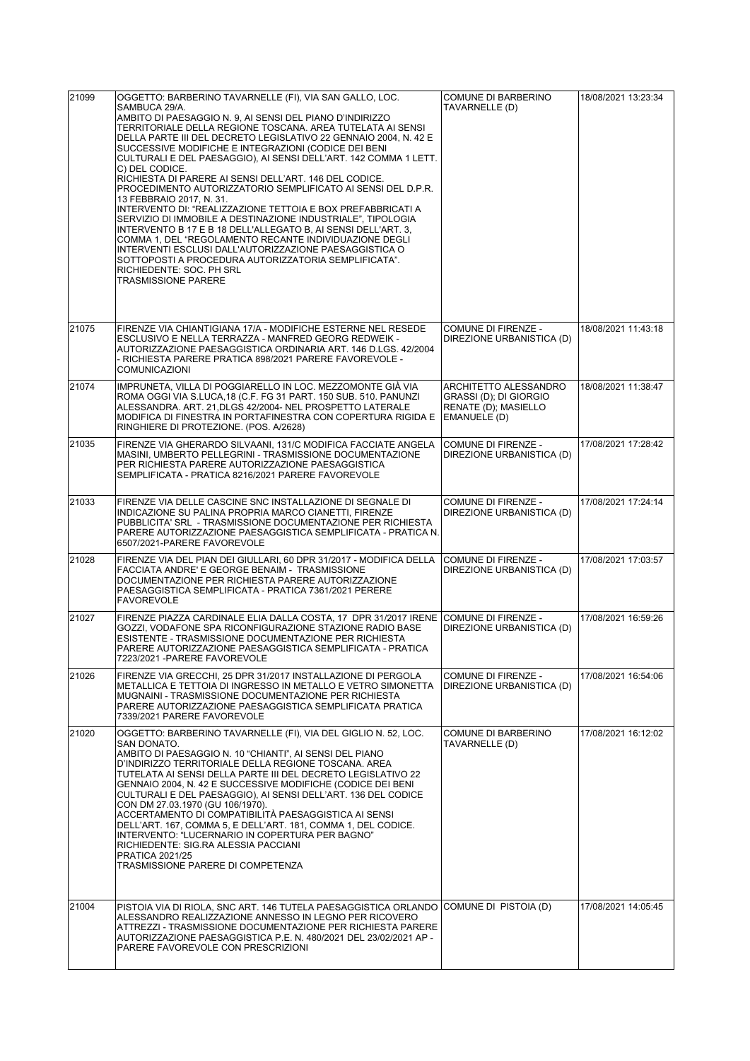| | | | |
|---|---|---|---|
| 21099 | OGGETTO: BARBERINO TAVARNELLE (FI), VIA SAN GALLO, LOC. SAMBUCA 29/A.<br>AMBITO DI PAESAGGIO N. 9, AI SENSI DEL PIANO D'INDIRIZZO TERRITORIALE DELLA REGIONE TOSCANA. AREA TUTELATA AI SENSI DELLA PARTE III DEL DECRETO LEGISLATIVO 22 GENNAIO 2004, N. 42 E SUCCESSIVE MODIFICHE E INTEGRAZIONI (CODICE DEI BENI CULTURALI E DEL PAESAGGIO), AI SENSI DELL'ART. 142 COMMA 1 LETT. C) DEL CODICE.<br>RICHIESTA DI PARERE AI SENSI DELL'ART. 146 DEL CODICE. PROCEDIMENTO AUTORIZZATORIO SEMPLIFICATO AI SENSI DEL D.P.R. 13 FEBBRAIO 2017, N. 31.<br>INTERVENTO DI: "REALIZZAZIONE TETTOIA E BOX PREFABBRICATI A SERVIZIO DI IMMOBILE A DESTINAZIONE INDUSTRIALE", TIPOLOGIA INTERVENTO B 17 E B 18 DELL'ALLEGATO B, AI SENSI DELL'ART. 3, COMMA 1, DEL "REGOLAMENTO RECANTE INDIVIDUAZIONE DEGLI INTERVENTI ESCLUSI DALL'AUTORIZZAZIONE PAESAGGISTICA O SOTTOPOSTI A PROCEDURA AUTORIZZATORIA SEMPLIFICATA".<br>RICHIEDENTE: SOC. PH SRL<br>TRASMISSIONE PARERE | COMUNE DI BARBERINO TAVARNELLE (D) | 18/08/2021 13:23:34 |
| 21075 | FIRENZE VIA CHIANTIGIANA 17/A - MODIFICHE ESTERNE NEL RESEDE ESCLUSIVO E NELLA TERRAZZA - MANFRED GEORG REDWEIK - AUTORIZZAZIONE PAESAGGISTICA ORDINARIA ART. 146 D.LGS. 42/2004 - RICHIESTA PARERE PRATICA 898/2021 PARERE FAVOREVOLE - COMUNICAZIONI | COMUNE DI FIRENZE - DIREZIONE URBANISTICA (D) | 18/08/2021 11:43:18 |
| 21074 | IMPRUNETA, VILLA DI POGGIARELLO IN LOC. MEZZOMONTE GIÀ VIA ROMA OGGI VIA S.LUCA,18 (C.F. FG 31 PART. 150 SUB. 510. PANUNZI ALESSANDRA. ART. 21,DLGS 42/2004- NEL PROSPETTO LATERALE MODIFICA DI FINESTRA IN PORTAFINESTRA CON COPERTURA RIGIDA E RINGHIERE DI PROTEZIONE. (POS. A/2628) | ARCHITETTO ALESSANDRO GRASSI (D); DI GIORGIO RENATE (D); MASIELLO EMANUELE (D) | 18/08/2021 11:38:47 |
| 21035 | FIRENZE VIA GHERARDO SILVAANI, 131/C MODIFICA FACCIATE ANGELA MASINI, UMBERTO PELLEGRINI - TRASMISSIONE DOCUMENTAZIONE PER RICHIESTA PARERE AUTORIZZAZIONE PAESAGGISTICA SEMPLIFICATA - PRATICA 8216/2021 PARERE FAVOREVOLE | COMUNE DI FIRENZE - DIREZIONE URBANISTICA (D) | 17/08/2021 17:28:42 |
| 21033 | FIRENZE VIA DELLE CASCINE SNC INSTALLAZIONE DI SEGNALE DI INDICAZIONE SU PALINA PROPRIA MARCO CIANETTI, FIRENZE PUBBLICITA' SRL - TRASMISSIONE DOCUMENTAZIONE PER RICHIESTA PARERE AUTORIZZAZIONE PAESAGGISTICA SEMPLIFICATA - PRATICA N. 6507/2021-PARERE FAVOREVOLE | COMUNE DI FIRENZE - DIREZIONE URBANISTICA (D) | 17/08/2021 17:24:14 |
| 21028 | FIRENZE VIA DEL PIAN DEI GIULLARI, 60 DPR 31/2017 - MODIFICA DELLA FACCIATA ANDRE' E GEORGE BENAIM - TRASMISSIONE DOCUMENTAZIONE PER RICHIESTA PARERE AUTORIZZAZIONE PAESAGGISTICA SEMPLIFICATA - PRATICA 7361/2021 PERERE FAVOREVOLE | COMUNE DI FIRENZE - DIREZIONE URBANISTICA (D) | 17/08/2021 17:03:57 |
| 21027 | FIRENZE PIAZZA CARDINALE ELIA DALLA COSTA, 17 DPR 31/2017 IRENE GOZZI, VODAFONE SPA RICONFIGURAZIONE STAZIONE RADIO BASE ESISTENTE - TRASMISSIONE DOCUMENTAZIONE PER RICHIESTA PARERE AUTORIZZAZIONE PAESAGGISTICA SEMPLIFICATA - PRATICA 7223/2021 -PARERE FAVOREVOLE | COMUNE DI FIRENZE - DIREZIONE URBANISTICA (D) | 17/08/2021 16:59:26 |
| 21026 | FIRENZE VIA GRECCHI, 25 DPR 31/2017 INSTALLAZIONE DI PERGOLA METALLICA E TETTOIA DI INGRESSO IN METALLO E VETRO SIMONETTA MUGNAINI - TRASMISSIONE DOCUMENTAZIONE PER RICHIESTA PARERE AUTORIZZAZIONE PAESAGGISTICA SEMPLIFICATA PRATICA 7339/2021 PARERE FAVOREVOLE | COMUNE DI FIRENZE - DIREZIONE URBANISTICA (D) | 17/08/2021 16:54:06 |
| 21020 | OGGETTO: BARBERINO TAVARNELLE (FI), VIA DEL GIGLIO N. 52, LOC. SAN DONATO.<br>AMBITO DI PAESAGGIO N. 10 "CHIANTI", AI SENSI DEL PIANO D'INDIRIZZO TERRITORIALE DELLA REGIONE TOSCANA. AREA TUTELATA AI SENSI DELLA PARTE III DEL DECRETO LEGISLATIVO 22 GENNAIO 2004, N. 42 E SUCCESSIVE MODIFICHE (CODICE DEI BENI CULTURALI E DEL PAESAGGIO), AI SENSI DELL'ART. 136 DEL CODICE CON DM 27.03.1970 (GU 106/1970).<br>ACCERTAMENTO DI COMPATIBILITÀ PAESAGGISTICA AI SENSI DELL'ART. 167, COMMA 5, E DELL'ART. 181, COMMA 1, DEL CODICE.<br>INTERVENTO: "LUCERNARIO IN COPERTURA PER BAGNO"<br>RICHIEDENTE: SIG.RA ALESSIA PACCIANI<br>PRATICA 2021/25<br>TRASMISSIONE PARERE DI COMPETENZA | COMUNE DI BARBERINO TAVARNELLE (D) | 17/08/2021 16:12:02 |
| 21004 | PISTOIA VIA DI RIOLA, SNC ART. 146 TUTELA PAESAGGISTICA ORLANDO ALESSANDRO REALIZZAZIONE ANNESSO IN LEGNO PER RICOVERO ATTREZZI - TRASMISSIONE DOCUMENTAZIONE PER RICHIESTA PARERE AUTORIZZAZIONE PAESAGGISTICA P.E. N. 480/2021 DEL 23/02/2021 AP - PARERE FAVOREVOLE CON PRESCRIZIONI | COMUNE DI PISTOIA (D) | 17/08/2021 14:05:45 |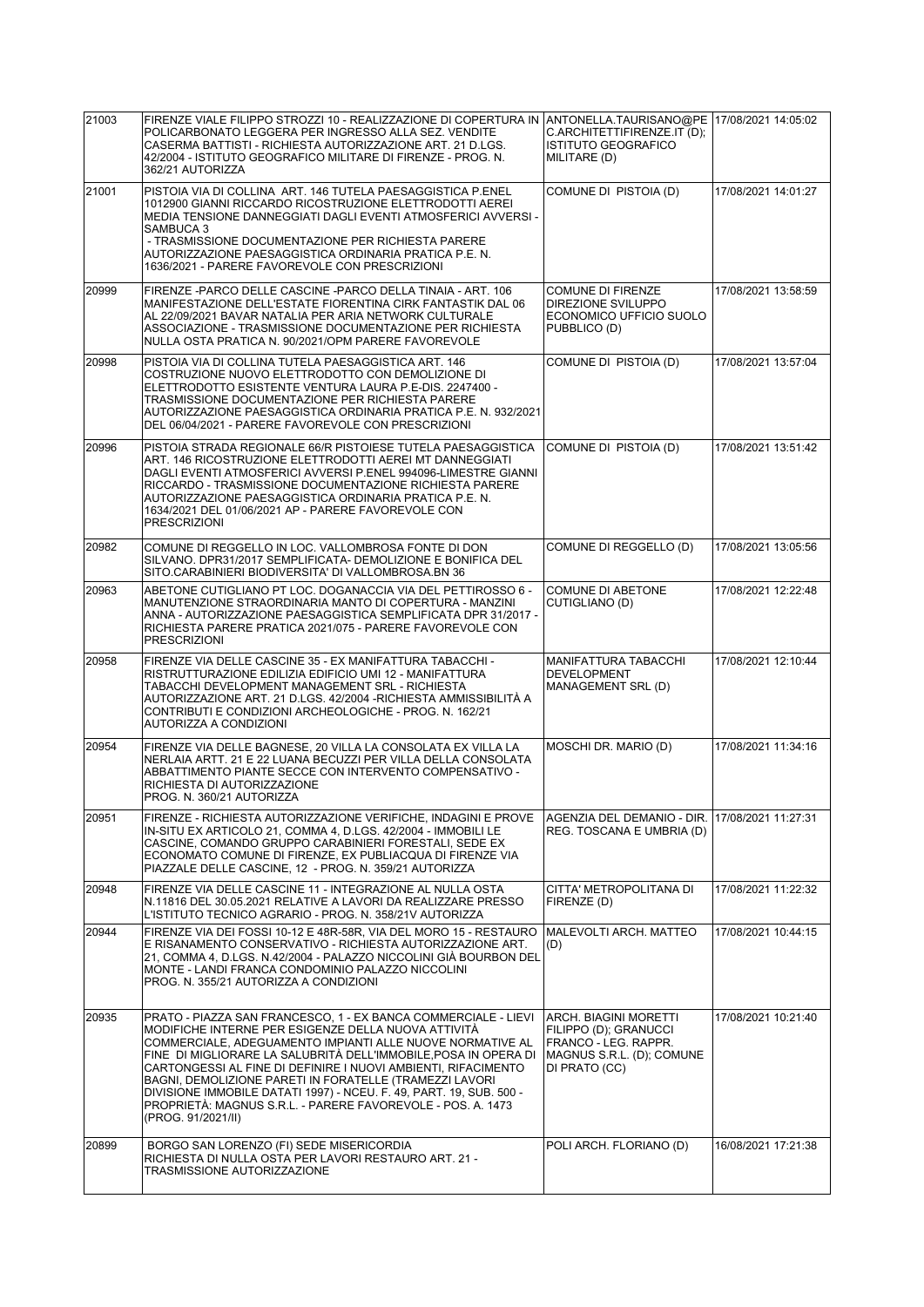| 21003 | FIRENZE VIALE FILIPPO STROZZI 10 - REALIZZAZIONE DI COPERTURA IN POLICARBONATO LEGGERA PER INGRESSO ALLA SEZ. VENDITE CASERMA BATTISTI - RICHIESTA AUTORIZZAZIONE ART. 21 D.LGS. 42/2004 - ISTITUTO GEOGRAFICO MILITARE DI FIRENZE - PROG. N. 362/21 AUTORIZZA | ANTONELLA.TAURISANO@PEC.ARCHITETTIFIRENZE.IT (D); ISTITUTO GEOGRAFICO MILITARE (D) | 17/08/2021 14:05:02 |
|---|---|---|---|
| 21001 | PISTOIA VIA DI COLLINA ART. 146 TUTELA PAESAGGISTICA P.ENEL 1012900 GIANNI RICCARDO RICOSTRUZIONE ELETTRODOTTI AEREI MEDIA TENSIONE DANNEGGIATI DAGLI EVENTI ATMOSFERICI AVVERSI - SAMBUCA 3 - TRASMISSIONE DOCUMENTAZIONE PER RICHIESTA PARERE AUTORIZZAZIONE PAESAGGISTICA ORDINARIA PRATICA P.E. N. 1636/2021 - PARERE FAVOREVOLE CON PRESCRIZIONI | COMUNE DI PISTOIA (D) | 17/08/2021 14:01:27 |
| 20999 | FIRENZE -PARCO DELLE CASCINE -PARCO DELLA TINAIA - ART. 106 MANIFESTAZIONE DELL'ESTATE FIORENTINA CIRK FANTASTIK DAL 06 AL 22/09/2021 BAVAR NATALIA PER ARIA NETWORK CULTURALE ASSOCIAZIONE - TRASMISSIONE DOCUMENTAZIONE PER RICHIESTA NULLA OSTA PRATICA N. 90/2021/OPM PARERE FAVOREVOLE | COMUNE DI FIRENZE DIREZIONE SVILUPPO ECONOMICO UFFICIO SUOLO PUBBLICO (D) | 17/08/2021 13:58:59 |
| 20998 | PISTOIA VIA DI COLLINA TUTELA PAESAGGISTICA ART. 146 COSTRUZIONE NUOVO ELETTRODOTTO CON DEMOLIZIONE DI ELETTRODOTTO ESISTENTE VENTURA LAURA P.E-DIS. 2247400 - TRASMISSIONE DOCUMENTAZIONE PER RICHIESTA PARERE AUTORIZZAZIONE PAESAGGISTICA ORDINARIA PRATICA P.E. N. 932/2021 DEL 06/04/2021 - PARERE FAVOREVOLE CON PRESCRIZIONI | COMUNE DI PISTOIA (D) | 17/08/2021 13:57:04 |
| 20996 | PISTOIA STRADA REGIONALE 66/R PISTOIESE TUTELA PAESAGGISTICA ART. 146 RICOSTRUZIONE ELETTRODOTTI AEREI MT DANNEGGIATI DAGLI EVENTI ATMOSFERICI AVVERSI P.ENEL 994096-LIMESTRE GIANNI RICCARDO - TRASMISSIONE DOCUMENTAZIONE RICHIESTA PARERE AUTORIZZAZIONE PAESAGGISTICA ORDINARIA PRATICA P.E. N. 1634/2021 DEL 01/06/2021 AP - PARERE FAVOREVOLE CON PRESCRIZIONI | COMUNE DI PISTOIA (D) | 17/08/2021 13:51:42 |
| 20982 | COMUNE DI REGGELLO IN LOC. VALLOMBROSA FONTE DI DON SILVANO. DPR31/2017 SEMPLIFICATA- DEMOLIZIONE E BONIFICA DEL SITO.CARABINIERI BIODIVERSITA' DI VALLOMBROSA.BN 36 | COMUNE DI REGGELLO (D) | 17/08/2021 13:05:56 |
| 20963 | ABETONE CUTIGLIANO PT LOC. DOGANACCIA VIA DEL PETTIROSSO 6 - MANUTENZIONE STRAORDINARIA MANTO DI COPERTURA - MANZINI ANNA - AUTORIZZAZIONE PAESAGGISTICA SEMPLIFICATA DPR 31/2017 - RICHIESTA PARERE PRATICA 2021/075 - PARERE FAVOREVOLE CON PRESCRIZIONI | COMUNE DI ABETONE CUTIGLIANO (D) | 17/08/2021 12:22:48 |
| 20958 | FIRENZE VIA DELLE CASCINE 35 - EX MANIFATTURA TABACCHI - RISTRUTTURAZIONE EDILIZIA EDIFICIO UMI 12 - MANIFATTURA TABACCHI DEVELOPMENT MANAGEMENT SRL - RICHIESTA AUTORIZZAZIONE ART. 21 D.LGS. 42/2004 -RICHIESTA AMMISSIBILITÀ A CONTRIBUTI E CONDIZIONI ARCHEOLOGICHE - PROG. N. 162/21 AUTORIZZA A CONDIZIONI | MANIFATTURA TABACCHI DEVELOPMENT MANAGEMENT SRL (D) | 17/08/2021 12:10:44 |
| 20954 | FIRENZE VIA DELLE BAGNESE, 20 VILLA LA CONSOLATA EX VILLA LA NERLAIA ARTT. 21 E 22 LUANA BECUZZI PER VILLA DELLA CONSOLATA ABBATTIMENTO PIANTE SECCE CON INTERVENTO COMPENSATIVO - RICHIESTA DI AUTORIZZAZIONE PROG. N. 360/21 AUTORIZZA | MOSCHI DR. MARIO (D) | 17/08/2021 11:34:16 |
| 20951 | FIRENZE - RICHIESTA AUTORIZZAZIONE VERIFICHE, INDAGINI E PROVE IN-SITU EX ARTICOLO 21, COMMA 4, D.LGS. 42/2004 - IMMOBILI LE CASCINE, COMANDO GRUPPO CARABINIERI FORESTALI, SEDE EX ECONOMATO COMUNE DI FIRENZE, EX PUBLIACQUA DI FIRENZE VIA PIAZZALE DELLE CASCINE, 12 - PROG. N. 359/21 AUTORIZZA | AGENZIA DEL DEMANIO - DIR. REG. TOSCANA E UMBRIA (D) | 17/08/2021 11:27:31 |
| 20948 | FIRENZE VIA DELLE CASCINE 11 - INTEGRAZIONE AL NULLA OSTA N.11816 DEL 30.05.2021 RELATIVE A LAVORI DA REALIZZARE PRESSO L'ISTITUTO TECNICO AGRARIO - PROG. N. 358/21V AUTORIZZA | CITTA' METROPOLITANA DI FIRENZE (D) | 17/08/2021 11:22:32 |
| 20944 | FIRENZE VIA DEI FOSSI 10-12 E 48R-58R, VIA DEL MORO 15 - RESTAURO E RISANAMENTO CONSERVATIVO - RICHIESTA AUTORIZZAZIONE ART. 21, COMMA 4, D.LGS. N.42/2004 - PALAZZO NICCOLINI GIÀ BOURBON DEL MONTE - LANDI FRANCA CONDOMINIO PALAZZO NICCOLINI PROG. N. 355/21 AUTORIZZA A CONDIZIONI | MALEVOLTI ARCH. MATTEO (D) | 17/08/2021 10:44:15 |
| 20935 | PRATO - PIAZZA SAN FRANCESCO, 1 - EX BANCA COMMERCIALE - LIEVI MODIFICHE INTERNE PER ESIGENZE DELLA NUOVA ATTIVITÀ COMMERCIALE, ADEGUAMENTO IMPIANTI ALLE NUOVE NORMATIVE AL FINE DI MIGLIORARE LA SALUBRITÀ DELL'IMMOBILE,POSA IN OPERA DI CARTONGESSI AL FINE DI DEFINIRE I NUOVI AMBIENTI, RIFACIMENTO BAGNI, DEMOLIZIONE PARETI IN FORATELLE (TRAMEZZI LAVORI DIVISIONE IMMOBILE DATATI 1997) - NCEU. F. 49, PART. 19, SUB. 500 - PROPRIETÀ: MAGNUS S.R.L. - PARERE FAVOREVOLE - POS. A. 1473 (PROG. 91/2021/II) | ARCH. BIAGINI MORETTI FILIPPO (D); GRANUCCI FRANCO - LEG. RAPPR. MAGNUS S.R.L. (D); COMUNE DI PRATO (CC) | 17/08/2021 10:21:40 |
| 20899 | BORGO SAN LORENZO (FI) SEDE MISERICORDIA RICHIESTA DI NULLA OSTA PER LAVORI RESTAURO ART. 21 - TRASMISSIONE AUTORIZZAZIONE | POLI ARCH. FLORIANO (D) | 16/08/2021 17:21:38 |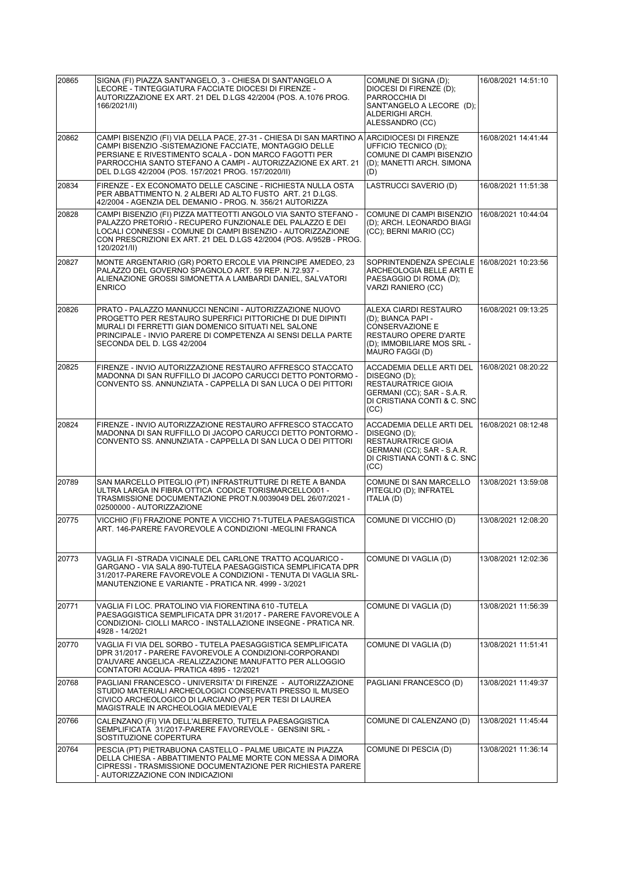| | | | |
|---|---|---|---|
| 20865 | SIGNA (FI) PIAZZA SANT'ANGELO, 3 - CHIESA DI SANT'ANGELO A LECORE - TINTEGGIATURA FACCIATE DIOCESI DI FIRENZE - AUTORIZZAZIONE EX ART. 21 DEL D.LGS 42/2004 (POS. A.1076 PROG. 166/2021/II) | COMUNE DI SIGNA (D); DIOCESI DI FIRENZE (D); PARROCCHIA DI SANT'ANGELO A LECORE (D); ALDERIGHI ARCH. ALESSANDRO (CC) | 16/08/2021 14:51:10 |
| 20862 | CAMPI BISENZIO (FI) VIA DELLA PACE, 27-31 - CHIESA DI SAN MARTINO A CAMPI BISENZIO -SISTEMAZIONE FACCIATE, MONTAGGIO DELLE PERSIANE E RIVESTIMENTO SCALA - DON MARCO FAGOTTI PER PARROCCHIA SANTO STEFANO A CAMPI - AUTORIZZAZIONE EX ART. 21 DEL D.LGS 42/2004 (POS. 157/2021 PROG. 157/2020/II) | ARCIDIOCESI DI FIRENZE UFFICIO TECNICO (D); COMUNE DI CAMPI BISENZIO (D); MANETTI ARCH. SIMONA (D) | 16/08/2021 14:41:44 |
| 20834 | FIRENZE - EX ECONOMATO DELLE CASCINE - RICHIESTA NULLA OSTA PER ABBATTIMENTO N. 2 ALBERI AD ALTO FUSTO ART. 21 D.LGS. 42/2004 - AGENZIA DEL DEMANIO - PROG. N. 356/21 AUTORIZZA | LASTRUCCI SAVERIO (D) | 16/08/2021 11:51:38 |
| 20828 | CAMPI BISENZIO (FI) PIZZA MATTEOTTI ANGOLO VIA SANTO STEFANO - PALAZZO PRETORIO - RECUPERO FUNZIONALE DEL PALAZZO E DEI LOCALI CONNESSI - COMUNE DI CAMPI BISENZIO - AUTORIZZAZIONE CON PRESCRIZIONI EX ART. 21 DEL D.LGS 42/2004 (POS. A/952B - PROG. 120/2021/II) | COMUNE DI CAMPI BISENZIO (D); ARCH. LEONARDO BIAGI (CC); BERNI MARIO (CC) | 16/08/2021 10:44:04 |
| 20827 | MONTE ARGENTARIO (GR) PORTO ERCOLE VIA PRINCIPE AMEDEO, 23 PALAZZO DEL GOVERNO SPAGNOLO ART. 59 REP. N.72.937 - ALIENAZIONE GROSSI SIMONETTA A LAMBARDI DANIEL, SALVATORI ENRICO | SOPRINTENDENZA SPECIALE ARCHEOLOGIA BELLE ARTI E PAESAGGIO DI ROMA (D); VARZI RANIERO (CC) | 16/08/2021 10:23:56 |
| 20826 | PRATO - PALAZZO MANNUCCI NENCINI - AUTORIZZAZIONE NUOVO PROGETTO PER RESTAURO SUPERFICI PITTORICHE DI DUE DIPINTI MURALI DI FERRETTI GIAN DOMENICO SITUATI NEL SALONE PRINCIPALE - INVIO PARERE DI COMPETENZA AI SENSI DELLA PARTE SECONDA DEL D. LGS 42/2004 | ALEXA CIARDI RESTAURO (D); BIANCA PAPI - CONSERVAZIONE E RESTAURO OPERE D'ARTE (D); IMMOBILIARE MOS SRL - MAURO FAGGI (D) | 16/08/2021 09:13:25 |
| 20825 | FIRENZE - INVIO AUTORIZZAZIONE RESTAURO AFFRESCO STACCATO MADONNA DI SAN RUFFILLO DI JACOPO CARUCCI DETTO PONTORMO - CONVENTO SS. ANNUNZIATA - CAPPELLA DI SAN LUCA O DEI PITTORI | ACCADEMIA DELLE ARTI DEL DISEGNO (D); RESTAURATRICE GIOIA GERMANI (CC); SAR - S.A.R. DI CRISTIANA CONTI & C. SNC (CC) | 16/08/2021 08:20:22 |
| 20824 | FIRENZE - INVIO AUTORIZZAZIONE RESTAURO AFFRESCO STACCATO MADONNA DI SAN RUFFILLO DI JACOPO CARUCCI DETTO PONTORMO - CONVENTO SS. ANNUNZIATA - CAPPELLA DI SAN LUCA O DEI PITTORI | ACCADEMIA DELLE ARTI DEL DISEGNO (D); RESTAURATRICE GIOIA GERMANI (CC); SAR - S.A.R. DI CRISTIANA CONTI & C. SNC (CC) | 16/08/2021 08:12:48 |
| 20789 | SAN MARCELLO PITEGLIO (PT) INFRASTRUTTURE DI RETE A BANDA ULTRA LARGA IN FIBRA OTTICA CODICE TORISMARCELLO001 - TRASMISSIONE DOCUMENTAZIONE PROT.N.0039049 DEL 26/07/2021 - 02500000 - AUTORIZZAZIONE | COMUNE DI SAN MARCELLO PITEGLIO (D); INFRATEL ITALIA (D) | 13/08/2021 13:59:08 |
| 20775 | VICCHIO (FI) FRAZIONE PONTE A VICCHIO 71-TUTELA PAESAGGISTICA ART. 146-PARERE FAVOREVOLE A CONDIZIONI -MEGLINI FRANCA | COMUNE DI VICCHIO (D) | 13/08/2021 12:08:20 |
| 20773 | VAGLIA FI -STRADA VICINALE DEL CARLONE TRATTO ACQUARICO - GARGANO - VIA SALA 890-TUTELA PAESAGGISTICA SEMPLIFICATA DPR 31/2017-PARERE FAVOREVOLE A CONDIZIONI - TENUTA DI VAGLIA SRL-MANUTENZIONE E VARIANTE - PRATICA NR. 4999 - 3/2021 | COMUNE DI VAGLIA (D) | 13/08/2021 12:02:36 |
| 20771 | VAGLIA FI LOC. PRATOLINO VIA FIORENTINA 610 -TUTELA PAESAGGISTICA SEMPLIFICATA DPR 31/2017 - PARERE FAVOREVOLE A CONDIZIONI- CIOLLI MARCO - INSTALLAZIONE INSEGNE - PRATICA NR. 4928 - 14/2021 | COMUNE DI VAGLIA (D) | 13/08/2021 11:56:39 |
| 20770 | VAGLIA FI VIA DEL SORBO - TUTELA PAESAGGISTICA SEMPLIFICATA DPR 31/2017 - PARERE FAVOREVOLE A CONDIZIONI-CORPORANDI D'AUVARE ANGELICA -REALIZZAZIONE MANUFATTO PER ALLOGGIO CONTATORI ACQUA- PRATICA 4895 - 12/2021 | COMUNE DI VAGLIA (D) | 13/08/2021 11:51:41 |
| 20768 | PAGLIANI FRANCESCO - UNIVERSITA' DI FIRENZE - AUTORIZZAZIONE STUDIO MATERIALI ARCHEOLOGICI CONSERVATI PRESSO IL MUSEO CIVICO ARCHEOLOGICO DI LARCIANO (PT) PER TESI DI LAUREA MAGISTRALE IN ARCHEOLOGIA MEDIEVALE | PAGLIANI FRANCESCO (D) | 13/08/2021 11:49:37 |
| 20766 | CALENZANO (FI) VIA DELL'ALBERETO, TUTELA PAESAGGISTICA SEMPLIFICATA 31/2017-PARERE FAVOREVOLE - GENSINI SRL - SOSTITUZIONE COPERTURA | COMUNE DI CALENZANO (D) | 13/08/2021 11:45:44 |
| 20764 | PESCIA (PT) PIETRABUONA CASTELLO - PALME UBICATE IN PIAZZA DELLA CHIESA - ABBATTIMENTO PALME MORTE CON MESSA A DIMORA CIPRESSI - TRASMISSIONE DOCUMENTAZIONE PER RICHIESTA PARERE - AUTORIZZAZIONE CON INDICAZIONI | COMUNE DI PESCIA (D) | 13/08/2021 11:36:14 |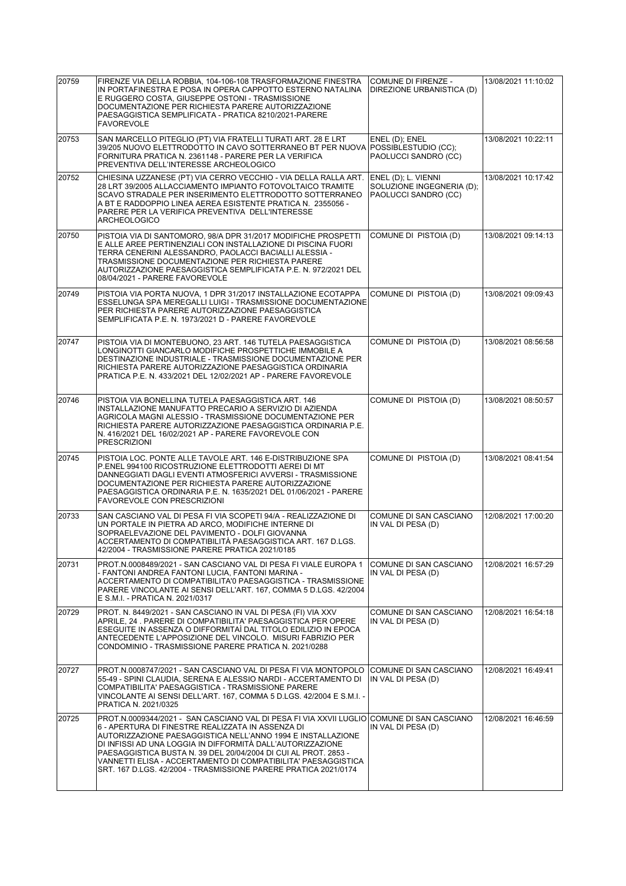| | | | |
|---|---|---|---|
| 20759 | FIRENZE VIA DELLA ROBBIA, 104-106-108 TRASFORMAZIONE FINESTRA IN PORTAFINESTRA E POSA IN OPERA CAPPOTTO ESTERNO NATALINA E RUGGERO COSTA, GIUSEPPE OSTONI - TRASMISSIONE DOCUMENTAZIONE PER RICHIESTA PARERE AUTORIZZAZIONE PAESAGGISTICA SEMPLIFICATA - PRATICA 8210/2021-PARERE FAVOREVOLE | COMUNE DI FIRENZE - DIREZIONE URBANISTICA (D) | 13/08/2021 11:10:02 |
| 20753 | SAN MARCELLO PITEGLIO (PT) VIA FRATELLI TURATI ART. 28 E LRT 39/205 NUOVO ELETTRODOTTO IN CAVO SOTTERRANEO BT PER NUOVA FORNITURA PRATICA N. 2361148 - PARERE PER LA VERIFICA PREVENTIVA DELL'INTERESSE ARCHEOLOGICO | ENEL (D); ENEL POSSIBLESTUDIO (CC); PAOLUCCI SANDRO (CC) | 13/08/2021 10:22:11 |
| 20752 | CHIESINA UZZANESE (PT) VIA CERRO VECCHIO - VIA DELLA RALLA ART. 28 LRT 39/2005 ALLACCIAMENTO IMPIANTO FOTOVOLTAICO TRAMITE SCAVO STRADALE PER INSERIMENTO ELETTRODOTTO SOTTERRANEO A BT E RADDOPPIO LINEA AEREA ESISTENTE PRATICA N. 2355056 - PARERE PER LA VERIFICA PREVENTIVA DELL'INTERESSE ARCHEOLOGICO | ENEL (D); L. VIENNI SOLUZIONE INGEGNERIA (D); PAOLUCCI SANDRO (CC) | 13/08/2021 10:17:42 |
| 20750 | PISTOIA VIA DI SANTOMORO, 98/A DPR 31/2017 MODIFICHE PROSPETTI E ALLE AREE PERTINENZIALI CON INSTALLAZIONE DI PISCINA FUORI TERRA CENERINI ALESSANDRO, PAOLACCI BACIALLI ALESSIA - TRASMISSIONE DOCUMENTAZIONE PER RICHIESTA PARERE AUTORIZZAZIONE PAESAGGISTICA SEMPLIFICATA P.E. N. 972/2021 DEL 08/04/2021 - PARERE FAVOREVOLE | COMUNE DI PISTOIA (D) | 13/08/2021 09:14:13 |
| 20749 | PISTOIA VIA PORTA NUOVA, 1 DPR 31/2017 INSTALLAZIONE ECOTAPPA ESSELUNGA SPA MEREGALLI LUIGI - TRASMISSIONE DOCUMENTAZIONE PER RICHIESTA PARERE AUTORIZZAZIONE PAESAGGISTICA SEMPLIFICATA P.E. N. 1973/2021 D - PARERE FAVOREVOLE | COMUNE DI PISTOIA (D) | 13/08/2021 09:09:43 |
| 20747 | PISTOIA VIA DI MONTEBUONO, 23 ART. 146 TUTELA PAESAGGISTICA LONGINOTTI GIANCARLO MODIFICHE PROSPETTICHE IMMOBILE A DESTINAZIONE INDUSTRIALE - TRASMISSIONE DOCUMENTAZIONE PER RICHIESTA PARERE AUTORIZZAZIONE PAESAGGISTICA ORDINARIA PRATICA P.E. N. 433/2021 DEL 12/02/2021 AP - PARERE FAVOREVOLE | COMUNE DI PISTOIA (D) | 13/08/2021 08:56:58 |
| 20746 | PISTOIA VIA BONELLINA TUTELA PAESAGGISTICA ART. 146 INSTALLAZIONE MANUFATTO PRECARIO A SERVIZIO DI AZIENDA AGRICOLA MAGNI ALESSIO - TRASMISSIONE DOCUMENTAZIONE PER RICHIESTA PARERE AUTORIZZAZIONE PAESAGGISTICA ORDINARIA P.E. N. 416/2021 DEL 16/02/2021 AP - PARERE FAVOREVOLE CON PRESCRIZIONI | COMUNE DI PISTOIA (D) | 13/08/2021 08:50:57 |
| 20745 | PISTOIA LOC. PONTE ALLE TAVOLE ART. 146 E-DISTRIBUZIONE SPA P.ENEL 994100 RICOSTRUZIONE ELETTRODOTTI AEREI DI MT DANNEGGIATI DAGLI EVENTI ATMOSFERICI AVVERSI - TRASMISSIONE DOCUMENTAZIONE PER RICHIESTA PARERE AUTORIZZAZIONE PAESAGGISTICA ORDINARIA P.E. N. 1635/2021 DEL 01/06/2021 - PARERE FAVOREVOLE CON PRESCRIZIONI | COMUNE DI PISTOIA (D) | 13/08/2021 08:41:54 |
| 20733 | SAN CASCIANO VAL DI PESA FI VIA SCOPETI 94/A - REALIZZAZIONE DI UN PORTALE IN PIETRA AD ARCO, MODIFICHE INTERNE DI SOPRAELEVAZIONE DEL PAVIMENTO - DOLFI GIOVANNA ACCERTAMENTO DI COMPATIBILITÀ PAESAGGISTICA ART. 167 D.LGS. 42/2004 - TRASMISSIONE PARERE PRATICA 2021/0185 | COMUNE DI SAN CASCIANO IN VAL DI PESA (D) | 12/08/2021 17:00:20 |
| 20731 | PROT.N.0008489/2021 - SAN CASCIANO VAL DI PESA FI VIALE EUROPA 1 - FANTONI ANDREA FANTONI LUCIA, FANTONI MARINA - ACCERTAMENTO DI COMPATIBILITA'0 PAESAGGISTICA - TRASMISSIONE PARERE VINCOLANTE AI SENSI DELL'ART. 167, COMMA 5 D.LGS. 42/2004 E S.M.I. - PRATICA N. 2021/0317 | COMUNE DI SAN CASCIANO IN VAL DI PESA (D) | 12/08/2021 16:57:29 |
| 20729 | PROT. N. 8449/2021 - SAN CASCIANO IN VAL DI PESA (FI) VIA XXV APRILE, 24 . PARERE DI COMPATIBILITA' PAESAGGISTICA PER OPERE ESEGUITE IN ASSENZA O DIFFORMITAÌ DAL TITOLO EDILIZIO IN EPOCA ANTECEDENTE L'APPOSIZIONE DEL VINCOLO. MISURI FABRIZIO PER CONDOMINIO - TRASMISSIONE PARERE PRATICA N. 2021/0288 | COMUNE DI SAN CASCIANO IN VAL DI PESA (D) | 12/08/2021 16:54:18 |
| 20727 | PROT.N.0008747/2021 - SAN CASCIANO VAL DI PESA FI VIA MONTOPOLO 55-49 - SPINI CLAUDIA, SERENA E ALESSIO NARDI - ACCERTAMENTO DI COMPATIBILITA' PAESAGGISTICA - TRASMISSIONE PARERE VINCOLANTE AI SENSI DELL'ART. 167, COMMA 5 D.LGS. 42/2004 E S.M.I. - PRATICA N. 2021/0325 | COMUNE DI SAN CASCIANO IN VAL DI PESA (D) | 12/08/2021 16:49:41 |
| 20725 | PROT.N.0009344/2021 - SAN CASCIANO VAL DI PESA FI VIA XXVII LUGLIO 6 - APERTURA DI FINESTRE REALIZZATA IN ASSENZA DI AUTORIZZAZIONE PAESAGGISTICA NELL'ANNO 1994 E INSTALLAZIONE DI INFISSI AD UNA LOGGIA IN DIFFORMITÀ DALL'AUTORIZZAZIONE PAESAGGISTICA BUSTA N. 39 DEL 20/04/2004 DI CUI AL PROT. 2853 - VANNETTI ELISA - ACCERTAMENTO DI COMPATIBILITA' PAESAGGISTICA SRT. 167 D.LGS. 42/2004 - TRASMISSIONE PARERE PRATICA 2021/0174 | COMUNE DI SAN CASCIANO IN VAL DI PESA (D) | 12/08/2021 16:46:59 |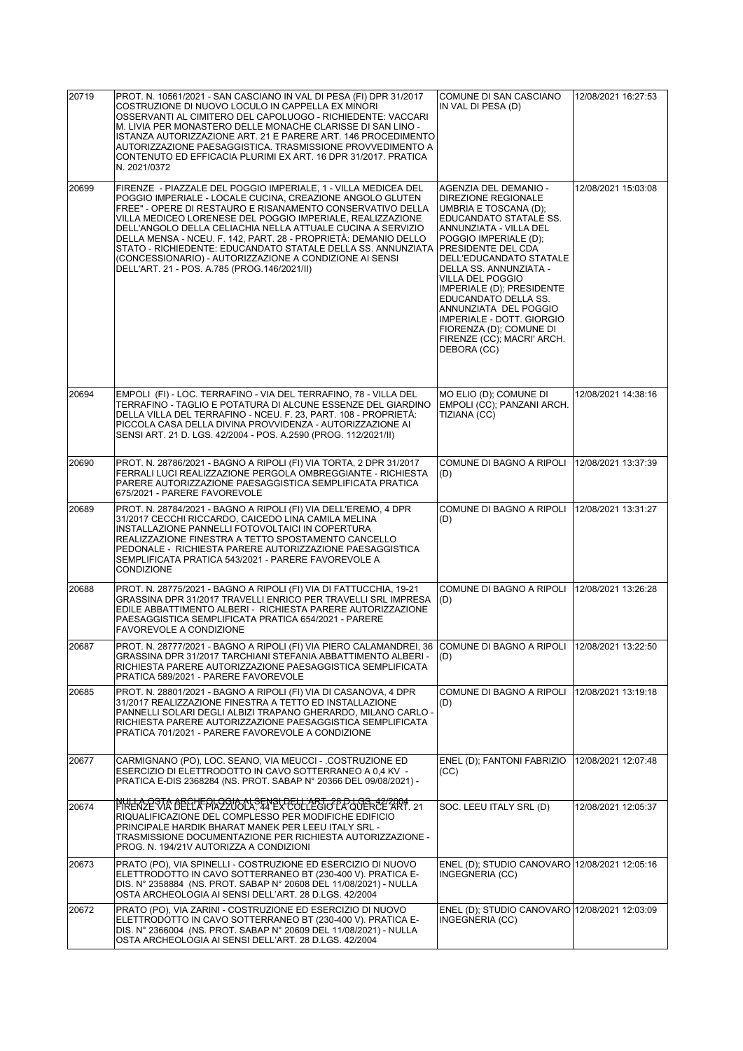| | | | |
|---|---|---|---|
| 20719 | PROT. N. 10561/2021 - SAN CASCIANO IN VAL DI PESA (FI) DPR 31/2017 COSTRUZIONE DI NUOVO LOCULO IN CAPPELLA EX MINORI OSSERVANTI AL CIMITERO DEL CAPOLUOGO - RICHIEDENTE: VACCARI M. LIVIA PER MONASTERO DELLE MONACHE CLARISSE DI SAN LINO - ISTANZA AUTORIZZAZIONE ART. 21 E PARERE ART. 146 PROCEDIMENTO AUTORIZZAZIONE PAESAGGISTICA. TRASMISSIONE PROVVEDIMENTO A CONTENUTO ED EFFICACIA PLURIMI EX ART. 16 DPR 31/2017. PRATICA N. 2021/0372 | COMUNE DI SAN CASCIANO IN VAL DI PESA (D) | 12/08/2021 16:27:53 |
| 20699 | FIRENZE - PIAZZALE DEL POGGIO IMPERIALE, 1 - VILLA MEDICEA DEL POGGIO IMPERIALE - LOCALE CUCINA, CREAZIONE ANGOLO GLUTEN FREE" - OPERE DI RESTAURO E RISANAMENTO CONSERVATIVO DELLA VILLA MEDICEO LORENESE DEL POGGIO IMPERIALE, REALIZZAZIONE DELL'ANGOLO DELLA CELIACHIA NELLA ATTUALE CUCINA A SERVIZIO DELLA MENSA - NCEU. F. 142, PART. 28 - PROPRIETÀ: DEMANIO DELLO STATO - RICHIEDENTE: EDUCANDATO STATALE DELLA SS. ANNUNZIATA (CONCESSIONARIO) - AUTORIZZAZIONE A CONDIZIONE AI SENSI DELL'ART. 21 - POS. A.785 (PROG.146/2021/II) | AGENZIA DEL DEMANIO - DIREZIONE REGIONALE UMBRIA E TOSCANA (D); EDUCANDATO STATALE SS. ANNUNZIATA - VILLA DEL POGGIO IMPERIALE (D); PRESIDENTE DEL CDA DELL'EDUCANDATO STATALE DELLA SS. ANNUNZIATA - VILLA DEL POGGIO IMPERIALE (D); PRESIDENTE EDUCANDATO DELLA SS. ANNUNZIATA DEL POGGIO IMPERIALE - DOTT. GIORGIO FIORENZA (D); COMUNE DI FIRENZE (CC); MACRI' ARCH. DEBORA (CC) | 12/08/2021 15:03:08 |
| 20694 | EMPOLI (FI) - LOC. TERRAFINO - VIA DEL TERRAFINO, 78 - VILLA DEL TERRAFINO - TAGLIO E POTATURA DI ALCUNE ESSENZE DEL GIARDINO DELLA VILLA DEL TERRAFINO - NCEU. F. 23, PART. 108 - PROPRIETÀ: PICCOLA CASA DELLA DIVINA PROVVIDENZA - AUTORIZZAZIONE AI SENSI ART. 21 D. LGS. 42/2004 - POS. A.2590 (PROG. 112/2021/II) | MO ELIO (D); COMUNE DI EMPOLI (CC); PANZANI ARCH. TIZIANA (CC) | 12/08/2021 14:38:16 |
| 20690 | PROT. N. 28786/2021 - BAGNO A RIPOLI (FI) VIA TORTA, 2 DPR 31/2017 FERRALI LUCI REALIZZAZIONE PERGOLA OMBREGGIANTE - RICHIESTA PARERE AUTORIZZAZIONE PAESAGGISTICA SEMPLIFICATA PRATICA 675/2021 - PARERE FAVOREVOLE | COMUNE DI BAGNO A RIPOLI (D) | 12/08/2021 13:37:39 |
| 20689 | PROT. N. 28784/2021 - BAGNO A RIPOLI (FI) VIA DELL'EREMO, 4 DPR 31/2017 CECCHI RICCARDO, CAICEDO LINA CAMILA MELINA INSTALLAZIONE PANNELLI FOTOVOLTAICI IN COPERTURA REALIZZAZIONE FINESTRA A TETTO SPOSTAMENTO CANCELLO PEDONALE - RICHIESTA PARERE AUTORIZZAZIONE PAESAGGISTICA SEMPLIFICATA PRATICA 543/2021 - PARERE FAVOREVOLE A CONDIZIONE | COMUNE DI BAGNO A RIPOLI (D) | 12/08/2021 13:31:27 |
| 20688 | PROT. N. 28775/2021 - BAGNO A RIPOLI (FI) VIA DI FATTUCCHIA, 19-21 GRASSINA DPR 31/2017 TRAVELLI ENRICO PER TRAVELLI SRL IMPRESA EDILE ABBATTIMENTO ALBERI - RICHIESTA PARERE AUTORIZZAZIONE PAESAGGISTICA SEMPLIFICATA PRATICA 654/2021 - PARERE FAVOREVOLE A CONDIZIONE | COMUNE DI BAGNO A RIPOLI (D) | 12/08/2021 13:26:28 |
| 20687 | PROT. N. 28777/2021 - BAGNO A RIPOLI (FI) VIA PIERO CALAMANDREI, 36 GRASSINA DPR 31/2017 TARCHIANI STEFANIA ABBATTIMENTO ALBERI - RICHIESTA PARERE AUTORIZZAZIONE PAESAGGISTICA SEMPLIFICATA PRATICA 589/2021 - PARERE FAVOREVOLE | COMUNE DI BAGNO A RIPOLI (D) | 12/08/2021 13:22:50 |
| 20685 | PROT. N. 28801/2021 - BAGNO A RIPOLI (FI) VIA DI CASANOVA, 4 DPR 31/2017 REALIZZAZIONE FINESTRA A TETTO ED INSTALLAZIONE PANNELLI SOLARI DEGLI ALBIZI TRAPANO GHERARDO, MILANO CARLO - RICHIESTA PARERE AUTORIZZAZIONE PAESAGGISTICA SEMPLIFICATA PRATICA 701/2021 - PARERE FAVOREVOLE A CONDIZIONE | COMUNE DI BAGNO A RIPOLI (D) | 12/08/2021 13:19:18 |
| 20677 | CARMIGNANO (PO), LOC. SEANO, VIA MEUCCI - .COSTRUZIONE ED ESERCIZIO DI ELETTRODOTTO IN CAVO SOTTERRANEO A 0,4 KV - PRATICA E-DIS 2368284 (NS. PROT. SABAP N° 20366 DEL 09/08/2021) - NULLA OSTA ARCHEOLOGIA AI SENSI DELL'ART. 28 D.LGS. 42/2004 | ENEL (D); FANTONI FABRIZIO (CC) | 12/08/2021 12:07:48 |
| 20674 | FIRENZE VIA DELLA PIAZZUOLA, 44 EX COLLEGIO LA QUERCE ART. 21 RIQUALIFICAZIONE DEL COMPLESSO PER MODIFICHE EDIFICIO PRINCIPALE HARDIK BHARAT MANEK PER LEEU ITALY SRL - TRASMISSIONE DOCUMENTAZIONE PER RICHIESTA AUTORIZZAZIONE - PROG. N. 194/21V AUTORIZZA A CONDIZIONI | SOC. LEEU ITALY SRL (D) | 12/08/2021 12:05:37 |
| 20673 | PRATO (PO), VIA SPINELLI - COSTRUZIONE ED ESERCIZIO DI NUOVO ELETTRODOTTO IN CAVO SOTTERRANEO BT (230-400 V). PRATICA E-DIS. N° 2358884 (NS. PROT. SABAP N° 20608 DEL 11/08/2021) - NULLA OSTA ARCHEOLOGIA AI SENSI DELL'ART. 28 D.LGS. 42/2004 | ENEL (D); STUDIO CANOVARO INGEGNERIA (CC) | 12/08/2021 12:05:16 |
| 20672 | PRATO (PO), VIA ZARINI - COSTRUZIONE ED ESERCIZIO DI NUOVO ELETTRODOTTO IN CAVO SOTTERRANEO BT (230-400 V). PRATICA E-DIS. N° 2366004 (NS. PROT. SABAP N° 20609 DEL 11/08/2021) - NULLA OSTA ARCHEOLOGIA AI SENSI DELL'ART. 28 D.LGS. 42/2004 | ENEL (D); STUDIO CANOVARO INGEGNERIA (CC) | 12/08/2021 12:03:09 |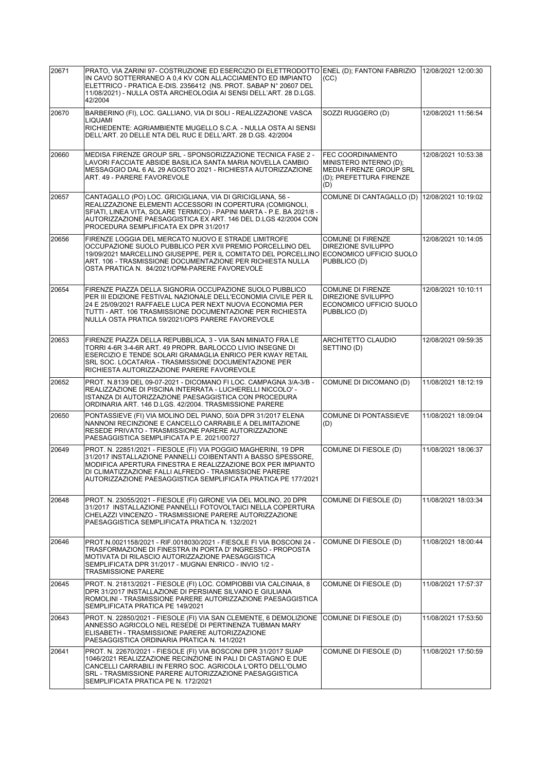| | | | |
|---|---|---|---|
| 20671 | PRATO, VIA ZARINI 97- COSTRUZIONE ED ESERCIZIO DI ELETTRODOTTO IN CAVO SOTTERRANEO A 0,4 KV CON ALLACCIAMENTO ED IMPIANTO ELETTRICO - PRATICA E-DIS. 2356412 (NS. PROT. SABAP N° 20607 DEL 11/08/2021) - NULLA OSTA ARCHEOLOGIA AI SENSI DELL'ART. 28 D.LGS. 42/2004 | ENEL (D); FANTONI FABRIZIO (CC) | 12/08/2021 12:00:30 |
| 20670 | BARBERINO (FI), LOC. GALLIANO, VIA DI SOLI - REALIZZAZIONE VASCA LIQUAMI RICHIEDENTE: AGRIAMBIENTE MUGELLO S.C.A. - NULLA OSTA AI SENSI DELL'ART. 20 DELLE NTA DEL RUC E DELL'ART. 28 D.GS. 42/2004 | SOZZI RUGGERO (D) | 12/08/2021 11:56:54 |
| 20660 | MEDISA FIRENZE GROUP SRL - SPONSORIZZAZIONE TECNICA FASE 2 - LAVORI FACCIATE ABSIDE BASILICA SANTA MARIA NOVELLA CAMBIO MESSAGGIO DAL 6 AL 29 AGOSTO 2021 - RICHIESTA AUTORIZZAZIONE ART. 49 - PARERE FAVOREVOLE | FEC COORDINAMENTO MINISTERO INTERNO (D); MEDIA FIRENZE GROUP SRL (D); PREFETTURA FIRENZE (D) | 12/08/2021 10:53:38 |
| 20657 | CANTAGALLO (PO) LOC. GRICIGLIANA, VIA DI GRICIGLIANA, 56 - REALIZZAZIONE ELEMENTI ACCESSORI IN COPERTURA (COMIGNOLI, SFIATI, LINEA VITA, SOLARE TERMICO) - PAPINI MARTA - P.E. BA 2021/8 - AUTORIZZAZIONE PAESAGGISTICA EX ART. 146 DEL D.LGS 42/2004 CON PROCEDURA SEMPLIFICATA EX DPR 31/2017 | COMUNE DI CANTAGALLO (D) | 12/08/2021 10:19:02 |
| 20656 | FIRENZE LOGGIA DEL MERCATO NUOVO E STRADE LIMITROFE OCCUPAZIONE SUOLO PUBBLICO PER XVII PREMIO PORCELLINO DEL 19/09/2021 MARCELLINO GIUSEPPE, PER IL COMITATO DEL PORCELLINO ART. 106 - TRASMISSIONE DOCUMENTAZIONE PER RICHIESTA NULLA OSTA PRATICA N. 84/2021/OPM-PARERE FAVOREVOLE | COMUNE DI FIRENZE DIREZIONE SVILUPPO ECONOMICO UFFICIO SUOLO PUBBLICO (D) | 12/08/2021 10:14:05 |
| 20654 | FIRENZE PIAZZA DELLA SIGNORIA OCCUPAZIONE SUOLO PUBBLICO PER III EDIZIONE FESTIVAL NAZIONALE DELL'ECONOMIA CIVILE PER IL 24 E 25/09/2021 RAFFAELE LUCA PER NEXT NUOVA ECONOMIA PER TUTTI - ART. 106 TRASMISSIONE DOCUMENTAZIONE PER RICHIESTA NULLA OSTA PRATICA 59/2021/OPS PARERE FAVOREVOLE | COMUNE DI FIRENZE DIREZIONE SVILUPPO ECONOMICO UFFICIO SUOLO PUBBLICO (D) | 12/08/2021 10:10:11 |
| 20653 | FIRENZE PIAZZA DELLA REPUBBLICA, 3 - VIA SAN MINIATO FRA LE TORRI 4-6R 3-4-6R ART. 49 PROPR. BARLOCCO LIVIO INSEGNE DI ESERCIZIO E TENDE SOLARI GRAMAGLIA ENRICO PER KWAY RETAIL SRL SOC. LOCATARIA - TRASMISSIONE DOCUMENTAZIONE PER RICHIESTA AUTORIZZAZIONE PARERE FAVOREVOLE | ARCHITETTO CLAUDIO SETTINO (D) | 12/08/2021 09:59:35 |
| 20652 | PROT. N.8139 DEL 09-07-2021 - DICOMANO FI LOC. CAMPAGNA 3/A-3/B - REALIZZAZIONE DI PISCINA INTERRATA - LUCHERELLI NICCOLO' - ISTANZA DI AUTORIZZAZIONE PAESAGGISTICA CON PROCEDURA ORDINARIA ART. 146 D.LGS. 42/2004. TRASMISSIONE PARERE | COMUNE DI DICOMANO (D) | 11/08/2021 18:12:19 |
| 20650 | PONTASSIEVE (FI) VIA MOLINO DEL PIANO, 50/A DPR 31/2017 ELENA NANNONI RECINZIONE E CANCELLO CARRABILE A DELIMITAZIONE RESEDE PRIVATO - TRASMISSIONE PARERE AUTORIZZAZIONE PAESAGGISTICA SEMPLIFICATA P.E. 2021/00727 | COMUNE DI PONTASSIEVE (D) | 11/08/2021 18:09:04 |
| 20649 | PROT. N. 22851/2021 - FIESOLE (FI) VIA POGGIO MAGHERINI, 19 DPR 31/2017 INSTALLAZIONE PANNELLI COIBENTANTI A BASSO SPESSORE, MODIFICA APERTURA FINESTRA E REALIZZAZIONE BOX PER IMPIANTO DI CLIMATIZZAZIONE FALLI ALFREDO - TRASMISSIONE PARERE AUTORIZZAZIONE PAESAGGISTICA SEMPLIFICATA PRATICA PE 177/2021 | COMUNE DI FIESOLE (D) | 11/08/2021 18:06:37 |
| 20648 | PROT. N. 23055/2021 - FIESOLE (FI) GIRONE VIA DEL MOLINO, 20 DPR 31/2017 INSTALLAZIONE PANNELLI FOTOVOLTAICI NELLA COPERTURA CHELAZZI VINCENZO - TRASMISSIONE PARERE AUTORIZZAZIONE PAESAGGISTICA SEMPLIFICATA PRATICA N. 132/2021 | COMUNE DI FIESOLE (D) | 11/08/2021 18:03:34 |
| 20646 | PROT.N.0021158/2021 - RIF.0018030/2021 - FIESOLE FI VIA BOSCONI 24 - TRASFORMAZIONE DI FINESTRA IN PORTA D' INGRESSO - PROPOSTA MOTIVATA DI RILASCIO AUTORIZZAZIONE PAESAGGISTICA SEMPLIFICATA DPR 31/2017 - MUGNAI ENRICO - INVIO 1/2 - TRASMISSIONE PARERE | COMUNE DI FIESOLE (D) | 11/08/2021 18:00:44 |
| 20645 | PROT. N. 21813/2021 - FIESOLE (FI) LOC. COMPIOBBI VIA CALCINAIA, 8 DPR 31/2017 INSTALLAZIONE DI PERSIANE SILVANO E GIULIANA ROMOLINI - TRASMISSIONE PARERE AUTORIZZAZIONE PAESAGGISTICA SEMPLIFICATA PRATICA PE 149/2021 | COMUNE DI FIESOLE (D) | 11/08/2021 17:57:37 |
| 20643 | PROT. N. 22850/2021 - FIESOLE (FI) VIA SAN CLEMENTE, 6 DEMOLIZIONE ANNESSO AGRICOLO NEL RESEDE DI PERTINENZA TUBMAN MARY ELISABETH - TRASMISSIONE PARERE AUTORIZZAZIONE PAESAGGISTICA ORDINARIA PRATICA N. 141/2021 | COMUNE DI FIESOLE (D) | 11/08/2021 17:53:50 |
| 20641 | PROT. N. 22670/2021 - FIESOLE (FI) VIA BOSCONI DPR 31/2017 SUAP 1046/2021 REALIZZAZIONE RECINZIONE IN PALI DI CASTAGNO E DUE CANCELLI CARRABILI IN FERRO SOC. AGRICOLA L'ORTO DELL'OLMO SRL - TRASMISSIONE PARERE AUTORIZZAZIONE PAESAGGISTICA SEMPLIFICATA PRATICA PE N. 172/2021 | COMUNE DI FIESOLE (D) | 11/08/2021 17:50:59 |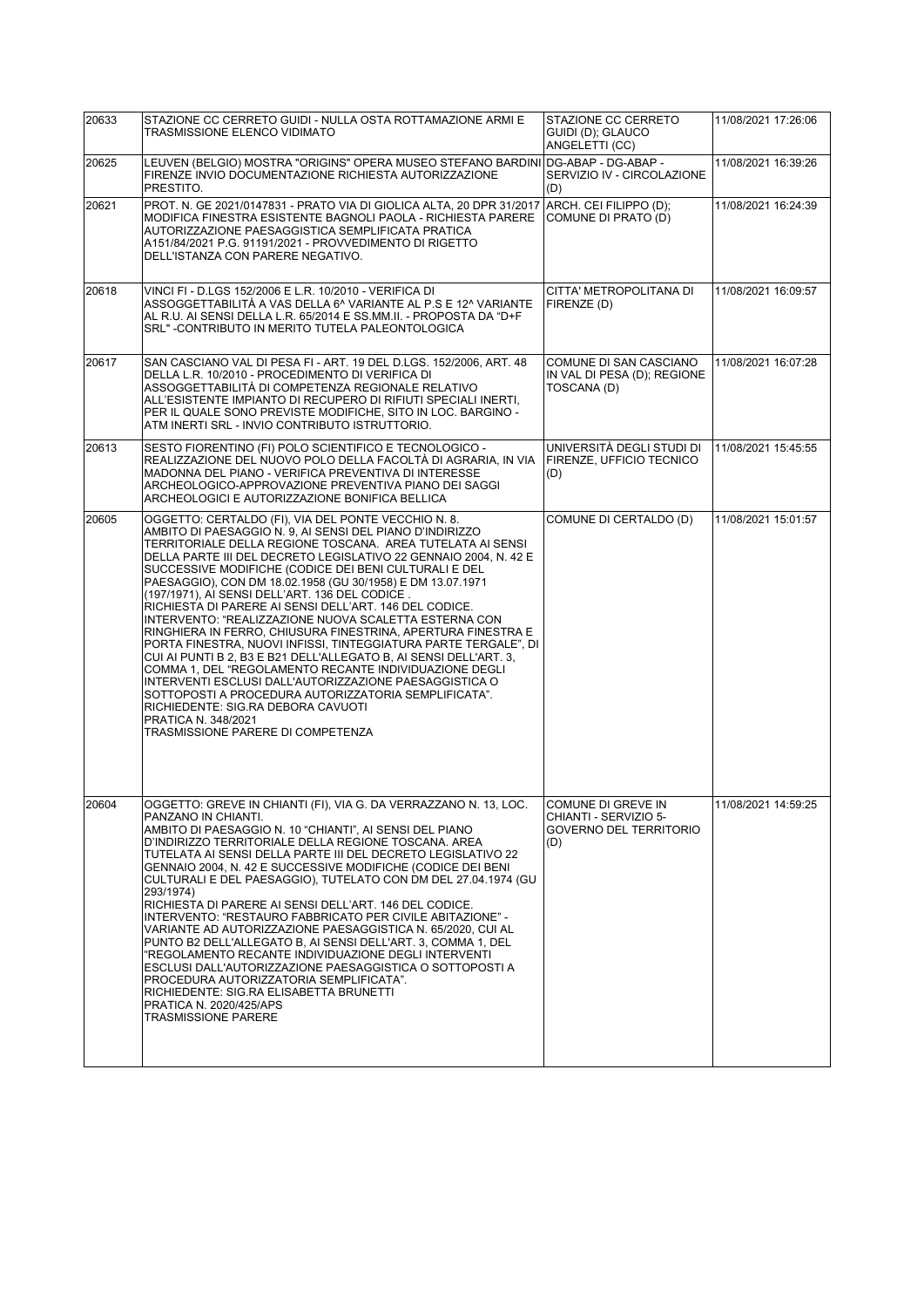| 20633 | STAZIONE CC CERRETO GUIDI - NULLA OSTA ROTTAMAZIONE ARMI E TRASMISSIONE ELENCO VIDIMATO | STAZIONE CC CERRETO GUIDI (D); GLAUCO ANGELETTI (CC) | 11/08/2021 17:26:06 |
|---|---|---|---|
| 20625 | LEUVEN (BELGIO) MOSTRA "ORIGINS" OPERA MUSEO STEFANO BARDINI FIRENZE INVIO DOCUMENTAZIONE RICHIESTA AUTORIZZAZIONE PRESTITO. | DG-ABAP - DG-ABAP - SERVIZIO IV - CIRCOLAZIONE (D) | 11/08/2021 16:39:26 |
| 20621 | PROT. N. GE 2021/0147831 - PRATO VIA DI GIOLICA ALTA, 20 DPR 31/2017 MODIFICA FINESTRA ESISTENTE BAGNOLI PAOLA - RICHIESTA PARERE AUTORIZZAZIONE PAESAGGISTICA SEMPLIFICATA PRATICA A151/84/2021 P.G. 91191/2021 - PROVVEDIMENTO DI RIGETTO DELL'ISTANZA CON PARERE NEGATIVO. | ARCH. CEI FILIPPO (D); COMUNE DI PRATO (D) | 11/08/2021 16:24:39 |
| 20618 | VINCI FI - D.LGS 152/2006 E L.R. 10/2010 - VERIFICA DI ASSOGGETTABILITÀ A VAS DELLA 6^ VARIANTE AL P.S E 12^ VARIANTE AL R.U. AI SENSI DELLA L.R. 65/2014 E SS.MM.II. - PROPOSTA DA "D+F SRL" -CONTRIBUTO IN MERITO TUTELA PALEONTOLOGICA | CITTA' METROPOLITANA DI FIRENZE (D) | 11/08/2021 16:09:57 |
| 20617 | SAN CASCIANO VAL DI PESA FI - ART. 19 DEL D.LGS. 152/2006, ART. 48 DELLA L.R. 10/2010 - PROCEDIMENTO DI VERIFICA DI ASSOGGETTABILITÀ DI COMPETENZA REGIONALE RELATIVO ALL'ESISTENTE IMPIANTO DI RECUPERO DI RIFIUTI SPECIALI INERTI, PER IL QUALE SONO PREVISTE MODIFICHE, SITO IN LOC. BARGINO - ATM INERTI SRL - INVIO CONTRIBUTO ISTRUTTORIO. | COMUNE DI SAN CASCIANO IN VAL DI PESA (D); REGIONE TOSCANA (D) | 11/08/2021 16:07:28 |
| 20613 | SESTO FIORENTINO (FI) POLO SCIENTIFICO E TECNOLOGICO - REALIZZAZIONE DEL NUOVO POLO DELLA FACOLTÀ DI AGRARIA, IN VIA MADONNA DEL PIANO - VERIFICA PREVENTIVA DI INTERESSE ARCHEOLOGICO-APPROVAZIONE PREVENTIVA PIANO DEI SAGGI ARCHEOLOGICI E AUTORIZZAZIONE BONIFICA BELLICA | UNIVERSITÀ DEGLI STUDI DI FIRENZE, UFFICIO TECNICO (D) | 11/08/2021 15:45:55 |
| 20605 | OGGETTO: CERTALDO (FI), VIA DEL PONTE VECCHIO N. 8. AMBITO DI PAESAGGIO N. 9, AI SENSI DEL PIANO D'INDIRIZZO TERRITORIALE DELLA REGIONE TOSCANA. AREA TUTELATA AI SENSI DELLA PARTE III DEL DECRETO LEGISLATIVO 22 GENNAIO 2004, N. 42 E SUCCESSIVE MODIFICHE (CODICE DEI BENI CULTURALI E DEL PAESAGGIO), CON DM 18.02.1958 (GU 30/1958) E DM 13.07.1971 (197/1971), AI SENSI DELL'ART. 136 DEL CODICE . RICHIESTA DI PARERE AI SENSI DELL'ART. 146 DEL CODICE. INTERVENTO: "REALIZZAZIONE NUOVA SCALETTA ESTERNA CON RINGHIERA IN FERRO, CHIUSURA FINESTRINA, APERTURA FINESTRA E PORTA FINESTRA, NUOVI INFISSI, TINTEGGIATURA PARTE TERGALE", DI CUI AI PUNTI B 2, B3 E B21 DELL'ALLEGATO B, AI SENSI DELL'ART. 3, COMMA 1, DEL "REGOLAMENTO RECANTE INDIVIDUAZIONE DEGLI INTERVENTI ESCLUSI DALL'AUTORIZZAZIONE PAESAGGISTICA O SOTTOPOSTI A PROCEDURA AUTORIZZATORIA SEMPLIFICATA". RICHIEDENTE: SIG.RA DEBORA CAVUOTI PRATICA N. 348/2021 TRASMISSIONE PARERE DI COMPETENZA | COMUNE DI CERTALDO (D) | 11/08/2021 15:01:57 |
| 20604 | OGGETTO: GREVE IN CHIANTI (FI), VIA G. DA VERRAZZANO N. 13, LOC. PANZANO IN CHIANTI. AMBITO DI PAESAGGIO N. 10 "CHIANTI", AI SENSI DEL PIANO D'INDIRIZZO TERRITORIALE DELLA REGIONE TOSCANA. AREA TUTELATA AI SENSI DELLA PARTE III DEL DECRETO LEGISLATIVO 22 GENNAIO 2004, N. 42 E SUCCESSIVE MODIFICHE (CODICE DEI BENI CULTURALI E DEL PAESAGGIO), TUTELATO CON DM DEL 27.04.1974 (GU 293/1974) RICHIESTA DI PARERE AI SENSI DELL'ART. 146 DEL CODICE. INTERVENTO: "RESTAURO FABBRICATO PER CIVILE ABITAZIONE" - VARIANTE AD AUTORIZZAZIONE PAESAGGISTICA N. 65/2020, CUI AL PUNTO B2 DELL'ALLEGATO B, AI SENSI DELL'ART. 3, COMMA 1, DEL "REGOLAMENTO RECANTE INDIVIDUAZIONE DEGLI INTERVENTI ESCLUSI DALL'AUTORIZZAZIONE PAESAGGISTICA O SOTTOPOSTI A PROCEDURA AUTORIZZATORIA SEMPLIFICATA". RICHIEDENTE: SIG.RA ELISABETTA BRUNETTI PRATICA N. 2020/425/APS TRASMISSIONE PARERE | COMUNE DI GREVE IN CHIANTI - SERVIZIO 5- GOVERNO DEL TERRITORIO (D) | 11/08/2021 14:59:25 |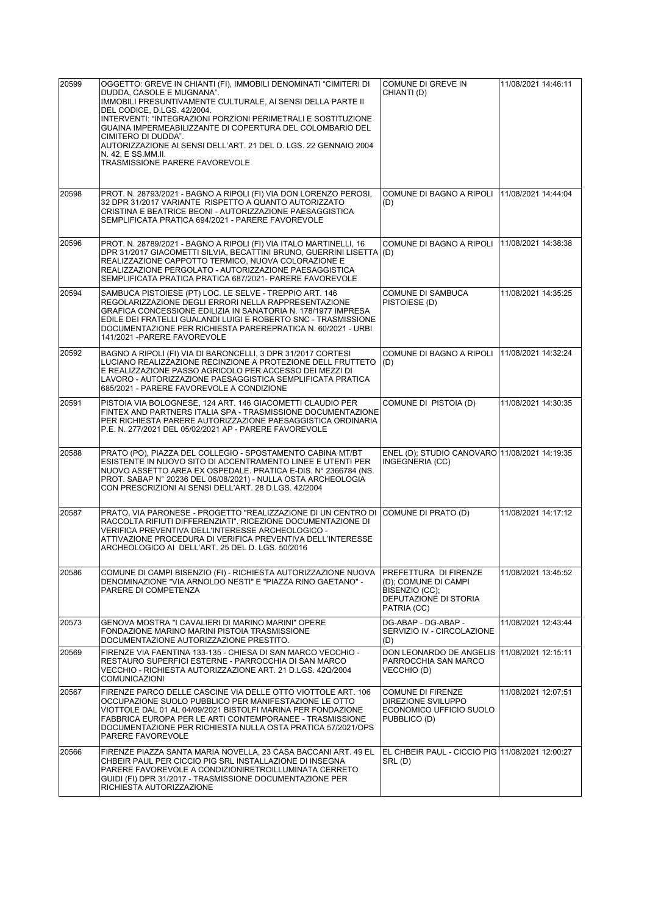| | | | |
|---|---|---|---|
| 20599 | OGGETTO: GREVE IN CHIANTI (FI), IMMOBILI DENOMINATI "CIMITERI DI DUDDA, CASOLE E MUGNANA". IMMOBILI PRESUNTIVAMENTE CULTURALE, AI SENSI DELLA PARTE II DEL CODICE, D.LGS. 42/2004. INTERVENTI: "INTEGRAZIONI PORZIONI PERIMETRALI E SOSTITUZIONE GUAINA IMPERMEABILIZZANTE DI COPERTURA DEL COLOMBARIO DEL CIMITERO DI DUDDA". AUTORIZZAZIONE AI SENSI DELL'ART. 21 DEL D. LGS. 22 GENNAIO 2004 N. 42, E SS.MM.II. TRASMISSIONE PARERE FAVOREVOLE | COMUNE DI GREVE IN CHIANTI (D) | 11/08/2021 14:46:11 |
| 20598 | PROT. N. 28793/2021 - BAGNO A RIPOLI (FI) VIA DON LORENZO PEROSI, 32 DPR 31/2017 VARIANTE RISPETTO A QUANTO AUTORIZZATO CRISTINA E BEATRICE BEONI - AUTORIZZAZIONE PAESAGGISTICA SEMPLIFICATA PRATICA 694/2021 - PARERE FAVOREVOLE | COMUNE DI BAGNO A RIPOLI (D) | 11/08/2021 14:44:04 |
| 20596 | PROT. N. 28789/2021 - BAGNO A RIPOLI (FI) VIA ITALO MARTINELLI, 16 DPR 31/2017 GIACOMETTI SILVIA, BECATTINI BRUNO, GUERRINI LISETTA REALIZZAZIONE CAPPOTTO TERMICO, NUOVA COLORAZIONE E REALIZZAZIONE PERGOLATO - AUTORIZZAZIONE PAESAGGISTICA SEMPLIFICATA PRATICA PRATICA 687/2021- PARERE FAVOREVOLE | COMUNE DI BAGNO A RIPOLI (D) | 11/08/2021 14:38:38 |
| 20594 | SAMBUCA PISTOIESE (PT) LOC. LE SELVE - TREPPIO ART. 146 REGOLARIZZAZIONE DEGLI ERRORI NELLA RAPPRESENTAZIONE GRAFICA CONCESSIONE EDILIZIA IN SANATORIA N. 178/1977 IMPRESA EDILE DEI FRATELLI GUALANDI LUIGI E ROBERTO SNC - TRASMISSIONE DOCUMENTAZIONE PER RICHIESTA PAREREPRATICA N. 60/2021 - URBI 141/2021 -PARERE FAVOREVOLE | COMUNE DI SAMBUCA PISTOIESE (D) | 11/08/2021 14:35:25 |
| 20592 | BAGNO A RIPOLI (FI) VIA DI BARONCELLI, 3 DPR 31/2017 CORTESI LUCIANO REALIZZAZIONE RECINZIONE A PROTEZIONE DELL FRUTTETO E REALIZZAZIONE PASSO AGRICOLO PER ACCESSO DEI MEZZI DI LAVORO - AUTORIZZAZIONE PAESAGGISTICA SEMPLIFICATA PRATICA 685/2021 - PARERE FAVOREVOLE A CONDIZIONE | COMUNE DI BAGNO A RIPOLI (D) | 11/08/2021 14:32:24 |
| 20591 | PISTOIA VIA BOLOGNESE, 124 ART. 146 GIACOMETTI CLAUDIO PER FINTEX AND PARTNERS ITALIA SPA - TRASMISSIONE DOCUMENTAZIONE PER RICHIESTA PARERE AUTORIZZAZIONE PAESAGGISTICA ORDINARIA P.E. N. 277/2021 DEL 05/02/2021 AP - PARERE FAVOREVOLE | COMUNE DI PISTOIA (D) | 11/08/2021 14:30:35 |
| 20588 | PRATO (PO), PIAZZA DEL COLLEGIO - SPOSTAMENTO CABINA MT/BT ESISTENTE IN NUOVO SITO DI ACCENTRAMENTO LINEE E UTENTI PER NUOVO ASSETTO AREA EX OSPEDALE. PRATICA E-DIS. N° 2366784 (NS. PROT. SABAP N° 20236 DEL 06/08/2021) - NULLA OSTA ARCHEOLOGIA CON PRESCRIZIONI AI SENSI DELL'ART. 28 D.LGS. 42/2004 | ENEL (D); STUDIO CANOVARO INGEGNERIA (CC) | 11/08/2021 14:19:35 |
| 20587 | PRATO, VIA PARONESE - PROGETTO "REALIZZAZIONE DI UN CENTRO DI RACCOLTA RIFIUTI DIFFERENZIATI". RICEZIONE DOCUMENTAZIONE DI VERIFICA PREVENTIVA DELL'INTERESSE ARCHEOLOGICO - ATTIVAZIONE PROCEDURA DI VERIFICA PREVENTIVA DELL'INTERESSE ARCHEOLOGICO AI DELL'ART. 25 DEL D. LGS. 50/2016 | COMUNE DI PRATO (D) | 11/08/2021 14:17:12 |
| 20586 | COMUNE DI CAMPI BISENZIO (FI) - RICHIESTA AUTORIZZAZIONE NUOVA DENOMINAZIONE "VIA ARNOLDO NESTI" E "PIAZZA RINO GAETANO" - PARERE DI COMPETENZA | PREFETTURA DI FIRENZE (D); COMUNE DI CAMPI BISENZIO (CC); DEPUTAZIONE DI STORIA PATRIA (CC) | 11/08/2021 13:45:52 |
| 20573 | GENOVA MOSTRA "I CAVALIERI DI MARINO MARINI" OPERE FONDAZIONE MARINO MARINI PISTOIA TRASMISSIONE DOCUMENTAZIONE AUTORIZZAZIONE PRESTITO. | DG-ABAP - DG-ABAP - SERVIZIO IV - CIRCOLAZIONE (D) | 11/08/2021 12:43:44 |
| 20569 | FIRENZE VIA FAENTINA 133-135 - CHIESA DI SAN MARCO VECCHIO - RESTAURO SUPERFICI ESTERNE - PARROCCHIA DI SAN MARCO VECCHIO - RICHIESTA AUTORIZZAZIONE ART. 21 D.LGS. 42Q/2004 COMUNICAZIONI | DON LEONARDO DE ANGELIS PARROCCHIA SAN MARCO VECCHIO (D) | 11/08/2021 12:15:11 |
| 20567 | FIRENZE PARCO DELLE CASCINE VIA DELLE OTTO VIOTTOLE ART. 106 OCCUPAZIONE SUOLO PUBBLICO PER MANIFESTAZIONE LE OTTO VIOTTOLE DAL 01 AL 04/09/2021 BISTOLFI MARINA PER FONDAZIONE FABBRICA EUROPA PER LE ARTI CONTEMPORANEE - TRASMISSIONE DOCUMENTAZIONE PER RICHIESTA NULLA OSTA PRATICA 57/2021/OPS PARERE FAVOREVOLE | COMUNE DI FIRENZE DIREZIONE SVILUPPO ECONOMICO UFFICIO SUOLO PUBBLICO (D) | 11/08/2021 12:07:51 |
| 20566 | FIRENZE PIAZZA SANTA MARIA NOVELLA, 23 CASA BACCANI ART. 49 EL CHBEIR PAUL PER CICCIO PIG SRL INSTALLAZIONE DI INSEGNA PARERE FAVOREVOLE A CONDIZIONIRETROILLUMINATA CERRETO GUIDI (FI) DPR 31/2017 - TRASMISSIONE DOCUMENTAZIONE PER RICHIESTA AUTORIZZAZIONE | EL CHBEIR PAUL - CICCIO PIG SRL (D) | 11/08/2021 12:00:27 |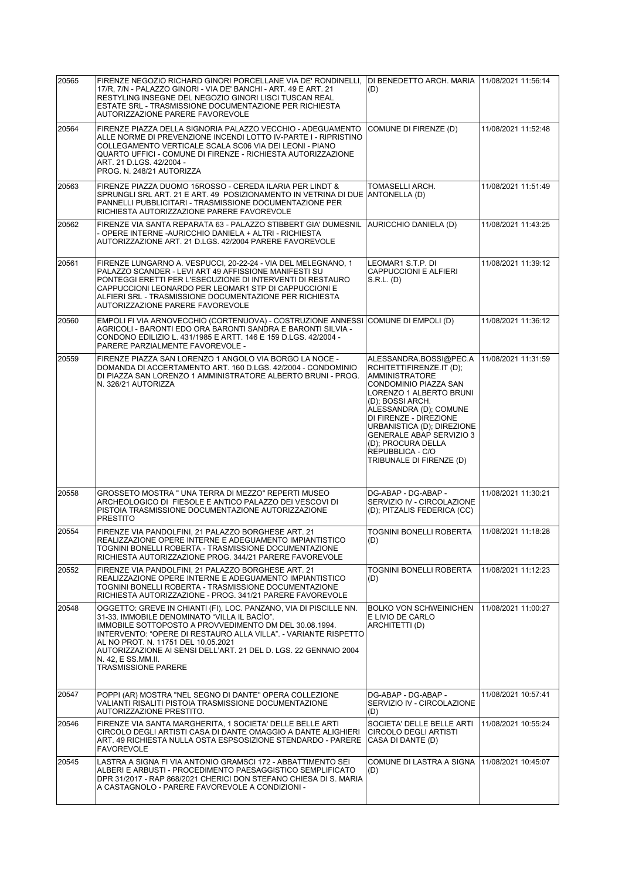| | | | |
|---|---|---|---|
| 20565 | FIRENZE NEGOZIO RICHARD GINORI PORCELLANE VIA DE' RONDINELLI, 17/R, 7/N - PALAZZO GINORI - VIA DE' BANCHI - ART. 49 E ART. 21 RESTYLING INSEGNE DEL NEGOZIO GINORI LISCI TUSCAN REAL ESTATE SRL - TRASMISSIONE DOCUMENTAZIONE PER RICHIESTA AUTORIZZAZIONE PARERE FAVOREVOLE | DI BENEDETTO ARCH. MARIA (D) | 11/08/2021 11:56:14 |
| 20564 | FIRENZE PIAZZA DELLA SIGNORIA PALAZZO VECCHIO - ADEGUAMENTO ALLE NORME DI PREVENZIONE INCENDI LOTTO IV-PARTE I - RIPRISTINO COLLEGAMENTO VERTICALE SCALA SC06 VIA DEI LEONI - PIANO QUARTO UFFICI - COMUNE DI FIRENZE - RICHIESTA AUTORIZZAZIONE ART. 21 D.LGS. 42/2004 - PROG. N. 248/21 AUTORIZZA | COMUNE DI FIRENZE (D) | 11/08/2021 11:52:48 |
| 20563 | FIRENZE PIAZZA DUOMO 15ROSSO - CEREDA ILARIA PER LINDT & SPRUNGLI SRL ART. 21 E ART. 49 POSIZIONAMENTO IN VETRINA DI DUE PANNELLI PUBBLICITARI - TRASMISSIONE DOCUMENTAZIONE PER RICHIESTA AUTORIZZAZIONE PARERE FAVOREVOLE | TOMASELLI ARCH. ANTONELLA (D) | 11/08/2021 11:51:49 |
| 20562 | FIRENZE VIA SANTA REPARATA 63 - PALAZZO STIBBERT GIA' DUMESNIL - OPERE INTERNE -AURICCHIO DANIELA + ALTRI - RICHIESTA AUTORIZZAZIONE ART. 21 D.LGS. 42/2004 PARERE FAVOREVOLE | AURICCHIO DANIELA (D) | 11/08/2021 11:43:25 |
| 20561 | FIRENZE LUNGARNO A. VESPUCCI, 20-22-24 - VIA DEL MELEGNANO, 1 PALAZZO SCANDER - LEVI ART 49 AFFISSIONE MANIFESTI SU PONTEGGI ERETTI PER L'ESECUZIONE DI INTERVENTI DI RESTAURO CAPPUCCIONI LEONARDO PER LEOMAR1 STP DI CAPPUCCIONI E ALFIERI SRL - TRASMISSIONE DOCUMENTAZIONE PER RICHIESTA AUTORIZZAZIONE PARERE FAVOREVOLE | LEOMAR1 S.T.P. DI CAPPUCCIONI E ALFIERI S.R.L. (D) | 11/08/2021 11:39:12 |
| 20560 | EMPOLI FI VIA ARNOVECCHIO (CORTENUOVA) - COSTRUZIONE ANNESSI AGRICOLI - BARONTI EDO ORA BARONTI SANDRA E BARONTI SILVIA - CONDONO EDILIZIO L. 431/1985 E ARTT. 146 E 159 D.LGS. 42/2004 - PARERE PARZIALMENTE FAVOREVOLE - | COMUNE DI EMPOLI (D) | 11/08/2021 11:36:12 |
| 20559 | FIRENZE PIAZZA SAN LORENZO 1 ANGOLO VIA BORGO LA NOCE - DOMANDA DI ACCERTAMENTO ART. 160 D.LGS. 42/2004 - CONDOMINIO DI PIAZZA SAN LORENZO 1 AMMINISTRATORE ALBERTO BRUNI - PROG. N. 326/21 AUTORIZZA | ALESSANDRA.BOSSI@PEC.ARCHITETTIFIRENZE.IT (D); AMMINISTRATORE CONDOMINIO PIAZZA SAN LORENZO 1 ALBERTO BRUNI (D); BOSSI ARCH. ALESSANDRA (D); COMUNE DI FIRENZE - DIREZIONE URBANISTICA (D); DIREZIONE GENERALE ABAP SERVIZIO 3 (D); PROCURA DELLA REPUBBLICA - C/O TRIBUNALE DI FIRENZE (D) | 11/08/2021 11:31:59 |
| 20558 | GROSSETO MOSTRA " UNA TERRA DI MEZZO" REPERTI MUSEO ARCHEOLOGICO DI FIESOLE E ANTICO PALAZZO DEI VESCOVI DI PISTOIA TRASMISSIONE DOCUMENTAZIONE AUTORIZZAZIONE PRESTITO | DG-ABAP - DG-ABAP - SERVIZIO IV - CIRCOLAZIONE (D); PITZALIS FEDERICA (CC) | 11/08/2021 11:30:21 |
| 20554 | FIRENZE VIA PANDOLFINI, 21 PALAZZO BORGHESE ART. 21 REALIZZAZIONE OPERE INTERNE E ADEGUAMENTO IMPIANTISTICO TOGNINI BONELLI ROBERTA - TRASMISSIONE DOCUMENTAZIONE RICHIESTA AUTORIZZAZIONE PROG. 344/21 PARERE FAVOREVOLE | TOGNINI BONELLI ROBERTA (D) | 11/08/2021 11:18:28 |
| 20552 | FIRENZE VIA PANDOLFINI, 21 PALAZZO BORGHESE ART. 21 REALIZZAZIONE OPERE INTERNE E ADEGUAMENTO IMPIANTISTICO TOGNINI BONELLI ROBERTA - TRASMISSIONE DOCUMENTAZIONE RICHIESTA AUTORIZZAZIONE - PROG. 341/21 PARERE FAVOREVOLE | TOGNINI BONELLI ROBERTA (D) | 11/08/2021 11:12:23 |
| 20548 | OGGETTO: GREVE IN CHIANTI (FI), LOC. PANZANO, VIA DI PISCILLE NN. 31-33. IMMOBILE DENOMINATO "VILLA IL BACÌO". IMMOBILE SOTTOPOSTO A PROVVEDIMENTO DM DEL 30.08.1994. INTERVENTO: "OPERE DI RESTAURO ALLA VILLA". - VARIANTE RISPETTO AL NO PROT. N. 11751 DEL 10.05.2021 AUTORIZZAZIONE AI SENSI DELL'ART. 21 DEL D. LGS. 22 GENNAIO 2004 N. 42, E SS.MM.II. TRASMISSIONE PARERE | BOLKO VON SCHWEINICHEN E LIVIO DE CARLO ARCHITETTI (D) | 11/08/2021 11:00:27 |
| 20547 | POPPI (AR) MOSTRA "NEL SEGNO DI DANTE" OPERA COLLEZIONE VALIANTI RISALITI PISTOIA TRASMISSIONE DOCUMENTAZIONE AUTORIZZAZIONE PRESTITO. | DG-ABAP - DG-ABAP - SERVIZIO IV - CIRCOLAZIONE (D) | 11/08/2021 10:57:41 |
| 20546 | FIRENZE VIA SANTA MARGHERITA, 1 SOCIETA' DELLE BELLE ARTI CIRCOLO DEGLI ARTISTI CASA DI DANTE OMAGGIO A DANTE ALIGHIERI ART. 49 RICHIESTA NULLA OSTA ESPSOSIZIONE STENDARDO - PARERE FAVOREVOLE | SOCIETA' DELLE BELLE ARTI CIRCOLO DEGLI ARTISTI CASA DI DANTE (D) | 11/08/2021 10:55:24 |
| 20545 | LASTRA A SIGNA FI VIA ANTONIO GRAMSCI 172 - ABBATTIMENTO SEI ALBERI E ARBUSTI - PROCEDIMENTO PAESAGGISTICO SEMPLIFICATO DPR 31/2017 - RAP 868/2021 CHERICI DON STEFANO CHIESA DI S. MARIA A CASTAGNOLO - PARERE FAVOREVOLE A CONDIZIONI - | COMUNE DI LASTRA A SIGNA (D) | 11/08/2021 10:45:07 |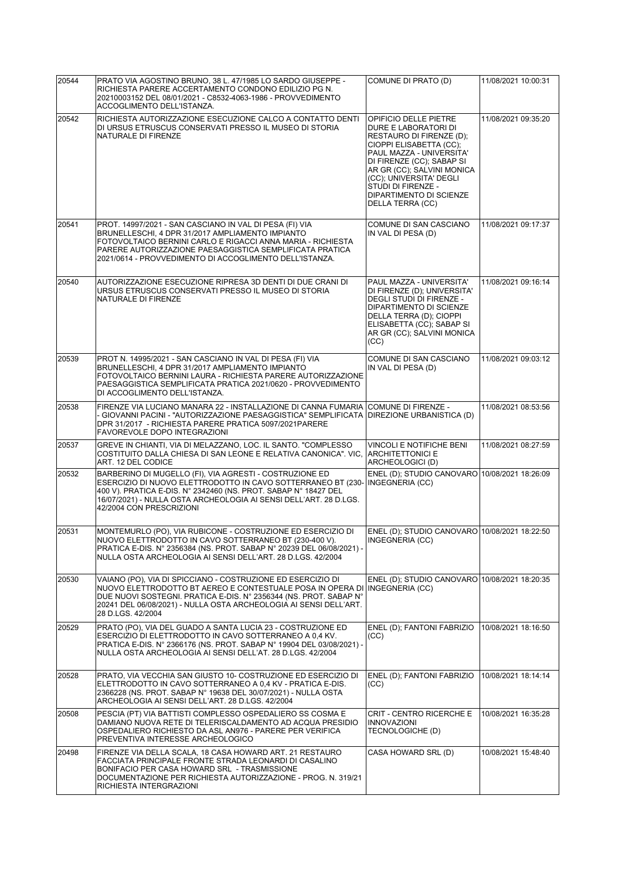| | | | |
|---|---|---|---|
| 20544 | PRATO VIA AGOSTINO BRUNO, 38 L. 47/1985 LO SARDO GIUSEPPE - RICHIESTA PARERE ACCERTAMENTO CONDONO EDILIZIO PG N. 20210003152 DEL 08/01/2021 - C8532-4063-1986 - PROVVEDIMENTO ACCOGLIMENTO DELL'ISTANZA. | COMUNE DI PRATO (D) | 11/08/2021 10:00:31 |
| 20542 | RICHIESTA AUTORIZZAZIONE ESECUZIONE CALCO A CONTATTO DENTI DI URSUS ETRUSCUS CONSERVATI PRESSO IL MUSEO DI STORIA NATURALE DI FIRENZE | OPIFICIO DELLE PIETRE DURE E LABORATORI DI RESTAURO DI FIRENZE (D); CIOPPI ELISABETTA (CC); PAUL MAZZA - UNIVERSITA' DI FIRENZE (CC); SABAP SI AR GR (CC); SALVINI MONICA (CC); UNIVERSITA' DEGLI STUDI DI FIRENZE - DIPARTIMENTO DI SCIENZE DELLA TERRA (CC) | 11/08/2021 09:35:20 |
| 20541 | PROT. 14997/2021 - SAN CASCIANO IN VAL DI PESA (FI) VIA BRUNELLESCHI, 4 DPR 31/2017 AMPLIAMENTO IMPIANTO FOTOVOLTAICO BERNINI CARLO E RIGACCI ANNA MARIA - RICHIESTA PARERE AUTORIZZAZIONE PAESAGGISTICA SEMPLIFICATA PRATICA 2021/0614 - PROVVEDIMENTO DI ACCOGLIMENTO DELL'ISTANZA. | COMUNE DI SAN CASCIANO IN VAL DI PESA (D) | 11/08/2021 09:17:37 |
| 20540 | AUTORIZZAZIONE ESECUZIONE RIPRESA 3D DENTI DI DUE CRANI DI URSUS ETRUSCUS CONSERVATI PRESSO IL MUSEO DI STORIA NATURALE DI FIRENZE | PAUL MAZZA - UNIVERSITA' DI FIRENZE (D); UNIVERSITA' DEGLI STUDI DI FIRENZE - DIPARTIMENTO DI SCIENZE DELLA TERRA (D); CIOPPI ELISABETTA (CC); SABAP SI AR GR (CC); SALVINI MONICA (CC) | 11/08/2021 09:16:14 |
| 20539 | PROT N. 14995/2021 - SAN CASCIANO IN VAL DI PESA (FI) VIA BRUNELLESCHI, 4 DPR 31/2017 AMPLIAMENTO IMPIANTO FOTOVOLTAICO BERNINI LAURA - RICHIESTA PARERE AUTORIZZAZIONE PAESAGGISTICA SEMPLIFICATA PRATICA 2021/0620 - PROVVEDIMENTO DI ACCOGLIMENTO DELL'ISTANZA. | COMUNE DI SAN CASCIANO IN VAL DI PESA (D) | 11/08/2021 09:03:12 |
| 20538 | FIRENZE VIA LUCIANO MANARA 22 - INSTALLAZIONE DI CANNA FUMARIA - GIOVANNI PACINI - "AUTORIZZAZIONE PAESAGGISTICA" SEMPLIFICATA DPR 31/2017 - RICHIESTA PARERE PRATICA 5097/2021PARERE FAVOREVOLE DOPO INTEGRAZIONI | COMUNE DI FIRENZE - DIREZIONE URBANISTICA (D) | 11/08/2021 08:53:56 |
| 20537 | GREVE IN CHIANTI, VIA DI MELAZZANO, LOC. IL SANTO. "COMPLESSO COSTITUITO DALLA CHIESA DI SAN LEONE E RELATIVA CANONICA". VIC, ART. 12 DEL CODICE | VINCOLI E NOTIFICHE BENI ARCHITETTONICI E ARCHEOLOGICI (D) | 11/08/2021 08:27:59 |
| 20532 | BARBERINO DI MUGELLO (FI), VIA AGRESTI - COSTRUZIONE ED ESERCIZIO DI NUOVO ELETTRODOTTO IN CAVO SOTTERRANEO BT (230-400 V). PRATICA E-DIS. N° 2342460 (NS. PROT. SABAP N° 18427 DEL 16/07/2021) - NULLA OSTA ARCHEOLOGIA AI SENSI DELL'ART. 28 D.LGS. 42/2004 CON PRESCRIZIONI | ENEL (D); STUDIO CANOVARO INGEGNERIA (CC) | 10/08/2021 18:26:09 |
| 20531 | MONTEMURLO (PO), VIA RUBICONE - COSTRUZIONE ED ESERCIZIO DI NUOVO ELETTRODOTTO IN CAVO SOTTERRANEO BT (230-400 V). PRATICA E-DIS. N° 2356384 (NS. PROT. SABAP N° 20239 DEL 06/08/2021) - NULLA OSTA ARCHEOLOGIA AI SENSI DELL'ART. 28 D.LGS. 42/2004 | ENEL (D); STUDIO CANOVARO INGEGNERIA (CC) | 10/08/2021 18:22:50 |
| 20530 | VAIANO (PO), VIA DI SPICCIANO - COSTRUZIONE ED ESERCIZIO DI NUOVO ELETTRODOTTO BT AEREO E CONTESTUALE POSA IN OPERA DI DUE NUOVI SOSTEGNI. PRATICA E-DIS. N° 2356344 (NS. PROT. SABAP N° 20241 DEL 06/08/2021) - NULLA OSTA ARCHEOLOGIA AI SENSI DELL'ART. 28 D.LGS. 42/2004 | ENEL (D); STUDIO CANOVARO INGEGNERIA (CC) | 10/08/2021 18:20:35 |
| 20529 | PRATO (PO), VIA DEL GUADO A SANTA LUCIA 23 - COSTRUZIONE ED ESERCIZIO DI ELETTRODOTTO IN CAVO SOTTERRANEO A 0,4 KV. PRATICA E-DIS. N° 2366176 (NS. PROT. SABAP N° 19904 DEL 03/08/2021) - NULLA OSTA ARCHEOLOGIA AI SENSI DELL'AT. 28 D.LGS. 42/2004 | ENEL (D); FANTONI FABRIZIO (CC) | 10/08/2021 18:16:50 |
| 20528 | PRATO, VIA VECCHIA SAN GIUSTO 10- COSTRUZIONE ED ESERCIZIO DI ELETTRODOTTO IN CAVO SOTTERRANEO A 0,4 KV - PRATICA E-DIS. 2366228 (NS. PROT. SABAP N° 19638 DEL 30/07/2021) - NULLA OSTA ARCHEOLOGIA AI SENSI DELL'ART. 28 D.LGS. 42/2004 | ENEL (D); FANTONI FABRIZIO (CC) | 10/08/2021 18:14:14 |
| 20508 | PESCIA (PT) VIA BATTISTI COMPLESSO OSPEDALIERO SS COSMA E DAMIANO NUOVA RETE DI TELERISCALDAMENTO AD ACQUA PRESIDIO OSPEDALIERO RICHIESTO DA ASL AN976 - PARERE PER VERIFICA PREVENTIVA INTERESSE ARCHEOLOGICO | CRIT - CENTRO RICERCHE E INNOVAZIONI TECNOLOGICHE (D) | 10/08/2021 16:35:28 |
| 20498 | FIRENZE VIA DELLA SCALA, 18 CASA HOWARD ART. 21 RESTAURO FACCIATA PRINCIPALE FRONTE STRADA LEONARDI DI CASALINO BONIFACIO PER CASA HOWARD SRL - TRASMISSIONE DOCUMENTAZIONE PER RICHIESTA AUTORIZZAZIONE - PROG. N. 319/21 RICHIESTA INTERGRAZIONI | CASA HOWARD SRL (D) | 10/08/2021 15:48:40 |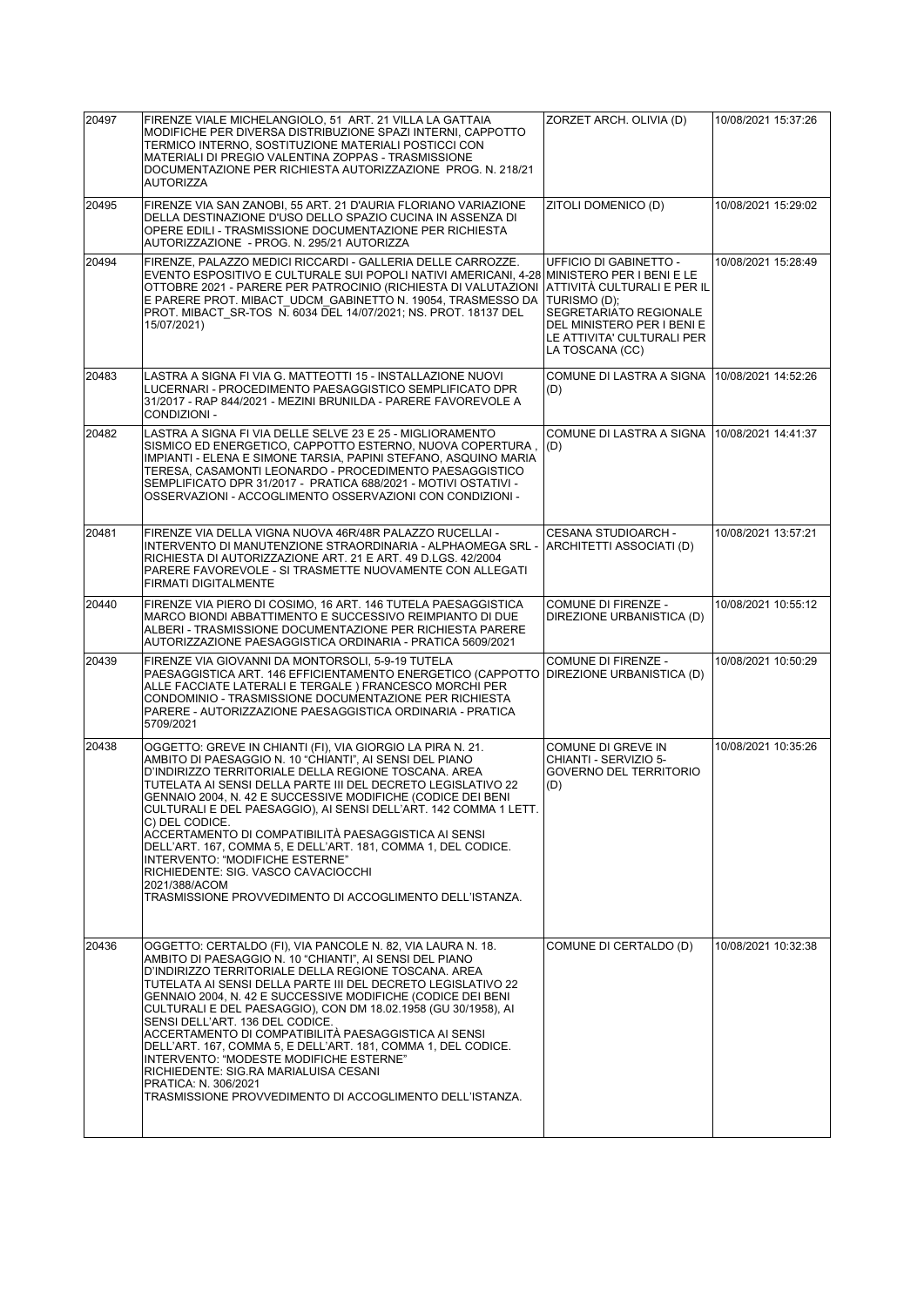| 20497 | FIRENZE VIALE MICHELANGIOLO, 51 ART. 21 VILLA LA GATTAIA MODIFICHE PER DIVERSA DISTRIBUZIONE SPAZI INTERNI, CAPPOTTO TERMICO INTERNO, SOSTITUZIONE MATERIALI POSTICCI CON MATERIALI DI PREGIO VALENTINA ZOPPAS - TRASMISSIONE DOCUMENTAZIONE PER RICHIESTA AUTORIZZAZIONE PROG. N. 218/21 AUTORIZZA | ZORZET ARCH. OLIVIA (D) | 10/08/2021 15:37:26 |
|---|---|---|---|
| 20495 | FIRENZE VIA SAN ZANOBI, 55 ART. 21 D'AURIA FLORIANO VARIAZIONE DELLA DESTINAZIONE D'USO DELLO SPAZIO CUCINA IN ASSENZA DI OPERE EDILI - TRASMISSIONE DOCUMENTAZIONE PER RICHIESTA AUTORIZZAZIONE - PROG. N. 295/21 AUTORIZZA | ZITOLI DOMENICO (D) | 10/08/2021 15:29:02 |
| 20494 | FIRENZE, PALAZZO MEDICI RICCARDI - GALLERIA DELLE CARROZZE. EVENTO ESPOSITIVO E CULTURALE SUI POPOLI NATIVI AMERICANI, 4-28 OTTOBRE 2021 - PARERE PER PATROCINIO (RICHIESTA DI VALUTAZIONI E PARERE PROT. MIBACT_UDCM_GABINETTO N. 19054, TRASMESSO DA PROT. MIBACT_SR-TOS N. 6034 DEL 14/07/2021; NS. PROT. 18137 DEL 15/07/2021) | UFFICIO DI GABINETTO - MINISTERO PER I BENI E LE ATTIVITÀ CULTURALI E PER IL TURISMO (D); SEGRETARIATO REGIONALE DEL MINISTERO PER I BENI E LE ATTIVITA' CULTURALI PER LA TOSCANA (CC) | 10/08/2021 15:28:49 |
| 20483 | LASTRA A SIGNA FI VIA G. MATTEOTTI 15 - INSTALLAZIONE NUOVI LUCERNARI - PROCEDIMENTO PAESAGGISTICO SEMPLIFICATO DPR 31/2017 - RAP 844/2021 - MEZINI BRUNILDA - PARERE FAVOREVOLE A CONDIZIONI - | COMUNE DI LASTRA A SIGNA (D) | 10/08/2021 14:52:26 |
| 20482 | LASTRA A SIGNA FI VIA DELLE SELVE 23 E 25 - MIGLIORAMENTO SISMICO ED ENERGETICO, CAPPOTTO ESTERNO, NUOVA COPERTURA , IMPIANTI - ELENA E SIMONE TARSIA, PAPINI STEFANO, ASQUINO MARIA TERESA, CASAMONTI LEONARDO - PROCEDIMENTO PAESAGGISTICO SEMPLIFICATO DPR 31/2017 - PRATICA 688/2021 - MOTIVI OSTATIVI - OSSERVAZIONI - ACCOGLIMENTO OSSERVAZIONI CON CONDIZIONI - | COMUNE DI LASTRA A SIGNA (D) | 10/08/2021 14:41:37 |
| 20481 | FIRENZE VIA DELLA VIGNA NUOVA 46R/48R PALAZZO RUCELLAI - INTERVENTO DI MANUTENZIONE STRAORDINARIA - ALPHAOMEGA SRL - RICHIESTA DI AUTORIZZAZIONE ART. 21 E ART. 49 D.LGS. 42/2004 PARERE FAVOREVOLE - SI TRASMETTE NUOVAMENTE CON ALLEGATI FIRMATI DIGITALMENTE | CESANA STUDIOARCH - ARCHITETTI ASSOCIATI (D) | 10/08/2021 13:57:21 |
| 20440 | FIRENZE VIA PIERO DI COSIMO, 16 ART. 146 TUTELA PAESAGGISTICA MARCO BIONDI ABBATTIMENTO E SUCCESSIVO REIMPIANTO DI DUE ALBERI - TRASMISSIONE DOCUMENTAZIONE PER RICHIESTA PARERE AUTORIZZAZIONE PAESAGGISTICA ORDINARIA - PRATICA 5609/2021 | COMUNE DI FIRENZE - DIREZIONE URBANISTICA (D) | 10/08/2021 10:55:12 |
| 20439 | FIRENZE VIA GIOVANNI DA MONTORSOLI, 5-9-19 TUTELA PAESAGGISTICA ART. 146 EFFICIENTAMENTO ENERGETICO (CAPPOTTO ALLE FACCIATE LATERALI E TERGALE ) FRANCESCO MORCHI PER CONDOMINIO - TRASMISSIONE DOCUMENTAZIONE PER RICHIESTA PARERE - AUTORIZZAZIONE PAESAGGISTICA ORDINARIA - PRATICA 5709/2021 | COMUNE DI FIRENZE - DIREZIONE URBANISTICA (D) | 10/08/2021 10:50:29 |
| 20438 | OGGETTO: GREVE IN CHIANTI (FI), VIA GIORGIO LA PIRA N. 21. AMBITO DI PAESAGGIO N. 10 "CHIANTI", AI SENSI DEL PIANO D'INDIRIZZO TERRITORIALE DELLA REGIONE TOSCANA. AREA TUTELATA AI SENSI DELLA PARTE III DEL DECRETO LEGISLATIVO 22 GENNAIO 2004, N. 42 E SUCCESSIVE MODIFICHE (CODICE DEI BENI CULTURALI E DEL PAESAGGIO), AI SENSI DELL'ART. 142 COMMA 1 LETT. C) DEL CODICE. ACCERTAMENTO DI COMPATIBILITÀ PAESAGGISTICA AI SENSI DELL'ART. 167, COMMA 5, E DELL'ART. 181, COMMA 1, DEL CODICE. INTERVENTO: "MODIFICHE ESTERNE" RICHIEDENTE: SIG. VASCO CAVACIOCCHI 2021/388/ACOM TRASMISSIONE PROVVEDIMENTO DI ACCOGLIMENTO DELL'ISTANZA. | COMUNE DI GREVE IN CHIANTI - SERVIZIO 5- GOVERNO DEL TERRITORIO (D) | 10/08/2021 10:35:26 |
| 20436 | OGGETTO: CERTALDO (FI), VIA PANCOLE N. 82, VIA LAURA N. 18. AMBITO DI PAESAGGIO N. 10 "CHIANTI", AI SENSI DEL PIANO D'INDIRIZZO TERRITORIALE DELLA REGIONE TOSCANA. AREA TUTELATA AI SENSI DELLA PARTE III DEL DECRETO LEGISLATIVO 22 GENNAIO 2004, N. 42 E SUCCESSIVE MODIFICHE (CODICE DEI BENI CULTURALI E DEL PAESAGGIO), CON DM 18.02.1958 (GU 30/1958), AI SENSI DELL'ART. 136 DEL CODICE. ACCERTAMENTO DI COMPATIBILITÀ PAESAGGISTICA AI SENSI DELL'ART. 167, COMMA 5, E DELL'ART. 181, COMMA 1, DEL CODICE. INTERVENTO: "MODESTE MODIFICHE ESTERNE" RICHIEDENTE: SIG.RA MARIALUISA CESANI PRATICA: N. 306/2021 TRASMISSIONE PROVVEDIMENTO DI ACCOGLIMENTO DELL'ISTANZA. | COMUNE DI CERTALDO (D) | 10/08/2021 10:32:38 |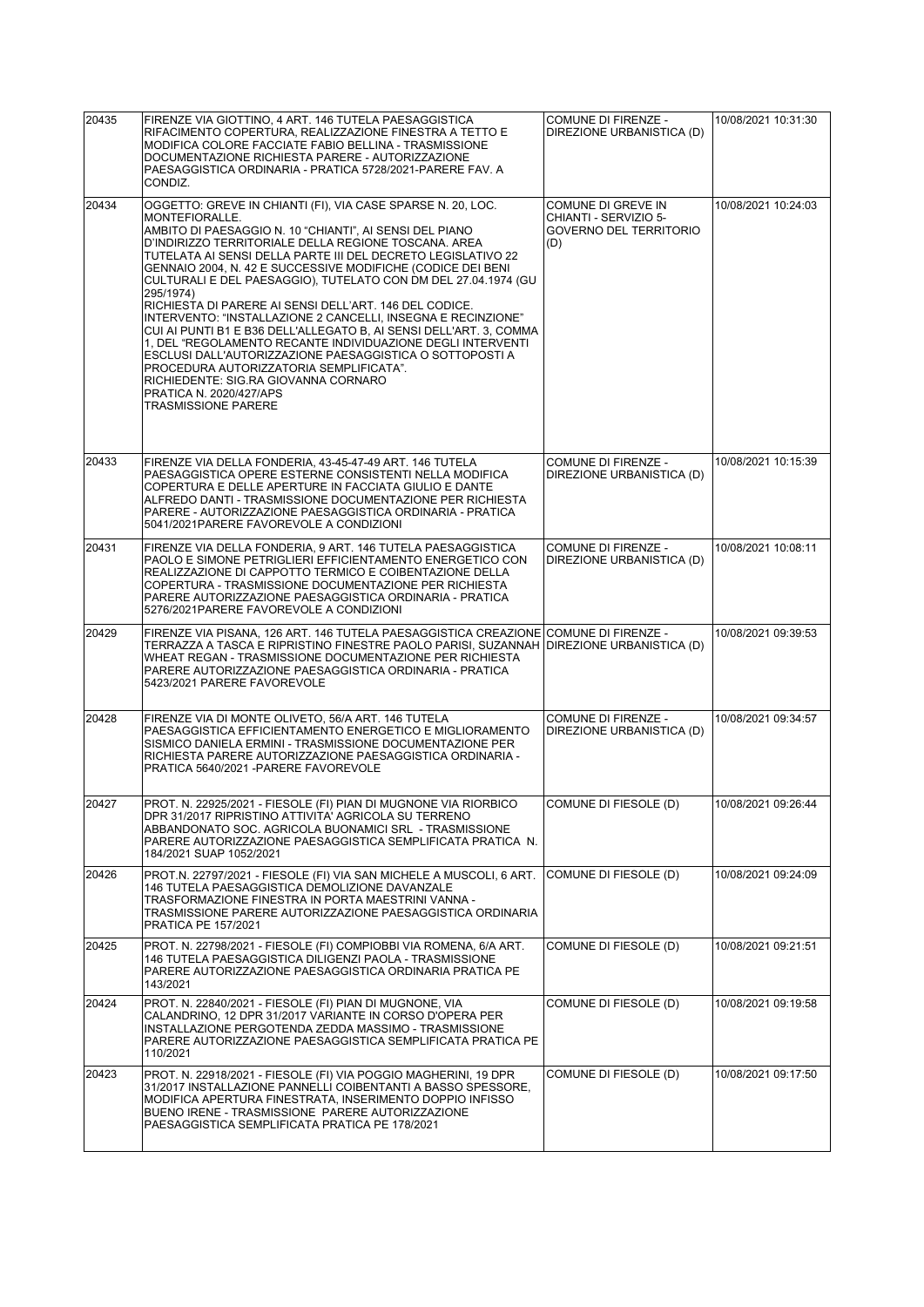| | | | |
|---|---|---|---|
| 20435 | FIRENZE VIA GIOTTINO, 4 ART. 146 TUTELA PAESAGGISTICA RIFACIMENTO COPERTURA, REALIZZAZIONE FINESTRA A TETTO E MODIFICA COLORE FACCIATE FABIO BELLINA - TRASMISSIONE DOCUMENTAZIONE RICHIESTA PARERE - AUTORIZZAZIONE PAESAGGISTICA ORDINARIA - PRATICA 5728/2021-PARERE FAV. A CONDIZ. | COMUNE DI FIRENZE - DIREZIONE URBANISTICA (D) | 10/08/2021 10:31:30 |
| 20434 | OGGETTO: GREVE IN CHIANTI (FI), VIA CASE SPARSE N. 20, LOC. MONTEFIORALLE. AMBITO DI PAESAGGIO N. 10 "CHIANTI", AI SENSI DEL PIANO D'INDIRIZZO TERRITORIALE DELLA REGIONE TOSCANA. AREA TUTELATA AI SENSI DELLA PARTE III DEL DECRETO LEGISLATIVO 22 GENNAIO 2004, N. 42 E SUCCESSIVE MODIFICHE (CODICE DEI BENI CULTURALI E DEL PAESAGGIO), TUTELATO CON DM DEL 27.04.1974 (GU 295/1974) RICHIESTA DI PARERE AI SENSI DELL'ART. 146 DEL CODICE. INTERVENTO: "INSTALLAZIONE 2 CANCELLI, INSEGNA E RECINZIONE" CUI AI PUNTI B1 E B36 DELL'ALLEGATO B, AI SENSI DELL'ART. 3, COMMA 1, DEL "REGOLAMENTO RECANTE INDIVIDUAZIONE DEGLI INTERVENTI ESCLUSI DALL'AUTORIZZAZIONE PAESAGGISTICA O SOTTOPOSTI A PROCEDURA AUTORIZZATORIA SEMPLIFICATA". RICHIEDENTE: SIG.RA GIOVANNA CORNARO PRATICA N. 2020/427/APS TRASMISSIONE PARERE | COMUNE DI GREVE IN CHIANTI - SERVIZIO 5- GOVERNO DEL TERRITORIO (D) | 10/08/2021 10:24:03 |
| 20433 | FIRENZE VIA DELLA FONDERIA, 43-45-47-49 ART. 146 TUTELA PAESAGGISTICA OPERE ESTERNE CONSISTENTI NELLA MODIFICA COPERTURA E DELLE APERTURE IN FACCIATA GIULIO E DANTE ALFREDO DANTI - TRASMISSIONE DOCUMENTAZIONE PER RICHIESTA PARERE - AUTORIZZAZIONE PAESAGGISTICA ORDINARIA - PRATICA 5041/2021PARERE FAVOREVOLE A CONDIZIONI | COMUNE DI FIRENZE - DIREZIONE URBANISTICA (D) | 10/08/2021 10:15:39 |
| 20431 | FIRENZE VIA DELLA FONDERIA, 9 ART. 146 TUTELA PAESAGGISTICA PAOLO E SIMONE PETRIGLIERI EFFICIENTAMENTO ENERGETICO CON REALIZZAZIONE DI CAPPOTTO TERMICO E COIBENTAZIONE DELLA COPERTURA - TRASMISSIONE DOCUMENTAZIONE PER RICHIESTA PARERE AUTORIZZAZIONE PAESAGGISTICA ORDINARIA - PRATICA 5276/2021PARERE FAVOREVOLE A CONDIZIONI | COMUNE DI FIRENZE - DIREZIONE URBANISTICA (D) | 10/08/2021 10:08:11 |
| 20429 | FIRENZE VIA PISANA, 126 ART. 146 TUTELA PAESAGGISTICA CREAZIONE TERRAZZA A TASCA E RIPRISTINO FINESTRE PAOLO PARISI, SUZANNAH WHEAT REGAN - TRASMISSIONE DOCUMENTAZIONE PER RICHIESTA PARERE AUTORIZZAZIONE PAESAGGISTICA ORDINARIA - PRATICA 5423/2021 PARERE FAVOREVOLE | COMUNE DI FIRENZE - DIREZIONE URBANISTICA (D) | 10/08/2021 09:39:53 |
| 20428 | FIRENZE VIA DI MONTE OLIVETO, 56/A ART. 146 TUTELA PAESAGGISTICA EFFICIENTAMENTO ENERGETICO E MIGLIORAMENTO SISMICO DANIELA ERMINI - TRASMISSIONE DOCUMENTAZIONE PER RICHIESTA PARERE AUTORIZZAZIONE PAESAGGISTICA ORDINARIA - PRATICA 5640/2021 -PARERE FAVOREVOLE | COMUNE DI FIRENZE - DIREZIONE URBANISTICA (D) | 10/08/2021 09:34:57 |
| 20427 | PROT. N. 22925/2021 - FIESOLE (FI) PIAN DI MUGNONE VIA RIORBICO DPR 31/2017 RIPRISTINO ATTIVITA' AGRICOLA SU TERRENO ABBANDONATO SOC. AGRICOLA BUONAMICI SRL - TRASMISSIONE PARERE AUTORIZZAZIONE PAESAGGISTICA SEMPLIFICATA PRATICA N. 184/2021 SUAP 1052/2021 | COMUNE DI FIESOLE (D) | 10/08/2021 09:26:44 |
| 20426 | PROT.N. 22797/2021 - FIESOLE (FI) VIA SAN MICHELE A MUSCOLI, 6 ART. 146 TUTELA PAESAGGISTICA DEMOLIZIONE DAVANZALE TRASFORMAZIONE FINESTRA IN PORTA MAESTRINI VANNA - TRASMISSIONE PARERE AUTORIZZAZIONE PAESAGGISTICA ORDINARIA PRATICA PE 157/2021 | COMUNE DI FIESOLE (D) | 10/08/2021 09:24:09 |
| 20425 | PROT. N. 22798/2021 - FIESOLE (FI) COMPIOBBI VIA ROMENA, 6/A ART. 146 TUTELA PAESAGGISTICA DILIGENZI PAOLA - TRASMISSIONE PARERE AUTORIZZAZIONE PAESAGGISTICA ORDINARIA PRATICA PE 143/2021 | COMUNE DI FIESOLE (D) | 10/08/2021 09:21:51 |
| 20424 | PROT. N. 22840/2021 - FIESOLE (FI) PIAN DI MUGNONE, VIA CALANDRINO, 12 DPR 31/2017 VARIANTE IN CORSO D'OPERA PER INSTALLAZIONE PERGOTENDA ZEDDA MASSIMO - TRASMISSIONE PARERE AUTORIZZAZIONE PAESAGGISTICA SEMPLIFICATA PRATICA PE 110/2021 | COMUNE DI FIESOLE (D) | 10/08/2021 09:19:58 |
| 20423 | PROT. N. 22918/2021 - FIESOLE (FI) VIA POGGIO MAGHERINI, 19 DPR 31/2017 INSTALLAZIONE PANNELLI COIBENTANTI A BASSO SPESSORE, MODIFICA APERTURA FINESTRATA, INSERIMENTO DOPPIO INFISSO BUENO IRENE - TRASMISSIONE PARERE AUTORIZZAZIONE PAESAGGISTICA SEMPLIFICATA PRATICA PE 178/2021 | COMUNE DI FIESOLE (D) | 10/08/2021 09:17:50 |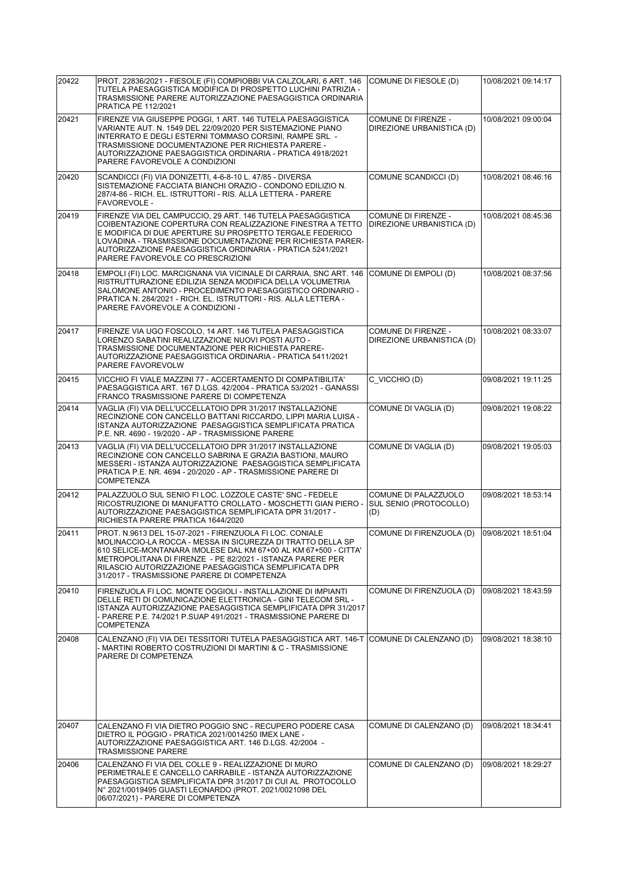| 20422 | PROT. 22836/2021 - FIESOLE (FI) COMPIOBBI VIA CALZOLARI, 6 ART. 146 TUTELA PAESAGGISTICA MODIFICA DI PROSPETTO LUCHINI PATRIZIA - TRASMISSIONE PARERE AUTORIZZAZIONE PAESAGGISTICA ORDINARIA PRATICA PE 112/2021 | COMUNE DI FIESOLE (D) | 10/08/2021 09:14:17 |
|---|---|---|---|
| 20421 | FIRENZE VIA GIUSEPPE POGGI, 1 ART. 146 TUTELA PAESAGGISTICA VARIANTE AUT. N. 1549 DEL 22/09/2020 PER SISTEMAZIONE PIANO INTERRATO E DEGLI ESTERNI TOMMASO CORSINI, RAMPE SRL - TRASMISSIONE DOCUMENTAZIONE PER RICHIESTA PARERE - AUTORIZZAZIONE PAESAGGISTICA ORDINARIA - PRATICA 4918/2021 PARERE FAVOREVOLE A CONDIZIONI | COMUNE DI FIRENZE - DIREZIONE URBANISTICA (D) | 10/08/2021 09:00:04 |
| 20420 | SCANDICCI (FI) VIA DONIZETTI, 4-6-8-10 L. 47/85 - DIVERSA SISTEMAZIONE FACCIATA BIANCHI ORAZIO - CONDONO EDILIZIO N. 287/4-86 - RICH. EL. ISTRUTTORI - RIS. ALLA LETTERA - PARERE FAVOREVOLE - | COMUNE SCANDICCI (D) | 10/08/2021 08:46:16 |
| 20419 | FIRENZE VIA DEL CAMPUCCIO, 29 ART. 146 TUTELA PAESAGGISTICA COIBENTAZIONE COPERTURA CON REALIZZAZIONE FINESTRA A TETTO E MODIFICA DI DUE APERTURE SU PROSPETTO TERGALE FEDERICO LOVADINA - TRASMISSIONE DOCUMENTAZIONE PER RICHIESTA PARER-AUTORIZZAZIONE PAESAGGISTICA ORDINARIA - PRATICA 5241/2021 PARERE FAVOREVOLE CO PRESCRIZIONI | COMUNE DI FIRENZE - DIREZIONE URBANISTICA (D) | 10/08/2021 08:45:36 |
| 20418 | EMPOLI (FI) LOC. MARCIGNANA VIA VICINALE DI CARRAIA, SNC ART. 146 RISTRUTTURAZIONE EDILIZIA SENZA MODIFICA DELLA VOLUMETRIA SALOMONE ANTONIO - PROCEDIMENTO PAESAGGISTICO ORDINARIO - PRATICA N. 284/2021 - RICH. EL. ISTRUTTORI - RIS. ALLA LETTERA - PARERE FAVOREVOLE A CONDIZIONI - | COMUNE DI EMPOLI (D) | 10/08/2021 08:37:56 |
| 20417 | FIRENZE VIA UGO FOSCOLO, 14 ART. 146 TUTELA PAESAGGISTICA LORENZO SABATINI REALIZZAZIONE NUOVI POSTI AUTO - TRASMISSIONE DOCUMENTAZIONE PER RICHIESTA PARERE-AUTORIZZAZIONE PAESAGGISTICA ORDINARIA - PRATICA 5411/2021 PARERE FAVOREVOLW | COMUNE DI FIRENZE - DIREZIONE URBANISTICA (D) | 10/08/2021 08:33:07 |
| 20415 | VICCHIO FI VIALE MAZZINI 77 - ACCERTAMENTO DI COMPATIBILITA' PAESAGGISTICA ART. 167 D.LGS. 42/2004 - PRATICA 53/2021 - GANASSI FRANCO TRASMISSIONE PARERE DI COMPETENZA | C_VICCHIO (D) | 09/08/2021 19:11:25 |
| 20414 | VAGLIA (FI) VIA DELL'UCCELLATOIO DPR 31/2017 INSTALLAZIONE RECINZIONE CON CANCELLO BATTANI RICCARDO, LIPPI MARIA LUISA - ISTANZA AUTORIZZAZIONE PAESAGGISTICA SEMPLIFICATA PRATICA P.E. NR. 4690 - 19/2020 - AP - TRASMISSIONE PARERE | COMUNE DI VAGLIA (D) | 09/08/2021 19:08:22 |
| 20413 | VAGLIA (FI) VIA DELL'UCCELLATOIO DPR 31/2017 INSTALLAZIONE RECINZIONE CON CANCELLO SABRINA E GRAZIA BASTIONI, MAURO MESSERI - ISTANZA AUTORIZZAZIONE PAESAGGISTICA SEMPLIFICATA PRATICA P.E. NR. 4694 - 20/2020 - AP - TRASMISSIONE PARERE DI COMPETENZA | COMUNE DI VAGLIA (D) | 09/08/2021 19:05:03 |
| 20412 | PALAZZUOLO SUL SENIO FI LOC. LOZZOLE CASTE' SNC - FEDELE RICOSTRUZIONE DI MANUFATTO CROLLATO - MOSCHETTI GIAN PIERO - AUTORIZZAZIONE PAESAGGISTICA SEMPLIFICATA DPR 31/2017 - RICHIESTA PARERE PRATICA 1644/2020 | COMUNE DI PALAZZUOLO SUL SENIO (PROTOCOLLO) (D) | 09/08/2021 18:53:14 |
| 20411 | PROT. N.9613 DEL 15-07-2021 - FIRENZUOLA FI LOC. CONIALE MOLINACCIO-LA ROCCA - MESSA IN SICUREZZA DI TRATTO DELLA SP 610 SELICE-MONTANARA IMOLESE DAL KM 67+00 AL KM 67+500 - CITTA' METROPOLITANA DI FIRENZE - PE 82/2021 - ISTANZA PARERE PER RILASCIO AUTORIZZAZIONE PAESAGGISTICA SEMPLIFICATA DPR 31/2017 - TRASMISSIONE PARERE DI COMPETENZA | COMUNE DI FIRENZUOLA (D) | 09/08/2021 18:51:04 |
| 20410 | FIRENZUOLA FI LOC. MONTE OGGIOLI - INSTALLAZIONE DI IMPIANTI DELLE RETI DI COMUNICAZIONE ELETTRONICA - GINI TELECOM SRL - ISTANZA AUTORIZZAZIONE PAESAGGISTICA SEMPLIFICATA DPR 31/2017 - PARERE P.E. 74/2021 P.SUAP 491/2021 - TRASMISSIONE PARERE DI COMPETENZA | COMUNE DI FIRENZUOLA (D) | 09/08/2021 18:43:59 |
| 20408 | CALENZANO (FI) VIA DEI TESSITORI TUTELA PAESAGGISTICA ART. 146-T - MARTINI ROBERTO COSTRUZIONI DI MARTINI & C - TRASMISSIONE PARERE DI COMPETENZA | COMUNE DI CALENZANO (D) | 09/08/2021 18:38:10 |
| 20407 | CALENZANO FI VIA DIETRO POGGIO SNC - RECUPERO PODERE CASA DIETRO IL POGGIO - PRATICA 2021/0014250 IMEX LANE - AUTORIZZAZIONE PAESAGGISTICA ART. 146 D.LGS. 42/2004 - TRASMISSIONE PARERE | COMUNE DI CALENZANO (D) | 09/08/2021 18:34:41 |
| 20406 | CALENZANO FI VIA DEL COLLE 9 - REALIZZAZIONE DI MURO PERIMETRALE E CANCELLO CARRABILE - ISTANZA AUTORIZZAZIONE PAESAGGISTICA SEMPLIFICATA DPR 31/2017 DI CUI AL PROTOCOLLO N° 2021/0019495 GUASTI LEONARDO (PROT. 2021/0021098 DEL 06/07/2021) - PARERE DI COMPETENZA | COMUNE DI CALENZANO (D) | 09/08/2021 18:29:27 |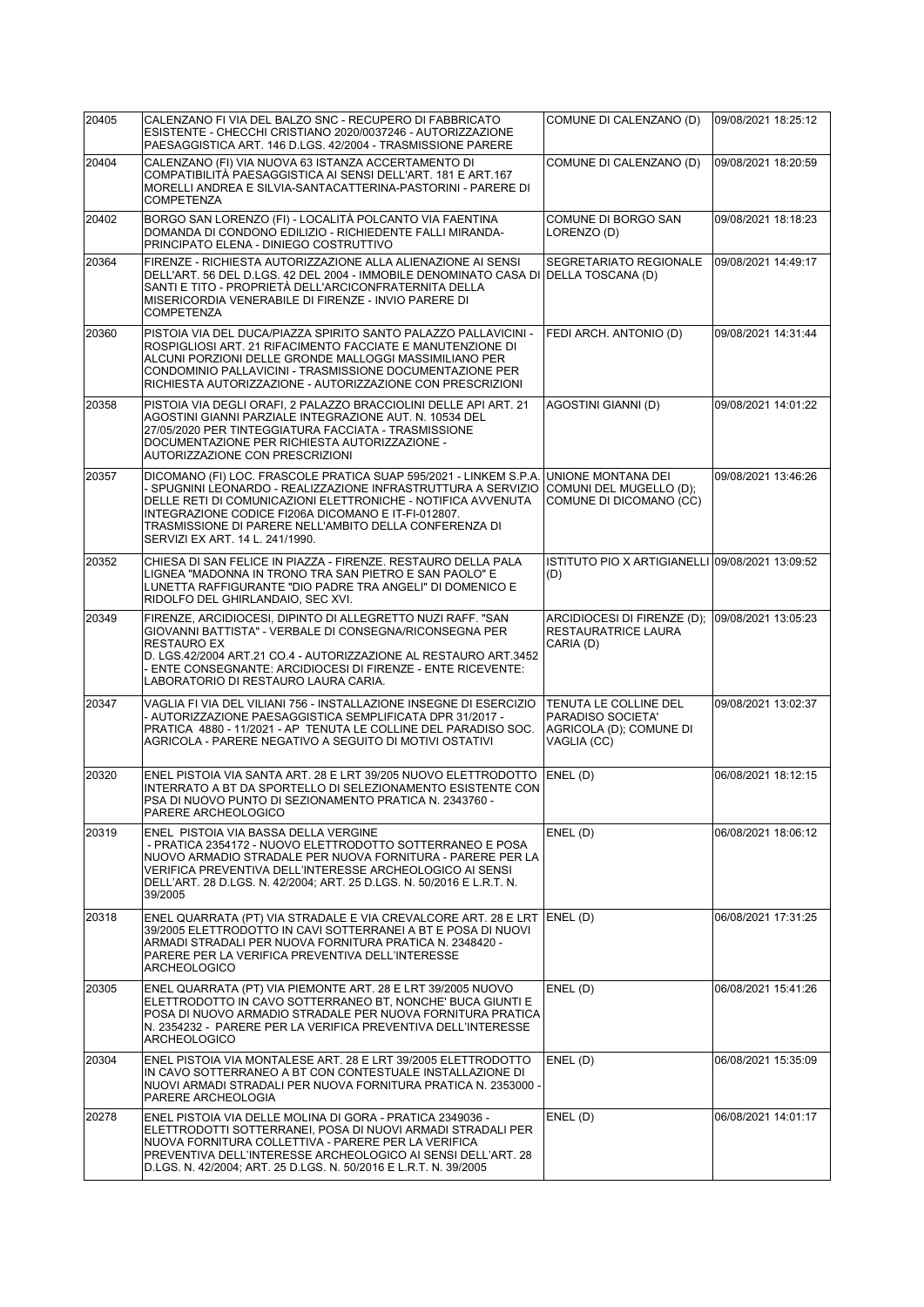| | | | |
|---|---|---|---|
| 20405 | CALENZANO FI VIA DEL BALZO SNC - RECUPERO DI FABBRICATO ESISTENTE - CHECCHI CRISTIANO 2020/0037246 - AUTORIZZAZIONE PAESAGGISTICA ART. 146 D.LGS. 42/2004 - TRASMISSIONE PARERE | COMUNE DI CALENZANO (D) | 09/08/2021 18:25:12 |
| 20404 | CALENZANO (FI) VIA NUOVA 63 ISTANZA ACCERTAMENTO DI COMPATIBILITÀ PAESAGGISTICA AI SENSI DELL'ART. 181 E ART.167 MORELLI ANDREA E SILVIA-SANTACATTERINA-PASTORINI - PARERE DI COMPETENZA | COMUNE DI CALENZANO (D) | 09/08/2021 18:20:59 |
| 20402 | BORGO SAN LORENZO (FI) - LOCALITÀ POLCANTO VIA FAENTINA DOMANDA DI CONDONO EDILIZIO - RICHIEDENTE FALLI MIRANDA-PRINCIPATO ELENA - DINIEGO COSTRUTTIVO | COMUNE DI BORGO SAN LORENZO (D) | 09/08/2021 18:18:23 |
| 20364 | FIRENZE - RICHIESTA AUTORIZZAZIONE ALLA ALIENAZIONE AI SENSI DELL'ART. 56 DEL D.LGS. 42 DEL 2004 - IMMOBILE DENOMINATO CASA DI SANTI E TITO - PROPRIETÀ DELL'ARCICONFRATERNITA DELLA MISERICORDIA VENERABILE DI FIRENZE - INVIO PARERE DI COMPETENZA | SEGRETARIATO REGIONALE DELLA TOSCANA (D) | 09/08/2021 14:49:17 |
| 20360 | PISTOIA VIA DEL DUCA/PIAZZA SPIRITO SANTO PALAZZO PALLAVICINI - ROSPIGLIOSI ART. 21 RIFACIMENTO FACCIATE E MANUTENZIONE DI ALCUNI PORZIONI DELLE GRONDE MALLOGGI MASSIMILIANO PER CONDOMINIO PALLAVICINI - TRASMISSIONE DOCUMENTAZIONE PER RICHIESTA AUTORIZZAZIONE - AUTORIZZAZIONE CON PRESCRIZIONI | FEDI ARCH. ANTONIO (D) | 09/08/2021 14:31:44 |
| 20358 | PISTOIA VIA DEGLI ORAFI, 2 PALAZZO BRACCIOLINI DELLE API ART. 21 AGOSTINI GIANNI PARZIALE INTEGRAZIONE AUT. N. 10534 DEL 27/05/2020 PER TINTEGGIATURA FACCIATA - TRASMISSIONE DOCUMENTAZIONE PER RICHIESTA AUTORIZZAZIONE - AUTORIZZAZIONE CON PRESCRIZIONI | AGOSTINI GIANNI (D) | 09/08/2021 14:01:22 |
| 20357 | DICOMANO (FI) LOC. FRASCOLE PRATICA SUAP 595/2021 - LINKEM S.P.A. - SPUGNINI LEONARDO - REALIZZAZIONE INFRASTRUTTURA A SERVIZIO DELLE RETI DI COMUNICAZIONI ELETTRONICHE - NOTIFICA AVVENUTA INTEGRAZIONE CODICE FI206A DICOMANO E IT-FI-012807. TRASMISSIONE DI PARERE NELL'AMBITO DELLA CONFERENZA DI SERVIZI EX ART. 14 L. 241/1990. | UNIONE MONTANA DEI COMUNI DEL MUGELLO (D); COMUNE DI DICOMANO (CC) | 09/08/2021 13:46:26 |
| 20352 | CHIESA DI SAN FELICE IN PIAZZA - FIRENZE. RESTAURO DELLA PALA LIGNEA "MADONNA IN TRONO TRA SAN PIETRO E SAN PAOLO" E LUNETTA RAFFIGURANTE "DIO PADRE TRA ANGELI" DI DOMENICO E RIDOLFO DEL GHIRLANDAIO, SEC XVI. | ISTITUTO PIO X ARTIGIANELLI (D) | 09/08/2021 13:09:52 |
| 20349 | FIRENZE, ARCIDIOCESI, DIPINTO DI ALLEGRETTO NUZI RAFF. "SAN GIOVANNI BATTISTA" - VERBALE DI CONSEGNA/RICONSEGNA PER RESTAURO EX D. LGS.42/2004 ART.21 CO.4 - AUTORIZZAZIONE AL RESTAURO ART.3452 - ENTE CONSEGNANTE: ARCIDIOCESI DI FIRENZE - ENTE RICEVENTE: LABORATORIO DI RESTAURO LAURA CARIA. | ARCIDIOCESI DI FIRENZE (D); RESTAURATRICE LAURA CARIA (D) | 09/08/2021 13:05:23 |
| 20347 | VAGLIA FI VIA DEL VILIANI 756 - INSTALLAZIONE INSEGNE DI ESERCIZIO - AUTORIZZAZIONE PAESAGGISTICA SEMPLIFICATA DPR 31/2017 - PRATICA 4880 - 11/2021 - AP TENUTA LE COLLINE DEL PARADISO SOC. AGRICOLA - PARERE NEGATIVO A SEGUITO DI MOTIVI OSTATIVI | TENUTA LE COLLINE DEL PARADISO SOCIETA' AGRICOLA (D); COMUNE DI VAGLIA (CC) | 09/08/2021 13:02:37 |
| 20320 | ENEL PISTOIA VIA SANTA ART. 28 E LRT 39/205 NUOVO ELETTRODOTTO INTERRATO A BT DA SPORTELLO DI SELEZIONAMENTO ESISTENTE CON PSA DI NUOVO PUNTO DI SEZIONAMENTO PRATICA N. 2343760 - PARERE ARCHEOLOGICO | ENEL (D) | 06/08/2021 18:12:15 |
| 20319 | ENEL PISTOIA VIA BASSA DELLA VERGINE - PRATICA 2354172 - NUOVO ELETTRODOTTO SOTTERRANEO E POSA NUOVO ARMADIO STRADALE PER NUOVA FORNITURA - PARERE PER LA VERIFICA PREVENTIVA DELL'INTERESSE ARCHEOLOGICO AI SENSI DELL'ART. 28 D.LGS. N. 42/2004; ART. 25 D.LGS. N. 50/2016 E L.R.T. N. 39/2005 | ENEL (D) | 06/08/2021 18:06:12 |
| 20318 | ENEL QUARRATA (PT) VIA STRADALE E VIA CREVALCORE ART. 28 E LRT 39/2005 ELETTRODOTTO IN CAVI SOTTERRANEI A BT E POSA DI NUOVI ARMADI STRADALI PER NUOVA FORNITURA PRATICA N. 2348420 - PARERE PER LA VERIFICA PREVENTIVA DELL'INTERESSE ARCHEOLOGICO | ENEL (D) | 06/08/2021 17:31:25 |
| 20305 | ENEL QUARRATA (PT) VIA PIEMONTE ART. 28 E LRT 39/2005 NUOVO ELETTRODOTTO IN CAVO SOTTERRANEO BT, NONCHE' BUCA GIUNTI E POSA DI NUOVO ARMADIO STRADALE PER NUOVA FORNITURA PRATICA N. 2354232 - PARERE PER LA VERIFICA PREVENTIVA DELL'INTERESSE ARCHEOLOGICO | ENEL (D) | 06/08/2021 15:41:26 |
| 20304 | ENEL PISTOIA VIA MONTALESE ART. 28 E LRT 39/2005 ELETTRODOTTO IN CAVO SOTTERRANEO A BT CON CONTESTUALE INSTALLAZIONE DI NUOVI ARMADI STRADALI PER NUOVA FORNITURA PRATICA N. 2353000 - PARERE ARCHEOLOGIA | ENEL (D) | 06/08/2021 15:35:09 |
| 20278 | ENEL PISTOIA VIA DELLE MOLINA DI GORA - PRATICA 2349036 - ELETTRODOTTI SOTTERRANEI, POSA DI NUOVI ARMADI STRADALI PER NUOVA FORNITURA COLLETTIVA - PARERE PER LA VERIFICA PREVENTIVA DELL'INTERESSE ARCHEOLOGICO AI SENSI DELL'ART. 28 D.LGS. N. 42/2004; ART. 25 D.LGS. N. 50/2016 E L.R.T. N. 39/2005 | ENEL (D) | 06/08/2021 14:01:17 |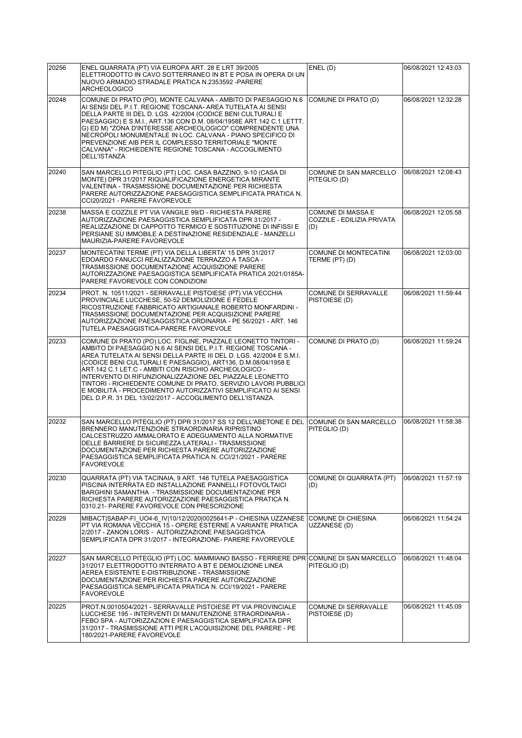| | | | |
|---|---|---|---|
| 20256 | ENEL QUARRATA (PT) VIA EUROPA ART. 28 E LRT 39/2005 ELETTRODOTTO IN CAVO SOTTERRANEO IN BT E POSA IN OPERA DI UN NUOVO ARMADIO STRADALE PRATICA N.2353592 -PARERE ARCHEOLOGICO | ENEL (D) | 06/08/2021 12:43:03 |
| 20248 | COMUNE DI PRATO (PO), MONTE CALVANA - AMBITO DI PAESAGGIO N.6 AI SENSI DEL P.I.T. REGIONE TOSCANA- AREA TUTELATA AI SENSI DELLA PARTE III DEL D. LGS. 42/2004 (CODICE BENI CULTURALI E PAESAGGIO) E S.M.I., ART.136 CON D.M. 08/04/1958E ART.142 C.1 LETT. G) ED M) "ZONA D'INTERESSE ARCHEOLOGICO" COMPRENDENTE UNA NECROPOLI MONUMENTALE IN LOC. CALVANA - PIANO SPECIFICO DI PREVENZIONE AIB PER IL COMPLESSO TERRITORIALE "MONTE CALVANA" - RICHIEDENTE REGIONE TOSCANA - ACCOGLIMENTO DELL'ISTANZA | COMUNE DI PRATO (D) | 06/08/2021 12:32:28 |
| 20240 | SAN MARCELLO PITEGLIO (PT) LOC. CASA BAZZINO, 9-10 (CASA DI MONTE) DPR 31/2017 RIQUALIFICAZIONE ENERGETICA MIRANTE VALENTINA - TRASMISSIONE DOCUMENTAZIONE PER RICHIESTA PARERE AUTORIZZAZIONE PAESAGGISTICA SEMPLIFICATA PRATICA N. CCI20/2021 - PARERE FAVOREVOLE | COMUNE DI SAN MARCELLO PITEGLIO (D) | 06/08/2021 12:08:43 |
| 20238 | MASSA E COZZILE PT VIA VANGILE 99/D - RICHIESTA PARERE AUTORIZZAZIONE PAESAGGISTICA SEMPLIFICATA DPR 31/2017 - REALIZZAZIONE DI CAPPOTTO TERMICO E SOSTITUZIONE DI INFISSI E PERSIANE SU IMMOBILE A DESTINAZIONE RESIDENZIALE - MANZELLI MAURIZIA-PARERE FAVOREVOLE | COMUNE DI MASSA E COZZILE - EDILIZIA PRIVATA (D) | 06/08/2021 12:05:58 |
| 20237 | MONTECATINI TERME (PT) VIA DELLA LIBERTA' 15 DPR 31/2017 EDOARDO FANUCCI REALIZZAZIONE TERRAZZO A TASCA - TRASMISSIONE DOCUMENTAZIONE ACQUISIZIONE PARERE AUTORIZZAZIONE PAESAGGISTICA SEMPLIFICATA PRATICA 2021/0185A-PARERE FAVOREVOLE CON CONDIZIONI | COMUNE DI MONTECATINI TERME (PT) (D) | 06/08/2021 12:03:00 |
| 20234 | PROT. N. 10511/2021 - SERRAVALLE PISTOIESE (PT) VIA VECCHIA PROVINCIALE LUCCHESE, 50-52 DEMOLIZIONE E FEDELE RICOSTRUZIONE FABBRICATO ARTIGIANALE ROBERTO MONFARDINI - TRASMISSIONE DOCUMENTAZIONE PER ACQUISIZIONE PARERE AUTORIZZAZIONE PAESAGGISTICA ORDINARIA - PE 56/2021 - ART. 146 TUTELA PAESAGGISTICA-PARERE FAVOREVOLE | COMUNE DI SERRAVALLE PISTOIESE (D) | 06/08/2021 11:59:44 |
| 20233 | COMUNE DI PRATO (PO) LOC. FIGLINE, PIAZZALE LEONETTO TINTORI - AMBITO DI PAESAGGIO N.6 AI SENSI DEL P.I.T. REGIONE TOSCANA - AREA TUTELATA AI SENSI DELLA PARTE III DEL D. LGS. 42/2004 E S.M.I. (CODICE BENI CULTURALI E PAESAGGIO), ART136, D.M.08/04/1958 E ART.142 C.1 LET.C - AMBITI CON RISCHIO ARCHEOLOGICO - INTERVENTO DI RIFUNZIONALIZZAZIONE DEL PIAZZALE LEONETTO TINTORI - RICHIEDENTE COMUNE DI PRATO, SERVIZIO LAVORI PUBBLICI E MOBILITÀ - PROCEDIMENTO AUTORIZZATIVI SEMPLIFICATO AI SENSI DEL D.P.R. 31 DEL 13/02/2017 - ACCOGLIMENTO DELL'ISTANZA. | COMUNE DI PRATO (D) | 06/08/2021 11:59:24 |
| 20232 | SAN MARCELLO PITEGLIO (PT) DPR 31/2017 SS 12 DELL'ABETONE E DEL BRENNERO MANUTENZIONE STRAORDINARIA RIPRISTINO CALCESTRUZZO AMMALORATO E ADEGUAMENTO ALLA NORMATIVE DELLE BARRIERE DI SICUREZZA LATERALI - TRASMISSIONE DOCUMENTAZIONE PER RICHIESTA PARERE AUTORIZZAZIONE PAESAGGISTICA SEMPLIFICATA PRATICA N. CCI/21/2021 - PARERE FAVOREVOLE | COMUNE DI SAN MARCELLO PITEGLIO (D) | 06/08/2021 11:58:38 |
| 20230 | QUARRATA (PT) VIA TACINAIA, 9 ART. 146 TUTELA PAESAGGISTICA PISCINA INTERRATA ED INSTALLAZIONE PANNELLI FOTOVOLTAICI BARGHINI SAMANTHA - TRASMISSIONE DOCUMENTAZIONE PER RICHIESTA PARERE AUTORIZZAZIONE PAESAGGISTICA PRATICA N. 0310.21- PARERE FAVOREVOLE CON PRESCRIZIONE | COMUNE DI QUARRATA (PT) (D) | 06/08/2021 11:57:19 |
| 20229 | MIBACT\|SABAP-FI_UO4-6_IV\|10/12/2020\|0025641-P - CHIESINA UZZANESE PT VIA ROMANA VECCHIA 15 - OPERE ESTERNE A VARIANTE PRATICA 2/2017 - ZANON LORIS - AUTORIZZAZIONE PAESAGGISTICA SEMPLIFICATA DPR 31/2017 - INTEGRAZIONE- PARERE FAVOREVOLE | COMUNE DI CHIESINA UZZANESE (D) | 06/08/2021 11:54:24 |
| 20227 | SAN MARCELLO PITEGLIO (PT) LOC. MAMMIANO BASSO - FERRIERE DPR 31/2017 ELETTRODOTTO INTERRATO A BT E DEMOLIZIONE LINEA AEREA ESISTENTE E-DISTRIBUZIONE - TRASMISSIONE DOCUMENTAZIONE PER RICHIESTA PARERE AUTORIZZAZIONE PAESAGGISTICA SEMPLIFICATA PRATICA N. CCI/19/2021 - PARERE FAVOREVOLE | COMUNE DI SAN MARCELLO PITEGLIO (D) | 06/08/2021 11:48:04 |
| 20225 | PROT.N.0010504/2021 - SERRAVALLE PISTOIESE PT VIA PROVINCIALE LUCCHESE 195 - INTERVENTI DI MANUTENZIONE STRAORDINARIA - FEBO SPA - AUTORIZZAZION E PAESAGGISTICA SEMPLIFICATA DPR 31/2017 - TRASMISSIONE ATTI PER L'ACQUISIZIONE DEL PARERE - PE 180/2021-PARERE FAVOREVOLE | COMUNE DI SERRAVALLE PISTOIESE (D) | 06/08/2021 11:45:09 |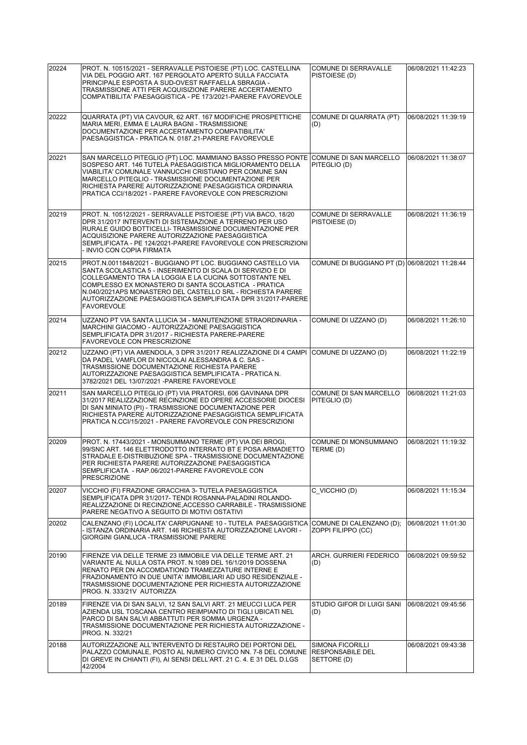| | | | |
|---|---|---|---|
| 20224 | PROT. N. 10515/2021 - SERRAVALLE PISTOIESE (PT) LOC. CASTELLINA VIA DEL POGGIO ART. 167 PERGOLATO APERTO SULLA FACCIATA PRINCIPALE ESPOSTA A SUD-OVEST RAFFAELLA SBRAGIA - TRASMISSIONE ATTI PER ACQUISIZIONE PARERE ACCERTAMENTO COMPATIBILITA' PAESAGGISTICA - PE 173/2021-PARERE FAVOREVOLE | COMUNE DI SERRAVALLE PISTOIESE (D) | 06/08/2021 11:42:23 |
| 20222 | QUARRATA (PT) VIA CAVOUR, 62 ART. 167 MODIFICHE PROSPETTICHE MARIA MERI, EMMA E LAURA BAGNI - TRASMISSIONE DOCUMENTAZIONE PER ACCERTAMENTO COMPATIBILITA' PAESAGGISTICA - PRATICA N. 0187.21-PARERE FAVOREVOLE | COMUNE DI QUARRATA (PT) (D) | 06/08/2021 11:39:19 |
| 20221 | SAN MARCELLO PITEGLIO (PT) LOC. MAMMIANO BASSO PRESSO PONTE SOSPESO ART. 146 TUTELA PAESAGGISTICA MIGLIORAMENTO DELLA VIABILITA' COMUNALE VANNUCCHI CRISTIANO PER COMUNE SAN MARCELLO PITEGLIO - TRASMISSIONE DOCUMENTAZIONE PER RICHIESTA PARERE AUTORIZZAZIONE PAESAGGISTICA ORDINARIA PRATICA CCI/18/2021 - PARERE FAVOREVOLE CON PRESCRIZIONI | COMUNE DI SAN MARCELLO PITEGLIO (D) | 06/08/2021 11:38:07 |
| 20219 | PROT. N. 10512/2021 - SERRAVALLE PISTOIESE (PT) VIA BACO, 18/20 DPR 31/2017 INTERVENTI DI SISTEMAZIONE A TERRENO PER USO RURALE GUIDO BOTTICELLI- TRASMISSIONE DOCUMENTAZIONE PER ACQUISIZIONE PARERE AUTORIZZAZIONE PAESAGGISTICA SEMPLIFICATA - PE 124/2021-PARERE FAVOREVOLE CON PRESCRIZIONI - INVIO CON COPIA FIRMATA | COMUNE DI SERRAVALLE PISTOIESE (D) | 06/08/2021 11:36:19 |
| 20215 | PROT.N.0011848/2021 - BUGGIANO PT LOC. BUGGIANO CASTELLO VIA SANTA SCOLASTICA 5 - INSERIMENTO DI SCALA DI SERVIZIO E DI COLLEGAMENTO TRA LA LOGGIA E LA CUCINA SOTTOSTANTE NEL COMPLESSO EX MONASTERO DI SANTA SCOLASTICA - PRATICA N.040/2021APS MONASTERO DEL CASTELLO SRL - RICHIESTA PARERE AUTORIZZAZIONE PAESAGGISTICA SEMPLIFICATA DPR 31/2017-PARERE FAVOREVOLE | COMUNE DI BUGGIANO PT (D) | 06/08/2021 11:28:44 |
| 20214 | UZZANO PT VIA SANTA LLUCIA 34 - MANUTENZIONE STRAORDINARIA - MARCHINI GIACOMO - AUTORIZZAZIONE PAESAGGISTICA SEMPLIFICATA DPR 31/2017 - RICHIESTA PARERE-PARERE FAVOREVOLE CON PRESCRIZIONE | COMUNE DI UZZANO (D) | 06/08/2021 11:26:10 |
| 20212 | UZZANO (PT) VIA AMENDOLA, 3 DPR 31/2017 REALIZZAZIONE DI 4 CAMPI DA PADEL VAMFLOR DI NICCOLAI ALESSANDRA & C. SAS - TRASMISSIONE DOCUMENTAZIONE RICHIESTA PARERE AUTORIZZAZIONE PAESAGGISTICA SEMPLIFICATA - PRATICA N. 3782/2021 DEL 13/07/2021 -PARERE FAVOREVOLE | COMUNE DI UZZANO (D) | 06/08/2021 11:22:19 |
| 20211 | SAN MARCELLO PITEGLIO (PT) VIA PRATORSI, 606 GAVINANA DPR 31/2017 REALIZZAZIONE RECINZIONE ED OPERE ACCESSORIE DIOCESI DI SAN MINIATO (PI) - TRASMISSIONE DOCUMENTAZIONE PER RICHIESTA PARERE AUTORIZZAZIONE PAESAGGISTICA SEMPLIFICATA PRATICA N.CCI/15/2021 - PARERE FAVOREVOLE CON PRESCRIZIONI | COMUNE DI SAN MARCELLO PITEGLIO (D) | 06/08/2021 11:21:03 |
| 20209 | PROT. N. 17443/2021 - MONSUMMANO TERME (PT) VIA DEI BROGI, 99/SNC ART. 146 ELETTRODOTTO INTERRATO BT E POSA ARMADIETTO STRADALE E-DISTRIBUZIONE SPA - TRASMISSIONE DOCUMENTAZIONE PER RICHIESTA PARERE AUTORIZZAZIONE PAESAGGISTICA SEMPLIFICATA - RAP.06/2021-PARERE FAVOREVOLE CON PRESCRIZIONE | COMUNE DI MONSUMMANO TERME (D) | 06/08/2021 11:19:32 |
| 20207 | VICCHIO (FI) FRAZIONE GRACCHIA 3- TUTELA PAESAGGISTICA SEMPLIFICATA DPR 31/2017- TENDI ROSANNA-PALADINI ROLANDO- REALIZZAZIONE DI RECINZIONE,ACCESSO CARRABILE - TRASMISSIONE PARERE NEGATIVO A SEGUITO DI MOTIVI OSTATIVI | C_VICCHIO (D) | 06/08/2021 11:15:34 |
| 20202 | CALENZANO (FI) LOCALITA' CARPUGNANE 10 - TUTELA PAESAGGISTICA - ISTANZA ORDINARIA ART. 146 RICHIESTA AUTORIZZAZIONE LAVORI - GIORGINI GIANLUCA -TRASMISSIONE PARERE | COMUNE DI CALENZANO (D); ZOPPI FILIPPO (CC) | 06/08/2021 11:01:30 |
| 20190 | FIRENZE VIA DELLE TERME 23 IMMOBILE VIA DELLE TERME ART. 21 VARIANTE AL NULLA OSTA PROT. N.1089 DEL 16/1/2019 DOSSENA RENATO PER DN ACCOMDATIOND TRAMEZZATURE INTERNE E FRAZIONAMENTO IN DUE UNITA' IMMOBILIARI AD USO RESIDENZIALE - TRASMISSIONE DOCUMENTAZIONE PER RICHIESTA AUTORIZZAZIONE PROG. N. 333/21V AUTORIZZA | ARCH. GURRIERI FEDERICO (D) | 06/08/2021 09:59:52 |
| 20189 | FIRENZE VIA DI SAN SALVI, 12 SAN SALVI ART. 21 MEUCCI LUCA PER AZIENDA USL TOSCANA CENTRO REIMPIANTO DI TIGLI UBICATI NEL PARCO DI SAN SALVI ABBATTUTI PER SOMMA URGENZA - TRASMISSIONE DOCUMENTAZIONE PER RICHIESTA AUTORIZZAZIONE - PROG. N. 332/21 | STUDIO GIFOR DI LUIGI SANI (D) | 06/08/2021 09:45:56 |
| 20188 | AUTORIZZAZIONE ALL'INTERVENTO DI RESTAURO DEI PORTONI DEL PALAZZO COMUNALE, POSTO AL NUMERO CIVICO NN. 7-8 DEL COMUNE DI GREVE IN CHIANTI (FI), AI SENSI DELL'ART. 21 C. 4. E 31 DEL D.LGS 42/2004 | SIMONA FICORILLI RESPONSABILE DEL SETTORE (D) | 06/08/2021 09:43:38 |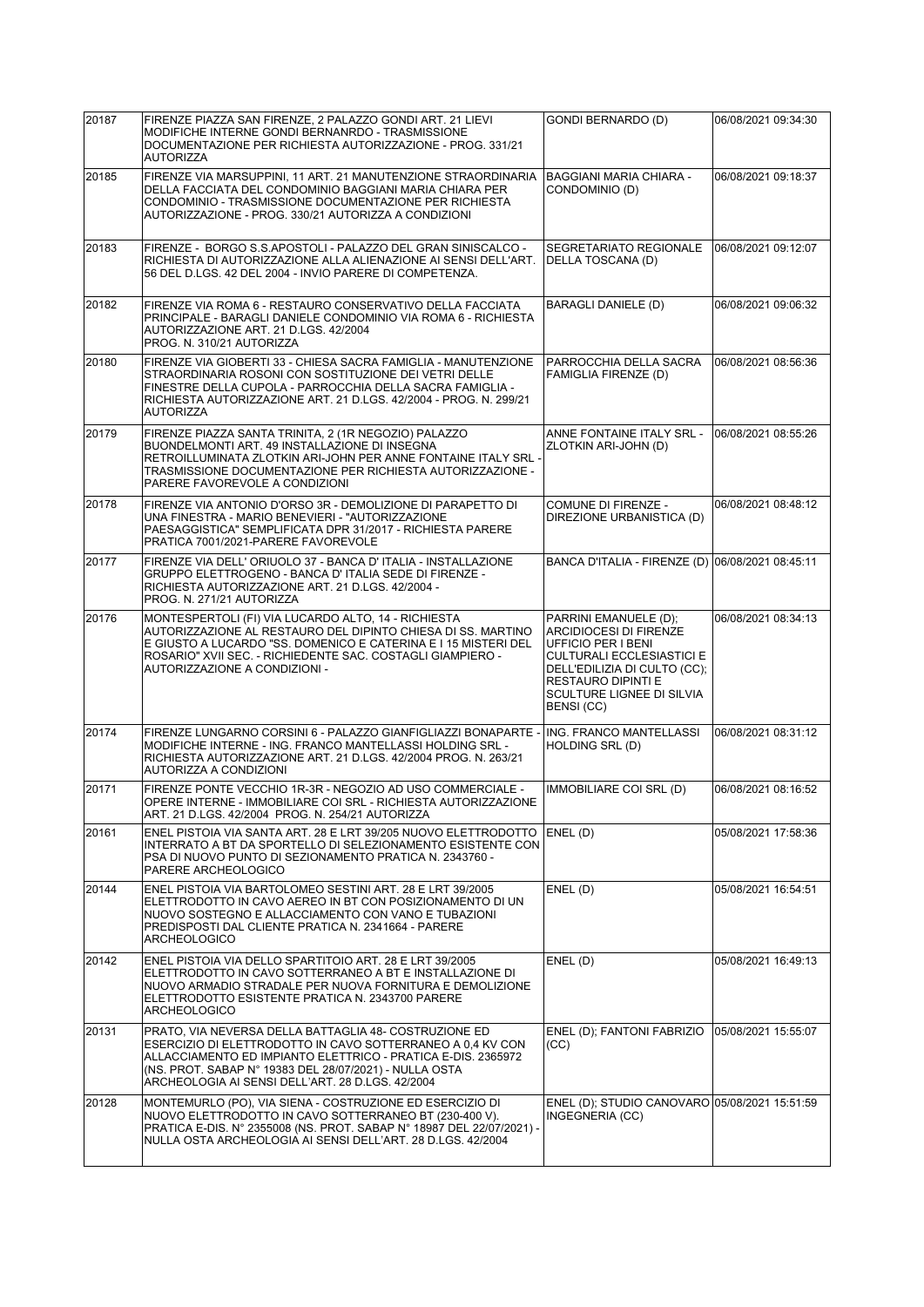| | | | |
|---|---|---|---|
| 20187 | FIRENZE PIAZZA SAN FIRENZE, 2 PALAZZO GONDI ART. 21 LIEVI MODIFICHE INTERNE GONDI BERNANRDO - TRASMISSIONE DOCUMENTAZIONE PER RICHIESTA AUTORIZZAZIONE - PROG. 331/21 AUTORIZZA | GONDI BERNARDO (D) | 06/08/2021 09:34:30 |
| 20185 | FIRENZE VIA MARSUPPINI, 11 ART. 21 MANUTENZIONE STRAORDINARIA DELLA FACCIATA DEL CONDOMINIO BAGGIANI MARIA CHIARA PER CONDOMINIO - TRASMISSIONE DOCUMENTAZIONE PER RICHIESTA AUTORIZZAZIONE - PROG. 330/21 AUTORIZZA A CONDIZIONI | BAGGIANI MARIA CHIARA - CONDOMINIO (D) | 06/08/2021 09:18:37 |
| 20183 | FIRENZE - BORGO S.S.APOSTOLI - PALAZZO DEL GRAN SINISCALCO - RICHIESTA DI AUTORIZZAZIONE ALLA ALIENAZIONE AI SENSI DELL'ART. 56 DEL D.LGS. 42 DEL 2004 - INVIO PARERE DI COMPETENZA. | SEGRETARIATO REGIONALE DELLA TOSCANA (D) | 06/08/2021 09:12:07 |
| 20182 | FIRENZE VIA ROMA 6 - RESTAURO CONSERVATIVO DELLA FACCIATA PRINCIPALE - BARAGLI DANIELE CONDOMINIO VIA ROMA 6 - RICHIESTA AUTORIZZAZIONE ART. 21 D.LGS. 42/2004 PROG. N. 310/21 AUTORIZZA | BARAGLI DANIELE (D) | 06/08/2021 09:06:32 |
| 20180 | FIRENZE VIA GIOBERTI 33 - CHIESA SACRA FAMIGLIA - MANUTENZIONE STRAORDINARIA ROSONI CON SOSTITUZIONE DEI VETRI DELLE FINESTRE DELLA CUPOLA - PARROCCHIA DELLA SACRA FAMIGLIA - RICHIESTA AUTORIZZAZIONE ART. 21 D.LGS. 42/2004 - PROG. N. 299/21 AUTORIZZA | PARROCCHIA DELLA SACRA FAMIGLIA FIRENZE (D) | 06/08/2021 08:56:36 |
| 20179 | FIRENZE PIAZZA SANTA TRINITA, 2 (1R NEGOZIO) PALAZZO BUONDELMONTI ART. 49 INSTALLAZIONE DI INSEGNA RETROILLUMINATA ZLOTKIN ARI-JOHN PER ANNE FONTAINE ITALY SRL - TRASMISSIONE DOCUMENTAZIONE PER RICHIESTA AUTORIZZAZIONE - PARERE FAVOREVOLE A CONDIZIONI | ANNE FONTAINE ITALY SRL - ZLOTKIN ARI-JOHN (D) | 06/08/2021 08:55:26 |
| 20178 | FIRENZE VIA ANTONIO D'ORSO 3R - DEMOLIZIONE DI PARAPETTO DI UNA FINESTRA - MARIO BENEVIERI - "AUTORIZZAZIONE PAESAGGISTICA" SEMPLIFICATA DPR 31/2017 - RICHIESTA PARERE PRATICA 7001/2021-PARERE FAVOREVOLE | COMUNE DI FIRENZE - DIREZIONE URBANISTICA (D) | 06/08/2021 08:48:12 |
| 20177 | FIRENZE VIA DELL' ORIUOLO 37 - BANCA D' ITALIA - INSTALLAZIONE GRUPPO ELETTROGENO - BANCA D' ITALIA SEDE DI FIRENZE - RICHIESTA AUTORIZZAZIONE ART. 21 D.LGS. 42/2004 - PROG. N. 271/21 AUTORIZZA | BANCA D'ITALIA - FIRENZE (D) | 06/08/2021 08:45:11 |
| 20176 | MONTESPERTOLI (FI) VIA LUCARDO ALTO, 14 - RICHIESTA AUTORIZZAZIONE AL RESTAURO DEL DIPINTO CHIESA DI SS. MARTINO E GIUSTO A LUCARDO "SS. DOMENICO E CATERINA E I 15 MISTERI DEL ROSARIO" XVII SEC. - RICHIEDENTE SAC. COSTAGLI GIAMPIERO - AUTORIZZAZIONE A CONDIZIONI - | PARRINI EMANUELE (D); ARCIDIOCESI DI FIRENZE UFFICIO PER I BENI CULTURALI ECCLESIASTICI E DELL'EDILIZIA DI CULTO (CC); RESTAURO DIPINTI E SCULTURE LIGNEE DI SILVIA BENSI (CC) | 06/08/2021 08:34:13 |
| 20174 | FIRENZE LUNGARNO CORSINI 6 - PALAZZO GIANFIGLIAZZI BONAPARTE - MODIFICHE INTERNE - ING. FRANCO MANTELLASSI HOLDING SRL - RICHIESTA AUTORIZZAZIONE ART. 21 D.LGS. 42/2004 PROG. N. 263/21 AUTORIZZA A CONDIZIONI | ING. FRANCO MANTELLASSI HOLDING SRL (D) | 06/08/2021 08:31:12 |
| 20171 | FIRENZE PONTE VECCHIO 1R-3R - NEGOZIO AD USO COMMERCIALE - OPERE INTERNE - IMMOBILIARE COI SRL - RICHIESTA AUTORIZZAZIONE ART. 21 D.LGS. 42/2004 PROG. N. 254/21 AUTORIZZA | IMMOBILIARE COI SRL (D) | 06/08/2021 08:16:52 |
| 20161 | ENEL PISTOIA VIA SANTA ART. 28 E LRT 39/205 NUOVO ELETTRODOTTO INTERRATO A BT DA SPORTELLO DI SELEZIONAMENTO ESISTENTE CON PSA DI NUOVO PUNTO DI SEZIONAMENTO PRATICA N. 2343760 - PARERE ARCHEOLOGICO | ENEL (D) | 05/08/2021 17:58:36 |
| 20144 | ENEL PISTOIA VIA BARTOLOMEO SESTINI ART. 28 E LRT 39/2005 ELETTRODOTTO IN CAVO AEREO IN BT CON POSIZIONAMENTO DI UN NUOVO SOSTEGNO E ALLACCIAMENTO CON VANO E TUBAZIONI PREDISPOSTI DAL CLIENTE PRATICA N. 2341664 - PARERE ARCHEOLOGICO | ENEL (D) | 05/08/2021 16:54:51 |
| 20142 | ENEL PISTOIA VIA DELLO SPARTITOIO ART. 28 E LRT 39/2005 ELETTRODOTTO IN CAVO SOTTERRANEO A BT E INSTALLAZIONE DI NUOVO ARMADIO STRADALE PER NUOVA FORNITURA E DEMOLIZIONE ELETTRODOTTO ESISTENTE PRATICA N. 2343700 PARERE ARCHEOLOGICO | ENEL (D) | 05/08/2021 16:49:13 |
| 20131 | PRATO, VIA NEVERSA DELLA BATTAGLIA 48- COSTRUZIONE ED ESERCIZIO DI ELETTRODOTTO IN CAVO SOTTERRANEO A 0,4 KV CON ALLACCIAMENTO ED IMPIANTO ELETTRICO - PRATICA E-DIS. 2365972 (NS. PROT. SABAP N° 19383 DEL 28/07/2021) - NULLA OSTA ARCHEOLOGIA AI SENSI DELL'ART. 28 D.LGS. 42/2004 | ENEL (D); FANTONI FABRIZIO (CC) | 05/08/2021 15:55:07 |
| 20128 | MONTEMURLO (PO), VIA SIENA - COSTRUZIONE ED ESERCIZIO DI NUOVO ELETTRODOTTO IN CAVO SOTTERRANEO BT (230-400 V). PRATICA E-DIS. N° 2355008 (NS. PROT. SABAP N° 18987 DEL 22/07/2021) - NULLA OSTA ARCHEOLOGIA AI SENSI DELL'ART. 28 D.LGS. 42/2004 | ENEL (D); STUDIO CANOVARO INGEGNERIA (CC) | 05/08/2021 15:51:59 |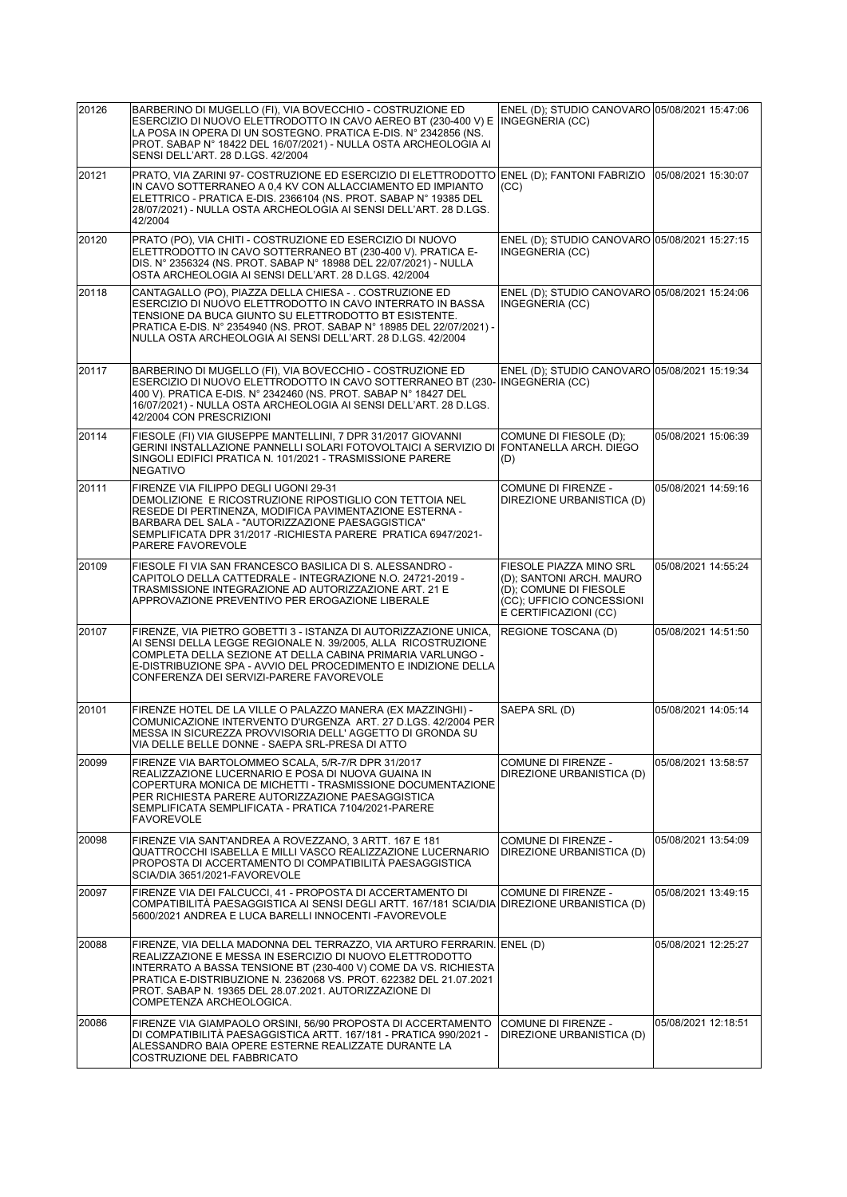| | | | |
|---|---|---|---|
| 20126 | BARBERINO DI MUGELLO (FI), VIA BOVECCHIO - COSTRUZIONE ED ESERCIZIO DI NUOVO ELETTRODOTTO IN CAVO AEREO BT (230-400 V) E LA POSA IN OPERA DI UN SOSTEGNO. PRATICA E-DIS. N° 2342856 (NS. PROT. SABAP N° 18422 DEL 16/07/2021) - NULLA OSTA ARCHEOLOGIA AI SENSI DELL'ART. 28 D.LGS. 42/2004 | ENEL (D); STUDIO CANOVARO INGEGNERIA (CC) | 05/08/2021 15:47:06 |
| 20121 | PRATO, VIA ZARINI 97- COSTRUZIONE ED ESERCIZIO DI ELETTRODOTTO IN CAVO SOTTERRANEO A 0,4 KV CON ALLACCIAMENTO ED IMPIANTO ELETTRICO - PRATICA E-DIS. 2366104 (NS. PROT. SABAP N° 19385 DEL 28/07/2021) - NULLA OSTA ARCHEOLOGIA AI SENSI DELL'ART. 28 D.LGS. 42/2004 | ENEL (D); FANTONI FABRIZIO (CC) | 05/08/2021 15:30:07 |
| 20120 | PRATO (PO), VIA CHITI - COSTRUZIONE ED ESERCIZIO DI NUOVO ELETTRODOTTO IN CAVO SOTTERRANEO BT (230-400 V). PRATICA E-DIS. N° 2356324 (NS. PROT. SABAP N° 18988 DEL 22/07/2021) - NULLA OSTA ARCHEOLOGIA AI SENSI DELL'ART. 28 D.LGS. 42/2004 | ENEL (D); STUDIO CANOVARO INGEGNERIA (CC) | 05/08/2021 15:27:15 |
| 20118 | CANTAGALLO (PO), PIAZZA DELLA CHIESA - . COSTRUZIONE ED ESERCIZIO DI NUOVO ELETTRODOTTO IN CAVO INTERRATO IN BASSA TENSIONE DA BUCA GIUNTO SU ELETTRODOTTO BT ESISTENTE. PRATICA E-DIS. N° 2354940 (NS. PROT. SABAP N° 18985 DEL 22/07/2021) - NULLA OSTA ARCHEOLOGIA AI SENSI DELL'ART. 28 D.LGS. 42/2004 | ENEL (D); STUDIO CANOVARO INGEGNERIA (CC) | 05/08/2021 15:24:06 |
| 20117 | BARBERINO DI MUGELLO (FI), VIA BOVECCHIO - COSTRUZIONE ED ESERCIZIO DI NUOVO ELETTRODOTTO IN CAVO SOTTERRANEO BT (230-400 V). PRATICA E-DIS. N° 2342460 (NS. PROT. SABAP N° 18427 DEL 16/07/2021) - NULLA OSTA ARCHEOLOGIA AI SENSI DELL'ART. 28 D.LGS. 42/2004 CON PRESCRIZIONI | ENEL (D); STUDIO CANOVARO INGEGNERIA (CC) | 05/08/2021 15:19:34 |
| 20114 | FIESOLE (FI) VIA GIUSEPPE MANTELLINI, 7 DPR 31/2017 GIOVANNI GERINI INSTALLAZIONE PANNELLI SOLARI FOTOVOLTAICI A SERVIZIO DI SINGOLI EDIFICI PRATICA N. 101/2021 - TRASMISSIONE PARERE NEGATIVO | COMUNE DI FIESOLE (D); FONTANELLA ARCH. DIEGO (D) | 05/08/2021 15:06:39 |
| 20111 | FIRENZE VIA FILIPPO DEGLI UGONI 29-31 DEMOLIZIONE E RICOSTRUZIONE RIPOSTIGLIO CON TETTOIA NEL RESEDE DI PERTINENZA, MODIFICA PAVIMENTAZIONE ESTERNA - BARBARA DEL SALA - "AUTORIZZAZIONE PAESAGGISTICA" SEMPLIFICATA DPR 31/2017 -RICHIESTA PARERE PRATICA 6947/2021- PARERE FAVOREVOLE | COMUNE DI FIRENZE - DIREZIONE URBANISTICA (D) | 05/08/2021 14:59:16 |
| 20109 | FIESOLE FI VIA SAN FRANCESCO BASILICA DI S. ALESSANDRO - CAPITOLO DELLA CATTEDRALE - INTEGRAZIONE N.O. 24721-2019 - TRASMISSIONE INTEGRAZIONE AD AUTORIZZAZIONE ART. 21 E APPROVAZIONE PREVENTIVO PER EROGAZIONE LIBERALE | FIESOLE PIAZZA MINO SRL (D); SANTONI ARCH. MAURO (D); COMUNE DI FIESOLE (CC); UFFICIO CONCESSIONI E CERTIFICAZIONI (CC) | 05/08/2021 14:55:24 |
| 20107 | FIRENZE, VIA PIETRO GOBETTI 3 - ISTANZA DI AUTORIZZAZIONE UNICA, AI SENSI DELLA LEGGE REGIONALE N. 39/2005, ALLA RICOSTRUZIONE COMPLETA DELLA SEZIONE AT DELLA CABINA PRIMARIA VARLUNGO - E-DISTRIBUZIONE SPA - AVVIO DEL PROCEDIMENTO E INDIZIONE DELLA CONFERENZA DEI SERVIZI-PARERE FAVOREVOLE | REGIONE TOSCANA (D) | 05/08/2021 14:51:50 |
| 20101 | FIRENZE HOTEL DE LA VILLE O PALAZZO MANERA (EX MAZZINGHI) - COMUNICAZIONE INTERVENTO D'URGENZA ART. 27 D.LGS. 42/2004 PER MESSA IN SICUREZZA PROVVISORIA DELL' AGGETTO DI GRONDA SU VIA DELLE BELLE DONNE - SAEPA SRL-PRESA DI ATTO | SAEPA SRL (D) | 05/08/2021 14:05:14 |
| 20099 | FIRENZE VIA BARTOLOMMEO SCALA, 5/R-7/R DPR 31/2017 REALIZZAZIONE LUCERNARIO E POSA DI NUOVA GUAINA IN COPERTURA MONICA DE MICHETTI - TRASMISSIONE DOCUMENTAZIONE PER RICHIESTA PARERE AUTORIZZAZIONE PAESAGGISTICA SEMPLIFICATA SEMPLIFICATA - PRATICA 7104/2021-PARERE FAVOREVOLE | COMUNE DI FIRENZE - DIREZIONE URBANISTICA (D) | 05/08/2021 13:58:57 |
| 20098 | FIRENZE VIA SANT'ANDREA A ROVEZZANO, 3 ARTT. 167 E 181 QUATTROCCHI ISABELLA E MILLI VASCO REALIZZAZIONE LUCERNARIO PROPOSTA DI ACCERTAMENTO DI COMPATIBILITÀ PAESAGGISTICA SCIA/DIA 3651/2021-FAVOREVOLE | COMUNE DI FIRENZE - DIREZIONE URBANISTICA (D) | 05/08/2021 13:54:09 |
| 20097 | FIRENZE, VIA DEI FALCUCCI, 41 - PROPOSTA DI ACCERTAMENTO DI COMPATIBILITÀ PAESAGGISTICA AI SENSI DEGLI ARTT. 167/181 SCIA/DIA 5600/2021 ANDREA E LUCA BARELLI INNOCENTI -FAVOREVOLE | COMUNE DI FIRENZE - DIREZIONE URBANISTICA (D) | 05/08/2021 13:49:15 |
| 20088 | FIRENZE, VIA DELLA MADONNA DEL TERRAZZO, VIA ARTURO FERRARIN. REALIZZAZIONE E MESSA IN ESERCIZIO DI NUOVO ELETTRODOTTO INTERRATO A BASSA TENSIONE BT (230-400 V) COME DA VS. RICHIESTA PRATICA E-DISTRIBUZIONE N. 2362068 VS. PROT. 622382 DEL 21.07.2021 PROT. SABAP N. 19365 DEL 28.07.2021. AUTORIZZAZIONE DI COMPETENZA ARCHEOLOGICA. | ENEL (D) | 05/08/2021 12:25:27 |
| 20086 | FIRENZE VIA GIAMPAOLO ORSINI, 56/90 PROPOSTA DI ACCERTAMENTO DI COMPATIBILITÀ PAESAGGISTICA ARTT. 167/181 - PRATICA 990/2021 - ALESSANDRO BAIA OPERE ESTERNE REALIZZATE DURANTE LA COSTRUZIONE DEL FABBRICATO | COMUNE DI FIRENZE - DIREZIONE URBANISTICA (D) | 05/08/2021 12:18:51 |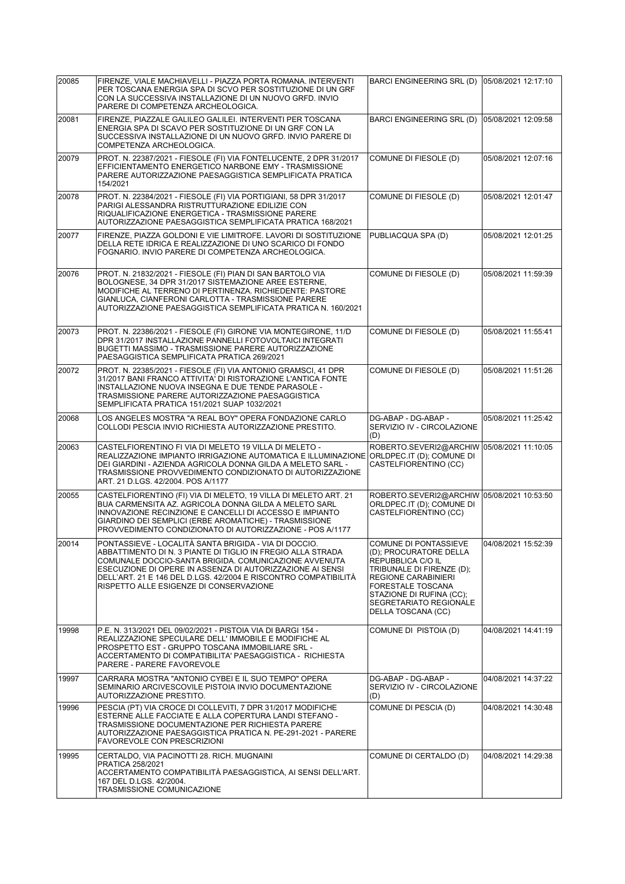| | | | |
|---|---|---|---|
| 20085 | FIRENZE, VIALE MACHIAVELLI - PIAZZA PORTA ROMANA. INTERVENTI PER TOSCANA ENERGIA SPA DI SCVO PER SOSTITUZIONE DI UN GRF CON LA SUCCESSIVA INSTALLAZIONE DI UN NUOVO GRFD. INVIO PARERE DI COMPETENZA ARCHEOLOGICA. | BARCI ENGINEERING SRL (D) | 05/08/2021 12:17:10 |
| 20081 | FIRENZE, PIAZZALE GALILEO GALILEI. INTERVENTI PER TOSCANA ENERGIA SPA DI SCAVO PER SOSTITUZIONE DI UN GRF CON LA SUCCESSIVA INSTALLAZIONE DI UN NUOVO GRFD. INVIO PARERE DI COMPETENZA ARCHEOLOGICA. | BARCI ENGINEERING SRL (D) | 05/08/2021 12:09:58 |
| 20079 | PROT. N. 22387/2021 - FIESOLE (FI) VIA FONTELUCENTE, 2 DPR 31/2017 EFFICIENTAMENTO ENERGETICO NARBONE EMY - TRASMISSIONE PARERE AUTORIZZAZIONE PAESAGGISTICA SEMPLIFICATA PRATICA 154/2021 | COMUNE DI FIESOLE (D) | 05/08/2021 12:07:16 |
| 20078 | PROT. N. 22384/2021 - FIESOLE (FI) VIA PORTIGIANI, 58 DPR 31/2017 PARIGI ALESSANDRA RISTRUTTURAZIONE EDILIZIE CON RIQUALIFICAZIONE ENERGETICA - TRASMISSIONE PARERE AUTORIZZAZIONE PAESAGGISTICA SEMPLIFICATA PRATICA 168/2021 | COMUNE DI FIESOLE (D) | 05/08/2021 12:01:47 |
| 20077 | FIRENZE, PIAZZA GOLDONI E VIE LIMITROFE. LAVORI DI SOSTITUZIONE DELLA RETE IDRICA E REALIZZAZIONE DI UNO SCARICO DI FONDO FOGNARIO. INVIO PARERE DI COMPETENZA ARCHEOLOGICA. | PUBLIACQUA SPA (D) | 05/08/2021 12:01:25 |
| 20076 | PROT. N. 21832/2021 - FIESOLE (FI) PIAN DI SAN BARTOLO VIA BOLOGNESE, 34 DPR 31/2017 SISTEMAZIONE AREE ESTERNE, MODIFICHE AL TERRENO DI PERTINENZA. RICHIEDENTE: PASTORE GIANLUCA, CIANFERONI CARLOTTA - TRASMISSIONE PARERE AUTORIZZAZIONE PAESAGGISTICA SEMPLIFICATA PRATICA N. 160/2021 | COMUNE DI FIESOLE (D) | 05/08/2021 11:59:39 |
| 20073 | PROT. N. 22386/2021 - FIESOLE (FI) GIRONE VIA MONTEGIRONE, 11/D DPR 31/2017 INSTALLAZIONE PANNELLI FOTOVOLTAICI INTEGRATI BUGETTI MASSIMO - TRASMISSIONE PARERE AUTORIZZAZIONE PAESAGGISTICA SEMPLIFICATA PRATICA 269/2021 | COMUNE DI FIESOLE (D) | 05/08/2021 11:55:41 |
| 20072 | PROT. N. 22385/2021 - FIESOLE (FI) VIA ANTONIO GRAMSCI, 41 DPR 31/2017 BANI FRANCO ATTIVITA' DI RISTORAZIONE L'ANTICA FONTE INSTALLAZIONE NUOVA INSEGNA E DUE TENDE PARASOLE - TRASMISSIONE PARERE AUTORIZZAZIONE PAESAGGISTICA SEMPLIFICATA PRATICA 151/2021 SUAP 1032/2021 | COMUNE DI FIESOLE (D) | 05/08/2021 11:51:26 |
| 20068 | LOS ANGELES MOSTRA "A REAL BOY" OPERA FONDAZIONE CARLO COLLODI PESCIA INVIO RICHIESTA AUTORIZZAZIONE PRESTITO. | DG-ABAP - DG-ABAP - SERVIZIO IV - CIRCOLAZIONE (D) | 05/08/2021 11:25:42 |
| 20063 | CASTELFIORENTINO FI VIA DI MELETO 19 VILLA DI MELETO - REALIZZAZIONE IMPIANTO IRRIGAZIONE AUTOMATICA E ILLUMINAZIONE DEI GIARDINI - AZIENDA AGRICOLA DONNA GILDA A MELETO SARL - TRASMISSIONE PROVVEDIMENTO CONDIZIONATO DI AUTORIZZAZIONE ART. 21 D.LGS. 42/2004. POS A/1177 | ROBERTO.SEVERI2@ARCHIWORLDPEC.IT (D); COMUNE DI CASTELFIORENTINO (CC) | 05/08/2021 11:10:05 |
| 20055 | CASTELFIORENTINO (FI) VIA DI MELETO, 19 VILLA DI MELETO ART. 21 BUA CARMENSITA AZ. AGRICOLA DONNA GILDA A MELETO SARL INNOVAZIONE RECINZIONE E CANCELLI DI ACCESSO E IMPIANTO GIARDINO DEI SEMPLICI (ERBE AROMATICHE) - TRASMISSIONE PROVVEDIMENTO CONDIZIONATO DI AUTORIZZAZIONE - POS A/1177 | ROBERTO.SEVERI2@ARCHIWORLDPEC.IT (D); COMUNE DI CASTELFIORENTINO (CC) | 05/08/2021 10:53:50 |
| 20014 | PONTASSIEVE - LOCALITÀ SANTA BRIGIDA - VIA DI DOCCIO. ABBATTIMENTO DI N. 3 PIANTE DI TIGLIO IN FREGIO ALLA STRADA COMUNALE DOCCIO-SANTA BRIGIDA. COMUNICAZIONE AVVENUTA ESECUZIONE DI OPERE IN ASSENZA DI AUTORIZZAZIONE AI SENSI DELL'ART. 21 E 146 DEL D.LGS. 42/2004 E RISCONTRO COMPATIBILITÀ RISPETTO ALLE ESIGENZE DI CONSERVAZIONE | COMUNE DI PONTASSIEVE (D); PROCURATORE DELLA REPUBBLICA C/O IL TRIBUNALE DI FIRENZE (D); REGIONE CARABINIERI FORESTALE TOSCANA STAZIONE DI RUFINA (CC); SEGRETARIATO REGIONALE DELLA TOSCANA (CC) | 04/08/2021 15:52:39 |
| 19998 | P.E. N. 313/2021 DEL 09/02/2021 - PISTOIA VIA DI BARGI 154 - REALIZZAZIONE SPECULARE DELL' IMMOBILE E MODIFICHE AL PROSPETTO EST - GRUPPO TOSCANA IMMOBILIARE SRL - ACCERTAMENTO DI COMPATIBILITA' PAESAGGISTICA - RICHIESTA PARERE - PARERE FAVOREVOLE | COMUNE DI PISTOIA (D) | 04/08/2021 14:41:19 |
| 19997 | CARRARA MOSTRA "ANTONIO CYBEI E IL SUO TEMPO" OPERA SEMINARIO ARCIVESCOVILE PISTOIA INVIO DOCUMENTAZIONE AUTORIZZAZIONE PRESTITO. | DG-ABAP - DG-ABAP - SERVIZIO IV - CIRCOLAZIONE (D) | 04/08/2021 14:37:22 |
| 19996 | PESCIA (PT) VIA CROCE DI COLLEVITI, 7 DPR 31/2017 MODIFICHE ESTERNE ALLE FACCIATE E ALLA COPERTURA LANDI STEFANO - TRASMISSIONE DOCUMENTAZIONE PER RICHIESTA PARERE AUTORIZZAZIONE PAESAGGISTICA PRATICA N. PE-291-2021 - PARERE FAVOREVOLE CON PRESCRIZIONI | COMUNE DI PESCIA (D) | 04/08/2021 14:30:48 |
| 19995 | CERTALDO, VIA PACINOTTI 28. RICH. MUGNAINI PRATICA 258/2021 ACCERTAMENTO COMPATIBILITÀ PAESAGGISTICA, AI SENSI DELL'ART. 167 DEL D.LGS. 42/2004. TRASMISSIONE COMUNICAZIONE | COMUNE DI CERTALDO (D) | 04/08/2021 14:29:38 |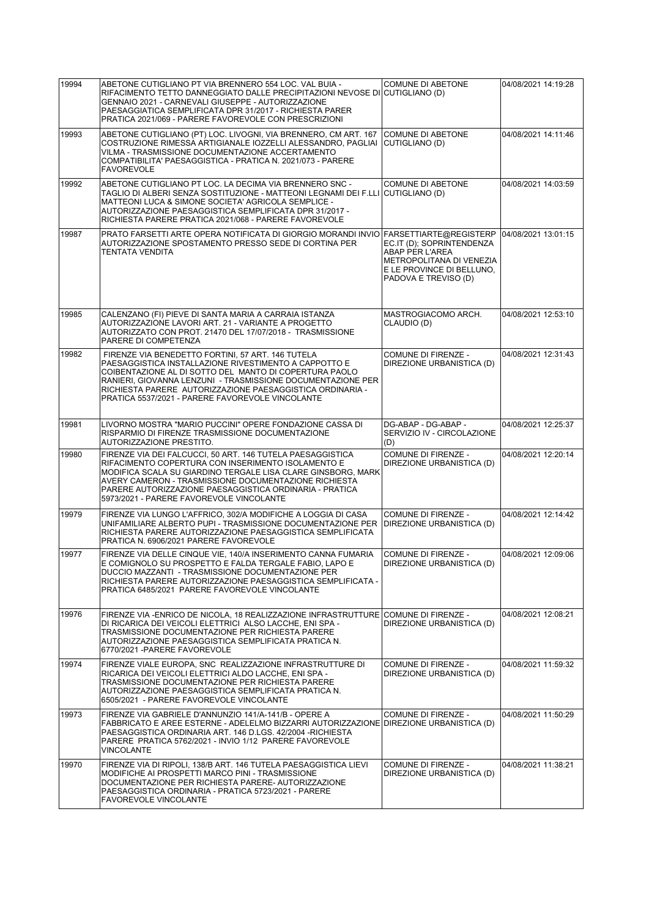| 19994 | ABETONE CUTIGLIANO PT VIA BRENNERO 554 LOC. VAL BUIA - RIFACIMENTO TETTO DANNEGGIATO DALLE PRECIPITAZIONI NEVOSE DI GENNAIO 2021 - CARNEVALI GIUSEPPE - AUTORIZZAZIONE PAESAGGIATICA SEMPLIFICATA DPR 31/2017 - RICHIESTA PARER PRATICA 2021/069 - PARERE FAVOREVOLE CON PRESCRIZIONI | COMUNE DI ABETONE CUTIGLIANO (D) | 04/08/2021 14:19:28 |
|---|---|---|---|
| 19993 | ABETONE CUTIGLIANO (PT) LOC. LIVOGNI, VIA BRENNERO, CM ART. 167 COSTRUZIONE RIMESSA ARTIGIANALE IOZZELLI ALESSANDRO, PAGLIAI VILMA - TRASMISSIONE DOCUMENTAZIONE ACCERTAMENTO COMPATIBILITA' PAESAGGISTICA - PRATICA N. 2021/073 - PARERE FAVOREVOLE | COMUNE DI ABETONE CUTIGLIANO (D) | 04/08/2021 14:11:46 |
| 19992 | ABETONE CUTIGLIANO PT LOC. LA DECIMA VIA BRENNERO SNC - TAGLIO DI ALBERI SENZA SOSTITUZIONE - MATTEONI LEGNAMI DEI F.LLI MATTEONI LUCA & SIMONE SOCIETA' AGRICOLA SEMPLICE - AUTORIZZAZIONE PAESAGGISTICA SEMPLIFICATA DPR 31/2017 - RICHIESTA PARERE PRATICA 2021/068 - PARERE FAVOREVOLE | COMUNE DI ABETONE CUTIGLIANO (D) | 04/08/2021 14:03:59 |
| 19987 | PRATO FARSETTI ARTE OPERA NOTIFICATA DI GIORGIO MORANDI INVIO AUTORIZZAZIONE SPOSTAMENTO PRESSO SEDE DI CORTINA PER TENTATA VENDITA | FARSETTIARTE@REGISTERPEC.IT (D); SOPRINTENDENZA ABAP PER L'AREA METROPOLITANA DI VENEZIA E LE PROVINCE DI BELLUNO, PADOVA E TREVISO (D) | 04/08/2021 13:01:15 |
| 19985 | CALENZANO (FI) PIEVE DI SANTA MARIA A CARRAIA ISTANZA AUTORIZZAZIONE LAVORI ART. 21 - VARIANTE A PROGETTO AUTORIZZATO CON PROT. 21470 DEL 17/07/2018 - TRASMISSIONE PARERE DI COMPETENZA | MASTROGIACOMO ARCH. CLAUDIO (D) | 04/08/2021 12:53:10 |
| 19982 | FIRENZE VIA BENEDETTO FORTINI, 57 ART. 146 TUTELA PAESAGGISTICA INSTALLAZIONE RIVESTIMENTO A CAPPOTTO E COIBENTAZIONE AL DI SOTTO DEL MANTO DI COPERTURA PAOLO RANIERI, GIOVANNA LENZUNI - TRASMISSIONE DOCUMENTAZIONE PER RICHIESTA PARERE AUTORIZZAZIONE PAESAGGISTICA ORDINARIA - PRATICA 5537/2021 - PARERE FAVOREVOLE VINCOLANTE | COMUNE DI FIRENZE - DIREZIONE URBANISTICA (D) | 04/08/2021 12:31:43 |
| 19981 | LIVORNO MOSTRA "MARIO PUCCINI" OPERE FONDAZIONE CASSA DI RISPARMIO DI FIRENZE TRASMISSIONE DOCUMENTAZIONE AUTORIZZAZIONE PRESTITO. | DG-ABAP - DG-ABAP - SERVIZIO IV - CIRCOLAZIONE (D) | 04/08/2021 12:25:37 |
| 19980 | FIRENZE VIA DEI FALCUCCI, 50 ART. 146 TUTELA PAESAGGISTICA RIFACIMENTO COPERTURA CON INSERIMENTO ISOLAMENTO E MODIFICA SCALA SU GIARDINO TERGALE LISA CLARE GINSBORG, MARK AVERY CAMERON - TRASMISSIONE DOCUMENTAZIONE RICHIESTA PARERE AUTORIZZAZIONE PAESAGGISTICA ORDINARIA - PRATICA 5973/2021 - PARERE FAVOREVOLE VINCOLANTE | COMUNE DI FIRENZE - DIREZIONE URBANISTICA (D) | 04/08/2021 12:20:14 |
| 19979 | FIRENZE VIA LUNGO L'AFFRICO, 302/A MODIFICHE A LOGGIA DI CASA UNIFAMILIARE ALBERTO PUPI - TRASMISSIONE DOCUMENTAZIONE PER RICHIESTA PARERE AUTORIZZAZIONE PAESAGGISTICA SEMPLIFICATA PRATICA N. 6906/2021 PARERE FAVOREVOLE | COMUNE DI FIRENZE - DIREZIONE URBANISTICA (D) | 04/08/2021 12:14:42 |
| 19977 | FIRENZE VIA DELLE CINQUE VIE, 140/A INSERIMENTO CANNA FUMARIA E COMIGNOLO SU PROSPETTO E FALDA TERGALE FABIO, LAPO E DUCCIO MAZZANTI - TRASMISSIONE DOCUMENTAZIONE PER RICHIESTA PARERE AUTORIZZAZIONE PAESAGGISTICA SEMPLIFICATA - PRATICA 6485/2021 PARERE FAVOREVOLE VINCOLANTE | COMUNE DI FIRENZE - DIREZIONE URBANISTICA (D) | 04/08/2021 12:09:06 |
| 19976 | FIRENZE VIA -ENRICO DE NICOLA, 18 REALIZZAZIONE INFRASTRUTTURE DI RICARICA DEI VEICOLI ELETTRICI ALSO LACCHE, ENI SPA - TRASMISSIONE DOCUMENTAZIONE PER RICHIESTA PARERE AUTORIZZAZIONE PAESAGGISTICA SEMPLIFICATA PRATICA N. 6770/2021 -PARERE FAVOREVOLE | COMUNE DI FIRENZE - DIREZIONE URBANISTICA (D) | 04/08/2021 12:08:21 |
| 19974 | FIRENZE VIALE EUROPA, SNC REALIZZAZIONE INFRASTRUTTURE DI RICARICA DEI VEICOLI ELETTRICI ALDO LACCHE, ENI SPA - TRASMISSIONE DOCUMENTAZIONE PER RICHIESTA PARERE AUTORIZZAZIONE PAESAGGISTICA SEMPLIFICATA PRATICA N. 6505/2021 - PARERE FAVOREVOLE VINCOLANTE | COMUNE DI FIRENZE - DIREZIONE URBANISTICA (D) | 04/08/2021 11:59:32 |
| 19973 | FIRENZE VIA GABRIELE D'ANNUNZIO 141/A-141/B - OPERE A FABBRICATO E AREE ESTERNE - ADELELMO BIZZARRI AUTORIZZAZIONE PAESAGGISTICA ORDINARIA ART. 146 D.LGS. 42/2004 -RICHIESTA PARERE PRATICA 5762/2021 - INVIO 1/12 PARERE FAVOREVOLE VINCOLANTE | COMUNE DI FIRENZE - DIREZIONE URBANISTICA (D) | 04/08/2021 11:50:29 |
| 19970 | FIRENZE VIA DI RIPOLI, 138/B ART. 146 TUTELA PAESAGGISTICA LIEVI MODIFICHE AI PROSPETTI MARCO PINI - TRASMISSIONE DOCUMENTAZIONE PER RICHIESTA PARERE- AUTORIZZAZIONE PAESAGGISTICA ORDINARIA - PRATICA 5723/2021 - PARERE FAVOREVOLE VINCOLANTE | COMUNE DI FIRENZE - DIREZIONE URBANISTICA (D) | 04/08/2021 11:38:21 |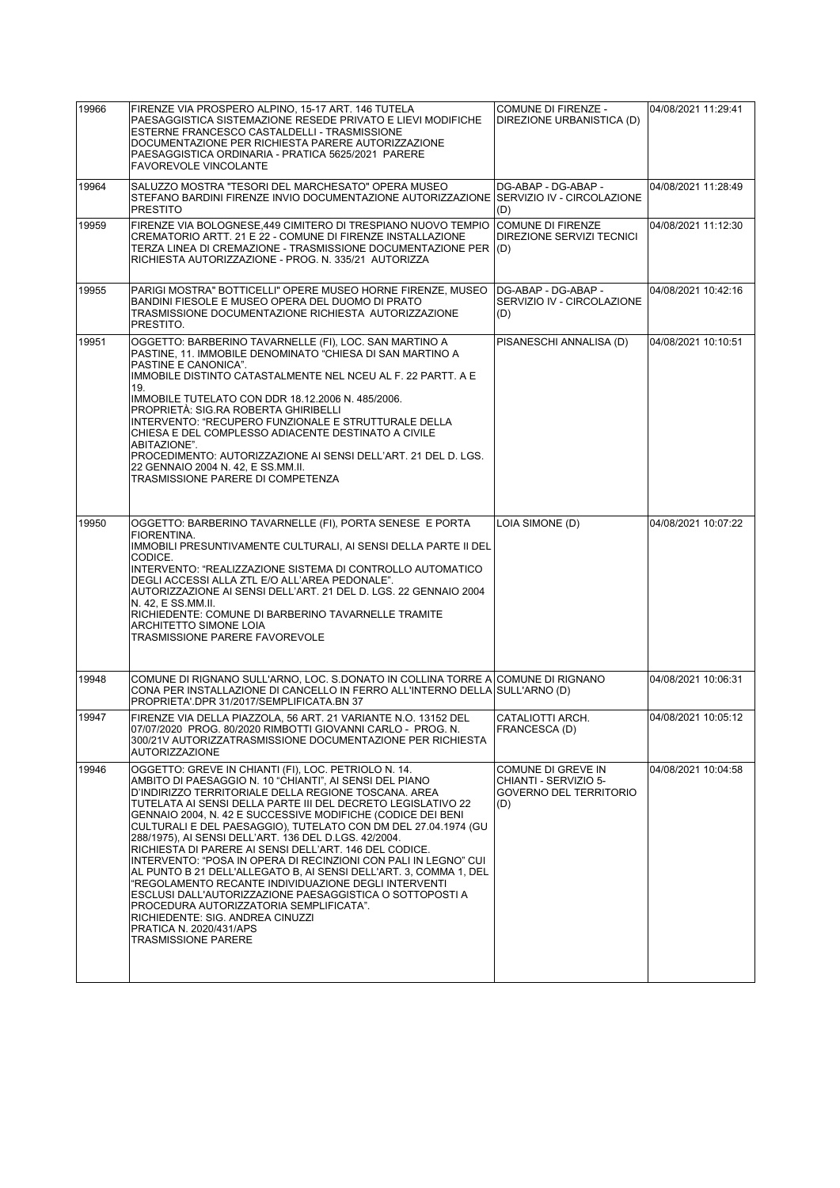| | | | |
|---|---|---|---|
| 19966 | FIRENZE VIA PROSPERO ALPINO, 15-17 ART. 146 TUTELA PAESAGGISTICA SISTEMAZIONE RESEDE PRIVATO E LIEVI MODIFICHE ESTERNE FRANCESCO CASTALDELLI - TRASMISSIONE DOCUMENTAZIONE PER RICHIESTA PARERE AUTORIZZAZIONE PAESAGGISTICA ORDINARIA - PRATICA 5625/2021 PARERE FAVOREVOLE VINCOLANTE | COMUNE DI FIRENZE - DIREZIONE URBANISTICA (D) | 04/08/2021 11:29:41 |
| 19964 | SALUZZO MOSTRA "TESORI DEL MARCHESATO" OPERA MUSEO STEFANO BARDINI FIRENZE INVIO DOCUMENTAZIONE AUTORIZZAZIONE PRESTITO | DG-ABAP - DG-ABAP - SERVIZIO IV - CIRCOLAZIONE (D) | 04/08/2021 11:28:49 |
| 19959 | FIRENZE VIA BOLOGNESE,449 CIMITERO DI TRESPIANO NUOVO TEMPIO CREMATORIO ARTT. 21 E 22 - COMUNE DI FIRENZE INSTALLAZIONE TERZA LINEA DI CREMAZIONE - TRASMISSIONE DOCUMENTAZIONE PER RICHIESTA AUTORIZZAZIONE - PROG. N. 335/21 AUTORIZZA | COMUNE DI FIRENZE DIREZIONE SERVIZI TECNICI (D) | 04/08/2021 11:12:30 |
| 19955 | PARIGI MOSTRA" BOTTICELLI" OPERE MUSEO HORNE FIRENZE, MUSEO BANDINI FIESOLE E MUSEO OPERA DEL DUOMO DI PRATO TRASMISSIONE DOCUMENTAZIONE RICHIESTA AUTORIZZAZIONE PRESTITO. | DG-ABAP - DG-ABAP - SERVIZIO IV - CIRCOLAZIONE (D) | 04/08/2021 10:42:16 |
| 19951 | OGGETTO: BARBERINO TAVARNELLE (FI), LOC. SAN MARTINO A PASTINE, 11. IMMOBILE DENOMINATO "CHIESA DI SAN MARTINO A PASTINE E CANONICA".<br>IMMOBILE DISTINTO CATASTALMENTE NEL NCEU AL F. 22 PARTT. A E 19.<br>IMMOBILE TUTELATO CON DDR 18.12.2006 N. 485/2006.<br>PROPRIETÀ: SIG.RA ROBERTA GHIRIBELLI<br>INTERVENTO: "RECUPERO FUNZIONALE E STRUTTURALE DELLA CHIESA E DEL COMPLESSO ADIACENTE DESTINATO A CIVILE ABITAZIONE".<br>PROCEDIMENTO: AUTORIZZAZIONE AI SENSI DELL'ART. 21 DEL D. LGS. 22 GENNAIO 2004 N. 42, E SS.MM.II.<br>TRASMISSIONE PARERE DI COMPETENZA | PISANESCHI ANNALISA (D) | 04/08/2021 10:10:51 |
| 19950 | OGGETTO: BARBERINO TAVARNELLE (FI), PORTA SENESE E PORTA FIORENTINA.<br>IMMOBILI PRESUNTIVAMENTE CULTURALI, AI SENSI DELLA PARTE II DEL CODICE.<br>INTERVENTO: "REALIZZAZIONE SISTEMA DI CONTROLLO AUTOMATICO DEGLI ACCESSI ALLA ZTL E/O ALL'AREA PEDONALE".<br>AUTORIZZAZIONE AI SENSI DELL'ART. 21 DEL D. LGS. 22 GENNAIO 2004 N. 42, E SS.MM.II.<br>RICHIEDENTE: COMUNE DI BARBERINO TAVARNELLE TRAMITE ARCHITETTO SIMONE LOIA<br>TRASMISSIONE PARERE FAVOREVOLE | LOIA SIMONE (D) | 04/08/2021 10:07:22 |
| 19948 | COMUNE DI RIGNANO SULL'ARNO, LOC. S.DONATO IN COLLINA TORRE A CONA PER INSTALLAZIONE DI CANCELLO IN FERRO ALL'INTERNO DELLA PROPRIETA'.DPR 31/2017/SEMPLIFICATA.BN 37 | COMUNE DI RIGNANO SULL'ARNO (D) | 04/08/2021 10:06:31 |
| 19947 | FIRENZE VIA DELLA PIAZZOLA, 56 ART. 21 VARIANTE N.O. 13152 DEL 07/07/2020 PROG. 80/2020 RIMBOTTI GIOVANNI CARLO - PROG. N. 300/21V AUTORIZZATRASMISSIONE DOCUMENTAZIONE PER RICHIESTA AUTORIZZAZIONE | CATALIOTTI ARCH. FRANCESCA (D) | 04/08/2021 10:05:12 |
| 19946 | OGGETTO: GREVE IN CHIANTI (FI), LOC. PETRIOLO N. 14.<br>AMBITO DI PAESAGGIO N. 10 "CHIANTI", AI SENSI DEL PIANO D'INDIRIZZO TERRITORIALE DELLA REGIONE TOSCANA. AREA TUTELATA AI SENSI DELLA PARTE III DEL DECRETO LEGISLATIVO 22 GENNAIO 2004, N. 42 E SUCCESSIVE MODIFICHE (CODICE DEI BENI CULTURALI E DEL PAESAGGIO), TUTELATO CON DM DEL 27.04.1974 (GU 288/1975), AI SENSI DELL'ART. 136 DEL D.LGS. 42/2004.<br>RICHIESTA DI PARERE AI SENSI DELL'ART. 146 DEL CODICE.<br>INTERVENTO: "POSA IN OPERA DI RECINZIONI CON PALI IN LEGNO" CUI AL PUNTO B 21 DELL'ALLEGATO B, AI SENSI DELL'ART. 3, COMMA 1, DEL "REGOLAMENTO RECANTE INDIVIDUAZIONE DEGLI INTERVENTI ESCLUSI DALL'AUTORIZZAZIONE PAESAGGISTICA O SOTTOPOSTI A PROCEDURA AUTORIZZATORIA SEMPLIFICATA".<br>RICHIEDENTE: SIG. ANDREA CINUZZI<br>PRATICA N. 2020/431/APS<br>TRASMISSIONE PARERE | COMUNE DI GREVE IN CHIANTI - SERVIZIO 5- GOVERNO DEL TERRITORIO (D) | 04/08/2021 10:04:58 |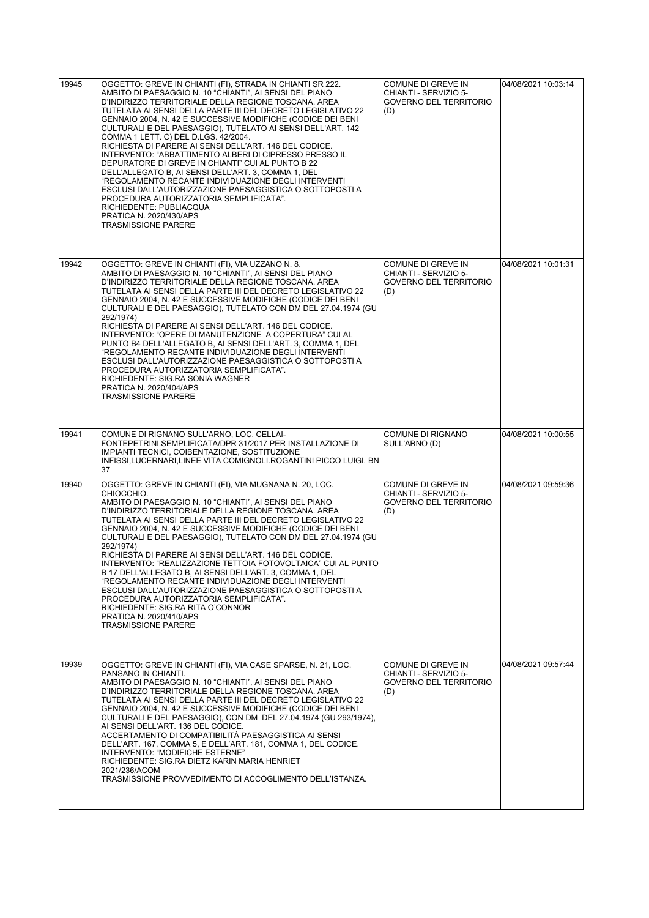| 19945 | OGGETTO: GREVE IN CHIANTI (FI), STRADA IN CHIANTI SR 222. AMBITO DI PAESAGGIO N. 10 "CHIANTI", AI SENSI DEL PIANO D'INDIRIZZO TERRITORIALE DELLA REGIONE TOSCANA. AREA TUTELATA AI SENSI DELLA PARTE III DEL DECRETO LEGISLATIVO 22 GENNAIO 2004, N. 42 E SUCCESSIVE MODIFICHE (CODICE DEI BENI CULTURALI E DEL PAESAGGIO), TUTELATO AI SENSI DELL'ART. 142 COMMA 1 LETT. C) DEL D.LGS. 42/2004. RICHIESTA DI PARERE AI SENSI DELL'ART. 146 DEL CODICE. INTERVENTO: "ABBATTIMENTO ALBERI DI CIPRESSO PRESSO IL DEPURATORE DI GREVE IN CHIANTI" CUI AL PUNTO B 22 DELL'ALLEGATO B, AI SENSI DELL'ART. 3, COMMA 1, DEL "REGOLAMENTO RECANTE INDIVIDUAZIONE DEGLI INTERVENTI ESCLUSI DALL'AUTORIZZAZIONE PAESAGGISTICA O SOTTOPOSTI A PROCEDURA AUTORIZZATORIA SEMPLIFICATA". RICHIEDENTE: PUBLIACQUA PRATICA N. 2020/430/APS TRASMISSIONE PARERE | COMUNE DI GREVE IN CHIANTI - SERVIZIO 5- GOVERNO DEL TERRITORIO (D) | 04/08/2021 10:03:14 |
|---|---|---|---|
| 19942 | OGGETTO: GREVE IN CHIANTI (FI), VIA UZZANO N. 8. AMBITO DI PAESAGGIO N. 10 "CHIANTI", AI SENSI DEL PIANO D'INDIRIZZO TERRITORIALE DELLA REGIONE TOSCANA. AREA TUTELATA AI SENSI DELLA PARTE III DEL DECRETO LEGISLATIVO 22 GENNAIO 2004, N. 42 E SUCCESSIVE MODIFICHE (CODICE DEI BENI CULTURALI E DEL PAESAGGIO), TUTELATO CON DM DEL 27.04.1974 (GU 292/1974) RICHIESTA DI PARERE AI SENSI DELL'ART. 146 DEL CODICE. INTERVENTO: "OPERE DI MANUTENZIONE A COPERTURA" CUI AL PUNTO B4 DELL'ALLEGATO B, AI SENSI DELL'ART. 3, COMMA 1, DEL "REGOLAMENTO RECANTE INDIVIDUAZIONE DEGLI INTERVENTI ESCLUSI DALL'AUTORIZZAZIONE PAESAGGISTICA O SOTTOPOSTI A PROCEDURA AUTORIZZATORIA SEMPLIFICATA". RICHIEDENTE: SIG.RA SONIA WAGNER PRATICA N. 2020/404/APS TRASMISSIONE PARERE | COMUNE DI GREVE IN CHIANTI - SERVIZIO 5- GOVERNO DEL TERRITORIO (D) | 04/08/2021 10:01:31 |
| 19941 | COMUNE DI RIGNANO SULL'ARNO, LOC. CELLAI-FONTEPETRINI.SEMPLIFICATA/DPR 31/2017 PER INSTALLAZIONE DI IMPIANTI TECNICI, COIBENTAZIONE, SOSTITUZIONE INFISSI,LUCERNARI,LINEE VITA COMIGNOLI.ROGANTINI PICCO LUIGI. BN 37 | COMUNE DI RIGNANO SULL'ARNO (D) | 04/08/2021 10:00:55 |
| 19940 | OGGETTO: GREVE IN CHIANTI (FI), VIA MUGNANA N. 20, LOC. CHIOCCHIO. AMBITO DI PAESAGGIO N. 10 "CHIANTI", AI SENSI DEL PIANO D'INDIRIZZO TERRITORIALE DELLA REGIONE TOSCANA. AREA TUTELATA AI SENSI DELLA PARTE III DEL DECRETO LEGISLATIVO 22 GENNAIO 2004, N. 42 E SUCCESSIVE MODIFICHE (CODICE DEI BENI CULTURALI E DEL PAESAGGIO), TUTELATO CON DM DEL 27.04.1974 (GU 292/1974) RICHIESTA DI PARERE AI SENSI DELL'ART. 146 DEL CODICE. INTERVENTO: "REALIZZAZIONE TETTOIA FOTOVOLTAICA" CUI AL PUNTO B 17 DELL'ALLEGATO B, AI SENSI DELL'ART. 3, COMMA 1, DEL "REGOLAMENTO RECANTE INDIVIDUAZIONE DEGLI INTERVENTI ESCLUSI DALL'AUTORIZZAZIONE PAESAGGISTICA O SOTTOPOSTI A PROCEDURA AUTORIZZATORIA SEMPLIFICATA". RICHIEDENTE: SIG.RA RITA O'CONNOR PRATICA N. 2020/410/APS TRASMISSIONE PARERE | COMUNE DI GREVE IN CHIANTI - SERVIZIO 5- GOVERNO DEL TERRITORIO (D) | 04/08/2021 09:59:36 |
| 19939 | OGGETTO: GREVE IN CHIANTI (FI), VIA CASE SPARSE, N. 21, LOC. PANSANO IN CHIANTI. AMBITO DI PAESAGGIO N. 10 "CHIANTI", AI SENSI DEL PIANO D'INDIRIZZO TERRITORIALE DELLA REGIONE TOSCANA. AREA TUTELATA AI SENSI DELLA PARTE III DEL DECRETO LEGISLATIVO 22 GENNAIO 2004, N. 42 E SUCCESSIVE MODIFICHE (CODICE DEI BENI CULTURALI E DEL PAESAGGIO), CON DM DEL 27.04.1974 (GU 293/1974), AI SENSI DELL'ART. 136 DEL CODICE. ACCERTAMENTO DI COMPATIBILITÀ PAESAGGISTICA AI SENSI DELL'ART. 167, COMMA 5, E DELL'ART. 181, COMMA 1, DEL CODICE. INTERVENTO: "MODIFICHE ESTERNE" RICHIEDENTE: SIG.RA DIETZ KARIN MARIA HENRIET 2021/236/ACOM TRASMISSIONE PROVVEDIMENTO DI ACCOGLIMENTO DELL'ISTANZA. | COMUNE DI GREVE IN CHIANTI - SERVIZIO 5- GOVERNO DEL TERRITORIO (D) | 04/08/2021 09:57:44 |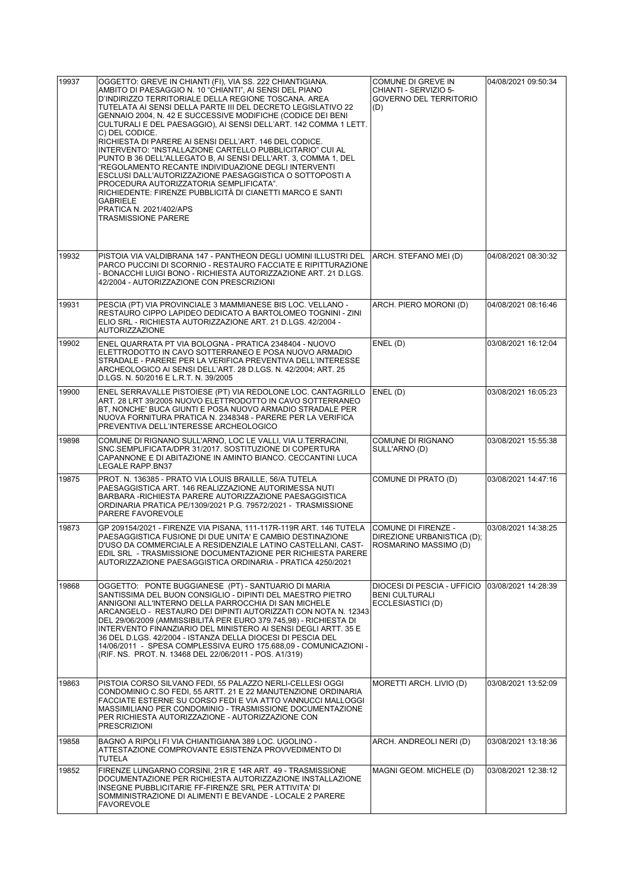| 19937 | OGGETTO: GREVE IN CHIANTI (FI), VIA SS. 222 CHIANTIGIANA. AMBITO DI PAESAGGIO N. 10 "CHIANTI", AI SENSI DEL PIANO D'INDIRIZZO TERRITORIALE DELLA REGIONE TOSCANA. AREA TUTELATA AI SENSI DELLA PARTE III DEL DECRETO LEGISLATIVO 22 GENNAIO 2004, N. 42 E SUCCESSIVE MODIFICHE (CODICE DEI BENI CULTURALI E DEL PAESAGGIO), AI SENSI DELL'ART. 142 COMMA 1 LETT. C) DEL CODICE.<br>RICHIESTA DI PARERE AI SENSI DELL'ART. 146 DEL CODICE.<br>INTERVENTO: "INSTALLAZIONE CARTELLO PUBBLICITARIO" CUI AL PUNTO B 36 DELL'ALLEGATO B, AI SENSI DELL'ART. 3, COMMA 1, DEL "REGOLAMENTO RECANTE INDIVIDUAZIONE DEGLI INTERVENTI ESCLUSI DALL'AUTORIZZAZIONE PAESAGGISTICA O SOTTOPOSTI A PROCEDURA AUTORIZZATORIA SEMPLIFICATA".<br>RICHIEDENTE: FIRENZE PUBBLICITÀ DI CIANETTI MARCO E SANTI GABRIELE<br>PRATICA N. 2021/402/APS<br>TRASMISSIONE PARERE | COMUNE DI GREVE IN CHIANTI - SERVIZIO 5- GOVERNO DEL TERRITORIO (D) | 04/08/2021 09:50:34 |
|---|---|---|---|
| 19932 | PISTOIA VIA VALDIBRANA 147 - PANTHEON DEGLI UOMINI ILLUSTRI DEL PARCO PUCCINI DI SCORNIO - RESTAURO FACCIATE E RIPITTURAZIONE - BONACCHI LUIGI BONO - RICHIESTA AUTORIZZAZIONE ART. 21 D.LGS. 42/2004 - AUTORIZZAZIONE CON PRESCRIZIONI | ARCH. STEFANO MEI (D) | 04/08/2021 08:30:32 |
| 19931 | PESCIA (PT) VIA PROVINCIALE 3 MAMMIANESE BIS LOC. VELLANO - RESTAURO CIPPO LAPIDEO DEDICATO A BARTOLOMEO TOGNINI - ZINI ELIO SRL - RICHIESTA AUTORIZZAZIONE ART. 21 D.LGS. 42/2004 - AUTORIZZAZIONE | ARCH. PIERO MORONI (D) | 04/08/2021 08:16:46 |
| 19902 | ENEL QUARRATA PT VIA BOLOGNA - PRATICA 2348404 - NUOVO ELETTRODOTTO IN CAVO SOTTERRANEO E POSA NUOVO ARMADIO STRADALE - PARERE PER LA VERIFICA PREVENTIVA DELL'INTERESSE ARCHEOLOGICO AI SENSI DELL'ART. 28 D.LGS. N. 42/2004; ART. 25 D.LGS. N. 50/2016 E L.R.T. N. 39/2005 | ENEL (D) | 03/08/2021 16:12:04 |
| 19900 | ENEL SERRAVALLE PISTOIESE (PT) VIA REDOLONE LOC. CANTAGRILLO ART. 28 LRT 39/2005 NUOVO ELETTRODOTTO IN CAVO SOTTERRANEO BT, NONCHE' BUCA GIUNTI E POSA NUOVO ARMADIO STRADALE PER NUOVA FORNITURA PRATICA N. 2348348 - PARERE PER LA VERIFICA PREVENTIVA DELL'INTERESSE ARCHEOLOGICO | ENEL (D) | 03/08/2021 16:05:23 |
| 19898 | COMUNE DI RIGNANO SULL'ARNO, LOC LE VALLI, VIA U.TERRACINI, SNC.SEMPLIFICATA/DPR 31/2017. SOSTITUZIONE DI COPERTURA CAPANNONE E DI ABITAZIONE IN AMINTO BIANCO. CECCANTINI LUCA LEGALE RAPP.BN37 | COMUNE DI RIGNANO SULL'ARNO (D) | 03/08/2021 15:55:38 |
| 19875 | PROT. N. 136385 - PRATO VIA LOUIS BRAILLE, 56/A TUTELA PAESAGGISTICA ART. 146 REALIZZAZIONE AUTORIMESSA NUTI BARBARA -RICHIESTA PARERE AUTORIZZAZIONE PAESAGGISTICA ORDINARIA PRATICA PE/1309/2021 P.G. 79572/2021 - TRASMISSIONE PARERE FAVOREVOLE | COMUNE DI PRATO (D) | 03/08/2021 14:47:16 |
| 19873 | GP 209154/2021 - FIRENZE VIA PISANA, 111-117R-119R ART. 146 TUTELA PAESAGGISTICA FUSIONE DI DUE UNITA' E CAMBIO DESTINAZIONE D'USO DA COMMERCIALE A RESIDENZIALE LATINO CASTELLANI, CAST-EDIL SRL - TRASMISSIONE DOCUMENTAZIONE PER RICHIESTA PARERE AUTORIZZAZIONE PAESAGGISTICA ORDINARIA - PRATICA 4250/2021 | COMUNE DI FIRENZE - DIREZIONE URBANISTICA (D); ROSMARINO MASSIMO (D) | 03/08/2021 14:38:25 |
| 19868 | OGGETTO: PONTE BUGGIANESE (PT) - SANTUARIO DI MARIA SANTISSIMA DEL BUON CONSIGLIO - DIPINTI DEL MAESTRO PIETRO ANNIGONI ALL'INTERNO DELLA PARROCCHIA DI SAN MICHELE ARCANGELO - RESTAURO DEI DIPINTI AUTORIZZATI CON NOTA N. 12343 DEL 29/06/2009 (AMMISSIBILITÀ PER EURO 379.745,98) - RICHIESTA DI INTERVENTO FINANZIARIO DEL MINISTERO AI SENSI DEGLI ARTT. 35 E 36 DEL D.LGS. 42/2004 - ISTANZA DELLA DIOCESI DI PESCIA DEL 14/06/2011 - SPESA COMPLESSIVA EURO 175.688,09 - COMUNICAZIONI - (RIF. NS. PROT. N. 13468 DEL 22/06/2011 - POS. A1/319) | DIOCESI DI PESCIA - UFFICIO BENI CULTURALI ECCLESIASTICI (D) | 03/08/2021 14:28:39 |
| 19863 | PISTOIA CORSO SILVANO FEDI, 55 PALAZZO NERLI-CELLESI OGGI CONDOMINIO C.SO FEDI, 55 ARTT. 21 E 22 MANUTENZIONE ORDINARIA FACCIATE ESTERNE SU CORSO FEDI E VIA ATTO VANNUCCI MALLOGGI MASSIMILIANO PER CONDOMINIO - TRASMISSIONE DOCUMENTAZIONE PER RICHIESTA AUTORIZZAZIONE - AUTORIZZAZIONE CON PRESCRIZIONI | MORETTI ARCH. LIVIO (D) | 03/08/2021 13:52:09 |
| 19858 | BAGNO A RIPOLI FI VIA CHIANTIGIANA 389 LOC. UGOLINO - ATTESTAZIONE COMPROVANTE ESISTENZA PROVVEDIMENTO DI TUTELA | ARCH. ANDREOLI NERI (D) | 03/08/2021 13:18:36 |
| 19852 | FIRENZE LUNGARNO CORSINI, 21R E 14R ART. 49 - TRASMISSIONE DOCUMENTAZIONE PER RICHIESTA AUTORIZZAZIONE INSTALLAZIONE INSEGNE PUBBLICITARIE FF-FIRENZE SRL PER ATTIVITA' DI SOMMINISTRAZIONE DI ALIMENTI E BEVANDE - LOCALE 2 PARERE FAVOREVOLE | MAGNI GEOM. MICHELE (D) | 03/08/2021 12:38:12 |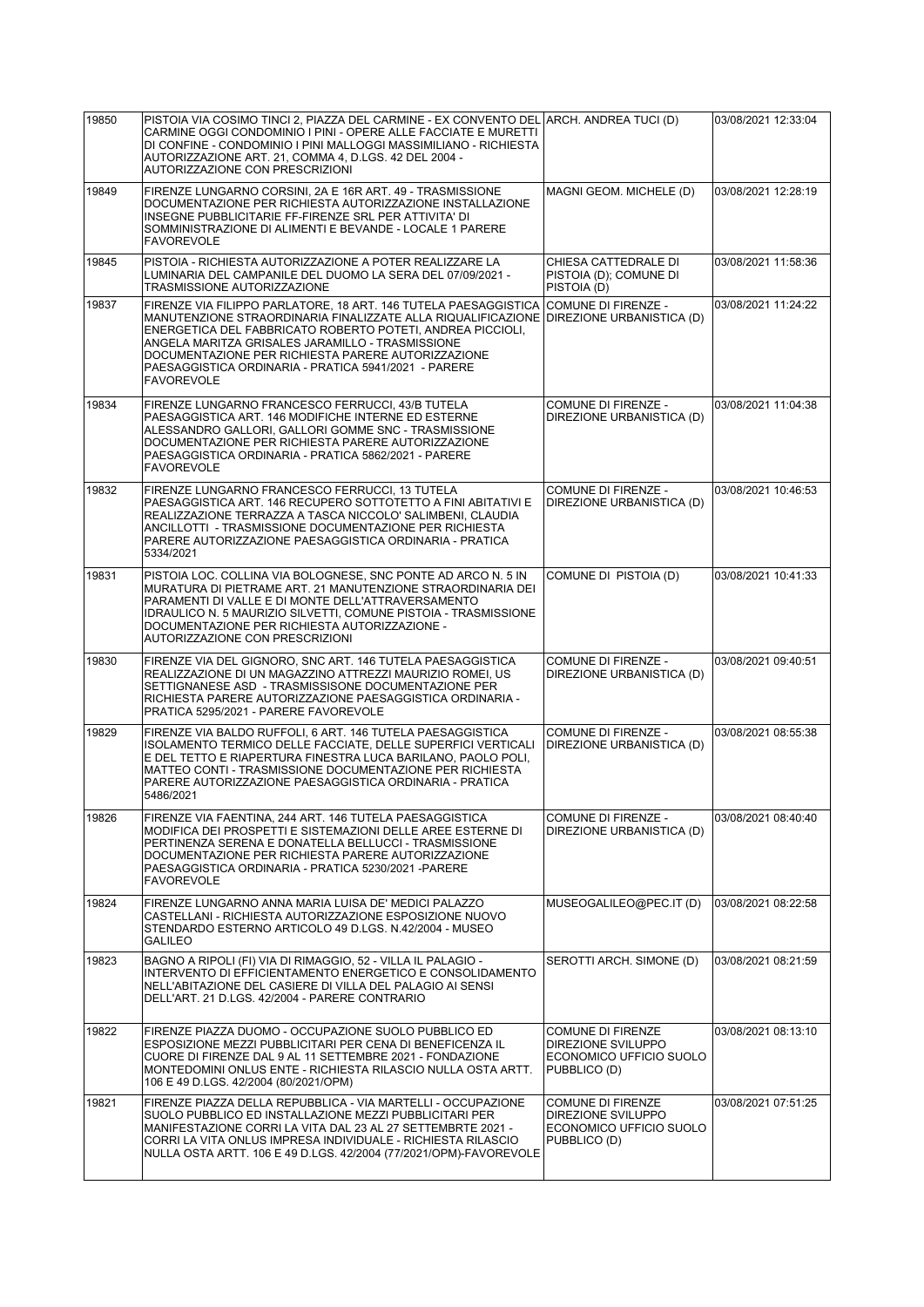| | | | |
|---|---|---|---|
| 19850 | PISTOIA VIA COSIMO TINCI 2, PIAZZA DEL CARMINE - EX CONVENTO DEL CARMINE OGGI CONDOMINIO I PINI - OPERE ALLE FACCIATE E MURETTI DI CONFINE - CONDOMINIO I PINI MALLOGGI MASSIMILIANO - RICHIESTA AUTORIZZAZIONE ART. 21, COMMA 4, D.LGS. 42 DEL 2004 - AUTORIZZAZIONE CON PRESCRIZIONI | ARCH. ANDREA TUCI (D) | 03/08/2021 12:33:04 |
| 19849 | FIRENZE LUNGARNO CORSINI, 2A E 16R ART. 49 - TRASMISSIONE DOCUMENTAZIONE PER RICHIESTA AUTORIZZAZIONE INSTALLAZIONE INSEGNE PUBBLICITARIE FF-FIRENZE SRL PER ATTIVITA' DI SOMMINISTRAZIONE DI ALIMENTI E BEVANDE - LOCALE 1 PARERE FAVOREVOLE | MAGNI GEOM. MICHELE (D) | 03/08/2021 12:28:19 |
| 19845 | PISTOIA - RICHIESTA AUTORIZZAZIONE A POTER REALIZZARE LA LUMINARIA DEL CAMPANILE DEL DUOMO LA SERA DEL 07/09/2021 - TRASMISSIONE AUTORIZZAZIONE | CHIESA CATTEDRALE DI PISTOIA (D); COMUNE DI PISTOIA (D) | 03/08/2021 11:58:36 |
| 19837 | FIRENZE VIA FILIPPO PARLATORE, 18 ART. 146 TUTELA PAESAGGISTICA MANUTENZIONE STRAORDINARIA FINALIZZATE ALLA RIQUALIFICAZIONE ENERGETICA DEL FABBRICATO ROBERTO POTETI, ANDREA PICCIOLI, ANGELA MARITZA GRISALES JARAMILLO - TRASMISSIONE DOCUMENTAZIONE PER RICHIESTA PARERE AUTORIZZAZIONE PAESAGGISTICA ORDINARIA - PRATICA 5941/2021 - PARERE FAVOREVOLE | COMUNE DI FIRENZE - DIREZIONE URBANISTICA (D) | 03/08/2021 11:24:22 |
| 19834 | FIRENZE LUNGARNO FRANCESCO FERRUCCI, 43/B TUTELA PAESAGGISTICA ART. 146 MODIFICHE INTERNE ED ESTERNE ALESSANDRO GALLORI, GALLORI GOMME SNC - TRASMISSIONE DOCUMENTAZIONE PER RICHIESTA PARERE AUTORIZZAZIONE PAESAGGISTICA ORDINARIA - PRATICA 5862/2021 - PARERE FAVOREVOLE | COMUNE DI FIRENZE - DIREZIONE URBANISTICA (D) | 03/08/2021 11:04:38 |
| 19832 | FIRENZE LUNGARNO FRANCESCO FERRUCCI, 13 TUTELA PAESAGGISTICA ART. 146 RECUPERO SOTTOTETTO A FINI ABITATIVI E REALIZZAZIONE TERRAZZA A TASCA NICCOLO' SALIMBENI, CLAUDIA ANCILLOTTI - TRASMISSIONE DOCUMENTAZIONE PER RICHIESTA PARERE AUTORIZZAZIONE PAESAGGISTICA ORDINARIA - PRATICA 5334/2021 | COMUNE DI FIRENZE - DIREZIONE URBANISTICA (D) | 03/08/2021 10:46:53 |
| 19831 | PISTOIA LOC. COLLINA VIA BOLOGNESE, SNC PONTE AD ARCO N. 5 IN MURATURA DI PIETRAME ART. 21 MANUTENZIONE STRAORDINARIA DEI PARAMENTI DI VALLE E DI MONTE DELL'ATTRAVERSAMENTO IDRAULICO N. 5 MAURIZIO SILVETTI, COMUNE PISTOIA - TRASMISSIONE DOCUMENTAZIONE PER RICHIESTA AUTORIZZAZIONE - AUTORIZZAZIONE CON PRESCRIZIONI | COMUNE DI PISTOIA (D) | 03/08/2021 10:41:33 |
| 19830 | FIRENZE VIA DEL GIGNORO, SNC ART. 146 TUTELA PAESAGGISTICA REALIZZAZIONE DI UN MAGAZZINO ATTREZZI MAURIZIO ROMEI, US SETTIGNANESE ASD - TRASMISSISONE DOCUMENTAZIONE PER RICHIESTA PARERE AUTORIZZAZIONE PAESAGGISTICA ORDINARIA - PRATICA 5295/2021 - PARERE FAVOREVOLE | COMUNE DI FIRENZE - DIREZIONE URBANISTICA (D) | 03/08/2021 09:40:51 |
| 19829 | FIRENZE VIA BALDO RUFFOLI, 6 ART. 146 TUTELA PAESAGGISTICA ISOLAMENTO TERMICO DELLE FACCIATE, DELLE SUPERFICI VERTICALI E DEL TETTO E RIAPERTURA FINESTRA LUCA BARILANO, PAOLO POLI, MATTEO CONTI - TRASMISSIONE DOCUMENTAZIONE PER RICHIESTA PARERE AUTORIZZAZIONE PAESAGGISTICA ORDINARIA - PRATICA 5486/2021 | COMUNE DI FIRENZE - DIREZIONE URBANISTICA (D) | 03/08/2021 08:55:38 |
| 19826 | FIRENZE VIA FAENTINA, 244 ART. 146 TUTELA PAESAGGISTICA MODIFICA DEI PROSPETTI E SISTEMAZIONI DELLE AREE ESTERNE DI PERTINENZA SERENA E DONATELLA BELLUCCI - TRASMISSIONE DOCUMENTAZIONE PER RICHIESTA PARERE AUTORIZZAZIONE PAESAGGISTICA ORDINARIA - PRATICA 5230/2021 -PARERE FAVOREVOLE | COMUNE DI FIRENZE - DIREZIONE URBANISTICA (D) | 03/08/2021 08:40:40 |
| 19824 | FIRENZE LUNGARNO ANNA MARIA LUISA DE' MEDICI PALAZZO CASTELLANI - RICHIESTA AUTORIZZAZIONE ESPOSIZIONE NUOVO STENDARDO ESTERNO ARTICOLO 49 D.LGS. N.42/2004 - MUSEO GALILEO | MUSEOGALILEO@PEC.IT (D) | 03/08/2021 08:22:58 |
| 19823 | BAGNO A RIPOLI (FI) VIA DI RIMAGGIO, 52 - VILLA IL PALAGIO - INTERVENTO DI EFFICIENTAMENTO ENERGETICO E CONSOLIDAMENTO NELL'ABITAZIONE DEL CASIERE DI VILLA DEL PALAGIO AI SENSI DELL'ART. 21 D.LGS. 42/2004 - PARERE CONTRARIO | SEROTTI ARCH. SIMONE (D) | 03/08/2021 08:21:59 |
| 19822 | FIRENZE PIAZZA DUOMO - OCCUPAZIONE SUOLO PUBBLICO ED ESPOSIZIONE MEZZI PUBBLICITARI PER CENA DI BENEFICENZA IL CUORE DI FIRENZE DAL 9 AL 11 SETTEMBRE 2021 - FONDAZIONE MONTEDOMINI ONLUS ENTE - RICHIESTA RILASCIO NULLA OSTA ARTT. 106 E 49 D.LGS. 42/2004 (80/2021/OPM) | COMUNE DI FIRENZE DIREZIONE SVILUPPO ECONOMICO UFFICIO SUOLO PUBBLICO (D) | 03/08/2021 08:13:10 |
| 19821 | FIRENZE PIAZZA DELLA REPUBBLICA - VIA MARTELLI - OCCUPAZIONE SUOLO PUBBLICO ED INSTALLAZIONE MEZZI PUBBLICITARI PER MANIFESTAZIONE CORRI LA VITA DAL 23 AL 27 SETTEMBRTE 2021 - CORRI LA VITA ONLUS IMPRESA INDIVIDUALE - RICHIESTA RILASCIO NULLA OSTA ARTT. 106 E 49 D.LGS. 42/2004 (77/2021/OPM)-FAVOREVOLE | COMUNE DI FIRENZE DIREZIONE SVILUPPO ECONOMICO UFFICIO SUOLO PUBBLICO (D) | 03/08/2021 07:51:25 |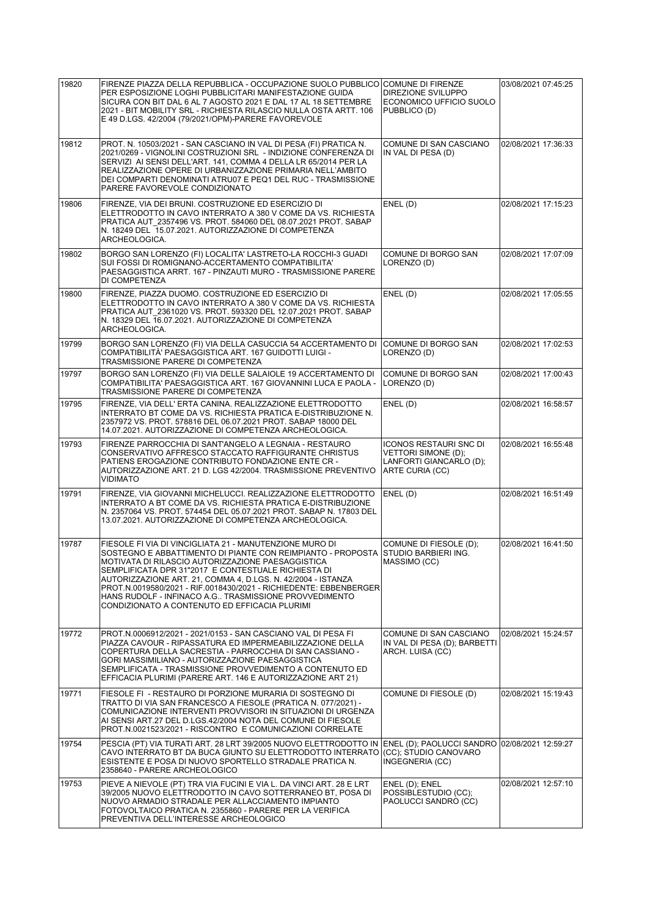| | | | |
|---|---|---|---|
| 19820 | FIRENZE PIAZZA DELLA REPUBBLICA - OCCUPAZIONE SUOLO PUBBLICO PER ESPOSIZIONE LOGHI PUBBLICITARI MANIFESTAZIONE GUIDA SICURA CON BIT DAL 6 AL 7 AGOSTO 2021 E DAL 17 AL 18 SETTEMBRE 2021 - BIT MOBILITY SRL - RICHIESTA RILASCIO NULLA OSTA ARTT. 106 E 49 D.LGS. 42/2004 (79/2021/OPM)-PARERE FAVOREVOLE | COMUNE DI FIRENZE DIREZIONE SVILUPPO ECONOMICO UFFICIO SUOLO PUBBLICO (D) | 03/08/2021 07:45:25 |
| 19812 | PROT. N. 10503/2021 - SAN CASCIANO IN VAL DI PESA (FI) PRATICA N. 2021/0269 - VIGNOLINI COSTRUZIONI SRL - INDIZIONE CONFERENZA DI SERVIZI AI SENSI DELL'ART. 141, COMMA 4 DELLA LR 65/2014 PER LA REALIZZAZIONE OPERE DI URBANIZZAZIONE PRIMARIA NELL'AMBITO DEI COMPARTI DENOMINATI ATRU07 E PEQ1 DEL RUC - TRASMISSIONE PARERE FAVOREVOLE CONDIZIONATO | COMUNE DI SAN CASCIANO IN VAL DI PESA (D) | 02/08/2021 17:36:33 |
| 19806 | FIRENZE, VIA DEI BRUNI. COSTRUZIONE ED ESERCIZIO DI ELETTRODOTTO IN CAVO INTERRATO A 380 V COME DA VS. RICHIESTA PRATICA AUT_2357496 VS. PROT. 584060 DEL 08.07.2021 PROT. SABAP N. 18249 DEL 15.07.2021. AUTORIZZAZIONE DI COMPETENZA ARCHEOLOGICA. | ENEL (D) | 02/08/2021 17:15:23 |
| 19802 | BORGO SAN LORENZO (FI) LOCALITA' LASTRETO-LA ROCCHI-3 GUADI SUI FOSSI DI ROMIGNANO-ACCERTAMENTO COMPATIBILITA' PAESAGGISTICA ARRT. 167 - PINZAUTI MURO - TRASMISSIONE PARERE DI COMPETENZA | COMUNE DI BORGO SAN LORENZO (D) | 02/08/2021 17:07:09 |
| 19800 | FIRENZE, PIAZZA DUOMO. COSTRUZIONE ED ESERCIZIO DI ELETTRODOTTO IN CAVO INTERRATO A 380 V COME DA VS. RICHIESTA PRATICA AUT_2361020 VS. PROT. 593320 DEL 12.07.2021 PROT. SABAP N. 18329 DEL 16.07.2021. AUTORIZZAZIONE DI COMPETENZA ARCHEOLOGICA. | ENEL (D) | 02/08/2021 17:05:55 |
| 19799 | BORGO SAN LORENZO (FI) VIA DELLA CASUCCIA 54 ACCERTAMENTO DI COMPATIBILITÀ' PAESAGGISTICA ART. 167 GUIDOTTI LUIGI - TRASMISSIONE PARERE DI COMPETENZA | COMUNE DI BORGO SAN LORENZO (D) | 02/08/2021 17:02:53 |
| 19797 | BORGO SAN LORENZO (FI) VIA DELLE SALAIOLE 19 ACCERTAMENTO DI COMPATIBILITA' PAESAGGISTICA ART. 167 GIOVANNINI LUCA E PAOLA - TRASMISSIONE PARERE DI COMPETENZA | COMUNE DI BORGO SAN LORENZO (D) | 02/08/2021 17:00:43 |
| 19795 | FIRENZE, VIA DELL' ERTA CANINA. REALIZZAZIONE ELETTRODOTTO INTERRATO BT COME DA VS. RICHIESTA PRATICA E-DISTRIBUZIONE N. 2357972 VS. PROT. 578816 DEL 06.07.2021 PROT. SABAP 18000 DEL 14.07.2021. AUTORIZZAZIONE DI COMPETENZA ARCHEOLOGICA. | ENEL (D) | 02/08/2021 16:58:57 |
| 19793 | FIRENZE PARROCCHIA DI SANT'ANGELO A LEGNAIA - RESTAURO CONSERVATIVO AFFRESCO STACCATO RAFFIGURANTE CHRISTUS PATIENS EROGAZIONE CONTRIBUTO FONDAZIONE ENTE CR - AUTORIZZAZIONE ART. 21 D. LGS 42/2004. TRASMISSIONE PREVENTIVO VIDIMATO | ICONOS RESTAURI SNC DI VETTORI SIMONE (D); LANFORTI GIANCARLO (D); ARTE CURIA (CC) | 02/08/2021 16:55:48 |
| 19791 | FIRENZE, VIA GIOVANNI MICHELUCCI. REALIZZAZIONE ELETTRODOTTO INTERRATO A BT COME DA VS. RICHIESTA PRATICA E-DISTRIBUZIONE N. 2357064 VS. PROT. 574454 DEL 05.07.2021 PROT. SABAP N. 17803 DEL 13.07.2021. AUTORIZZAZIONE DI COMPETENZA ARCHEOLOGICA. | ENEL (D) | 02/08/2021 16:51:49 |
| 19787 | FIESOLE FI VIA DI VINCIGLIATA 21 - MANUTENZIONE MURO DI SOSTEGNO E ABBATTIMENTO DI PIANTE CON REIMPIANTO - PROPOSTA MOTIVATA DI RILASCIO AUTORIZZAZIONE PAESAGGISTICA SEMPLIFICATA DPR 31"2017 E CONTESTUALE RICHIESTA DI AUTORIZZAZIONE ART. 21, COMMA 4, D.LGS. N. 42/2004 - ISTANZA PROT.N.0019580/2021 - RIF.0018430/2021 - RICHIEDENTE: EBBENBERGER HANS RUDOLF - INFINACO A.G.. TRASMISSIONE PROVVEDIMENTO CONDIZIONATO A CONTENUTO ED EFFICACIA PLURIMI | COMUNE DI FIESOLE (D); STUDIO BARBIERI ING. MASSIMO (CC) | 02/08/2021 16:41:50 |
| 19772 | PROT.N.0006912/2021 - 2021/0153 - SAN CASCIANO VAL DI PESA FI PIAZZA CAVOUR - RIPASSATURA ED IMPERMEABILIZZAZIONE DELLA COPERTURA DELLA SACRESTIA - PARROCCHIA DI SAN CASSIANO - GORI MASSIMILIANO - AUTORIZZAZIONE PAESAGGISTICA SEMPLIFICATA - TRASMISSIONE PROVVEDIMENTO A CONTENUTO ED EFFICACIA PLURIMI (PARERE ART. 146 E AUTORIZZAZIONE ART 21) | COMUNE DI SAN CASCIANO IN VAL DI PESA (D); BARBETTI ARCH. LUISA (CC) | 02/08/2021 15:24:57 |
| 19771 | FIESOLE FI - RESTAURO DI PORZIONE MURARIA DI SOSTEGNO DI TRATTO DI VIA SAN FRANCESCO A FIESOLE (PRATICA N. 077/2021) - COMUNICAZIONE INTERVENTI PROVVISORI IN SITUAZIONI DI URGENZA AI SENSI ART.27 DEL D.LGS.42/2004 NOTA DEL COMUNE DI FIESOLE PROT.N.0021523/2021 - RISCONTRO E COMUNICAZIONI CORRELATE | COMUNE DI FIESOLE (D) | 02/08/2021 15:19:43 |
| 19754 | PESCIA (PT) VIA TURATI ART. 28 LRT 39/2005 NUOVO ELETTRODOTTO IN CAVO INTERRATO BT DA BUCA GIUNTO SU ELETTRODOTTO INTERRATO ESISTENTE E POSA DI NUOVO SPORTELLO STRADALE PRATICA N. 2358640 - PARERE ARCHEOLOGICO | ENEL (D); PAOLUCCI SANDRO (CC); STUDIO CANOVARO INGEGNERIA (CC) | 02/08/2021 12:59:27 |
| 19753 | PIEVE A NIEVOLE (PT) TRA VIA FUCINI E VIA L. DA VINCI ART. 28 E LRT 39/2005 NUOVO ELETTRODOTTO IN CAVO SOTTERRANEO BT, POSA DI NUOVO ARMADIO STRADALE PER ALLACCIAMENTO IMPIANTO FOTOVOLTAICO PRATICA N. 2355860 - PARERE PER LA VERIFICA PREVENTIVA DELL'INTERESSE ARCHEOLOGICO | ENEL (D); ENEL POSSIBLESTUDIO (CC); PAOLUCCI SANDRO (CC) | 02/08/2021 12:57:10 |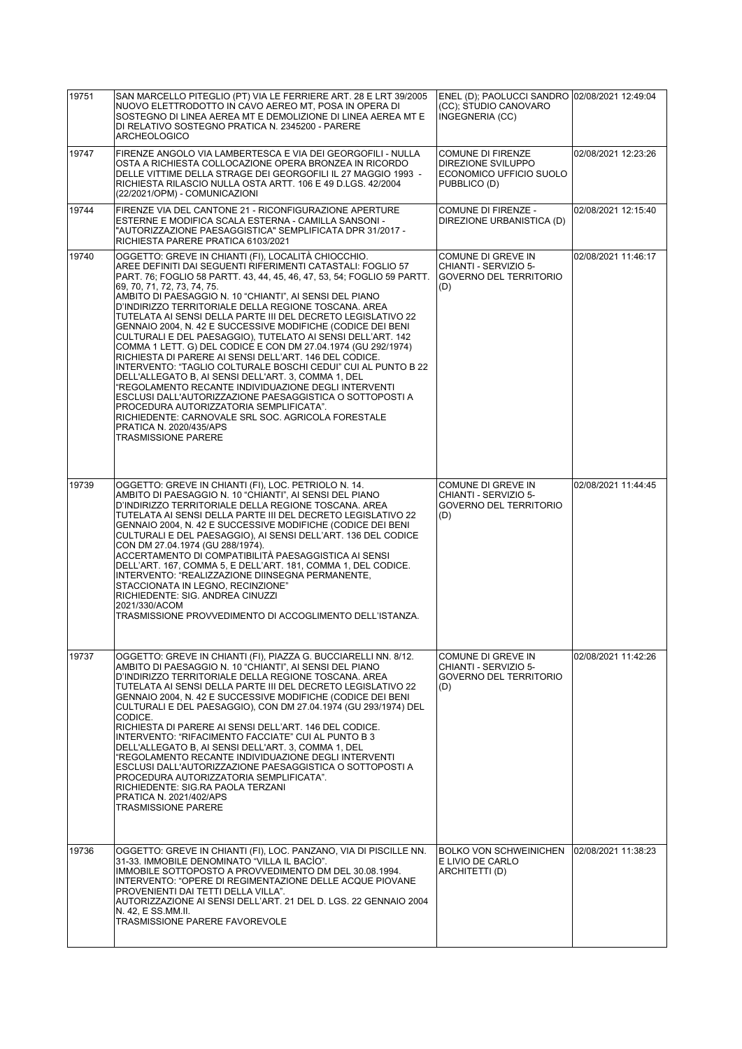| | | | |
|---|---|---|---|
| 19751 | SAN MARCELLO PITEGLIO (PT) VIA LE FERRIERE ART. 28 E LRT 39/2005 NUOVO ELETTRODOTTO IN CAVO AEREO MT, POSA IN OPERA DI SOSTEGNO DI LINEA AEREA MT E DEMOLIZIONE DI LINEA AEREA MT E DI RELATIVO SOSTEGNO PRATICA N. 2345200 - PARERE ARCHEOLOGICO | ENEL (D); PAOLUCCI SANDRO (CC); STUDIO CANOVARO INGEGNERIA (CC) | 02/08/2021 12:49:04 |
| 19747 | FIRENZE ANGOLO VIA LAMBERTESCA E VIA DEI GEORGOFILI - NULLA OSTA A RICHIESTA COLLOCAZIONE OPERA BRONZEA IN RICORDO DELLE VITTIME DELLA STRAGE DEI GEORGOFILI IL 27 MAGGIO 1993 - RICHIESTA RILASCIO NULLA OSTA AI SENSI ARTT. 106 E 49 D.LGS. 42/2004 (22/2021/OPM) - COMUNICAZIONI | COMUNE DI FIRENZE DIREZIONE SVILUPPO ECONOMICO UFFICIO SUOLO PUBBLICO (D) | 02/08/2021 12:23:26 |
| 19744 | FIRENZE VIA DEL CANTONE 21 - RICONFIGURAZIONE APERTURE ESTERNE E MODIFICA SCALA ESTERNA - CAMILLA SANSONI - "AUTORIZZAZIONE PAESAGGISTICA" SEMPLIFICATA DPR 31/2017 - RICHIESTA PARERE PRATICA 6103/2021 | COMUNE DI FIRENZE - DIREZIONE URBANISTICA (D) | 02/08/2021 12:15:40 |
| 19740 | OGGETTO: GREVE IN CHIANTI (FI), LOCALITÀ CHIOCCHIO. AREE DEFINITI DAI SEGUENTI RIFERIMENTI CATASTALI: FOGLIO 57 PART. 76; FOGLIO 58 PARTT. 43, 44, 45, 46, 47, 53, 54; FOGLIO 59 PARTT. 69, 70, 71, 72, 73, 74, 75. AMBITO DI PAESAGGIO N. 10 "CHIANTI", AI SENSI DEL PIANO D'INDIRIZZO TERRITORIALE DELLA REGIONE TOSCANA. AREA TUTELATA AI SENSI DELLA PARTE III DEL DECRETO LEGISLATIVO 22 GENNAIO 2004, N. 42 E SUCCESSIVE MODIFICHE (CODICE DEI BENI CULTURALI E DEL PAESAGGIO), TUTELATO AI SENSI DELL'ART. 142 COMMA 1 LETT. G) DEL CODICE E CON DM 27.04.1974 (GU 292/1974) RICHIESTA DI PARERE AI SENSI DELL'ART. 146 DEL CODICE. INTERVENTO: "TAGLIO COLTURALE BOSCHI CEDUI" CUI AL PUNTO B 22 DELL'ALLEGATO B, AI SENSI DELL'ART. 3, COMMA 1, DEL "REGOLAMENTO RECANTE INDIVIDUAZIONE DEGLI INTERVENTI ESCLUSI DALL'AUTORIZZAZIONE PAESAGGISTICA O SOTTOPOSTI A PROCEDURA AUTORIZZATORIA SEMPLIFICATA". RICHIEDENTE: CARNOVALE SRL SOC. AGRICOLA FORESTALE PRATICA N. 2020/435/APS TRASMISSIONE PARERE | COMUNE DI GREVE IN CHIANTI - SERVIZIO 5- GOVERNO DEL TERRITORIO (D) | 02/08/2021 11:46:17 |
| 19739 | OGGETTO: GREVE IN CHIANTI (FI), LOC. PETRIOLO N. 14. AMBITO DI PAESAGGIO N. 10 "CHIANTI", AI SENSI DEL PIANO D'INDIRIZZO TERRITORIALE DELLA REGIONE TOSCANA. AREA TUTELATA AI SENSI DELLA PARTE III DEL DECRETO LEGISLATIVO 22 GENNAIO 2004, N. 42 E SUCCESSIVE MODIFICHE (CODICE DEI BENI CULTURALI E DEL PAESAGGIO), AI SENSI DELL'ART. 136 DEL CODICE CON DM 27.04.1974 (GU 288/1974). ACCERTAMENTO DI COMPATIBILITÀ PAESAGGISTICA AI SENSI DELL'ART. 167, COMMA 5, E DELL'ART. 181, COMMA 1, DEL CODICE. INTERVENTO: "REALIZZAZIONE DIINSEGNA PERMANENTE, STACCIONATA IN LEGNO, RECINZIONE" RICHIEDENTE: SIG. ANDREA CINUZZI 2021/330/ACOM TRASMISSIONE PROVVEDIMENTO DI ACCOGLIMENTO DELL'ISTANZA. | COMUNE DI GREVE IN CHIANTI - SERVIZIO 5- GOVERNO DEL TERRITORIO (D) | 02/08/2021 11:44:45 |
| 19737 | OGGETTO: GREVE IN CHIANTI (FI), PIAZZA G. BUCCIARELLI NN. 8/12. AMBITO DI PAESAGGIO N. 10 "CHIANTI", AI SENSI DEL PIANO D'INDIRIZZO TERRITORIALE DELLA REGIONE TOSCANA. AREA TUTELATA AI SENSI DELLA PARTE III DEL DECRETO LEGISLATIVO 22 GENNAIO 2004, N. 42 E SUCCESSIVE MODIFICHE (CODICE DEI BENI CULTURALI E DEL PAESAGGIO), CON DM 27.04.1974 (GU 293/1974) DEL CODICE. RICHIESTA DI PARERE AI SENSI DELL'ART. 146 DEL CODICE. INTERVENTO: "RIFACIMENTO FACCIATE" CUI AL PUNTO B 3 DELL'ALLEGATO B, AI SENSI DELL'ART. 3, COMMA 1, DEL "REGOLAMENTO RECANTE INDIVIDUAZIONE DEGLI INTERVENTI ESCLUSI DALL'AUTORIZZAZIONE PAESAGGISTICA O SOTTOPOSTI A PROCEDURA AUTORIZZATORIA SEMPLIFICATA". RICHIEDENTE: SIG.RA PAOLA TERZANI PRATICA N. 2021/402/APS TRASMISSIONE PARERE | COMUNE DI GREVE IN CHIANTI - SERVIZIO 5- GOVERNO DEL TERRITORIO (D) | 02/08/2021 11:42:26 |
| 19736 | OGGETTO: GREVE IN CHIANTI (FI), LOC. PANZANO, VIA DI PISCILLE NN. 31-33. IMMOBILE DENOMINATO "VILLA IL BACÌO". IMMOBILE SOTTOPOSTO A PROVVEDIMENTO DM DEL 30.08.1994. INTERVENTO: "OPERE DI REGIMENTAZIONE DELLE ACQUE PIOVANE PROVENIENTI DAI TETTI DELLA VILLA". AUTORIZZAZIONE AI SENSI DELL'ART. 21 DEL D. LGS. 22 GENNAIO 2004 N. 42, E SS.MM.II. TRASMISSIONE PARERE FAVOREVOLE | BOLKO VON SCHWEINICHEN E LIVIO DE CARLO ARCHITETTI (D) | 02/08/2021 11:38:23 |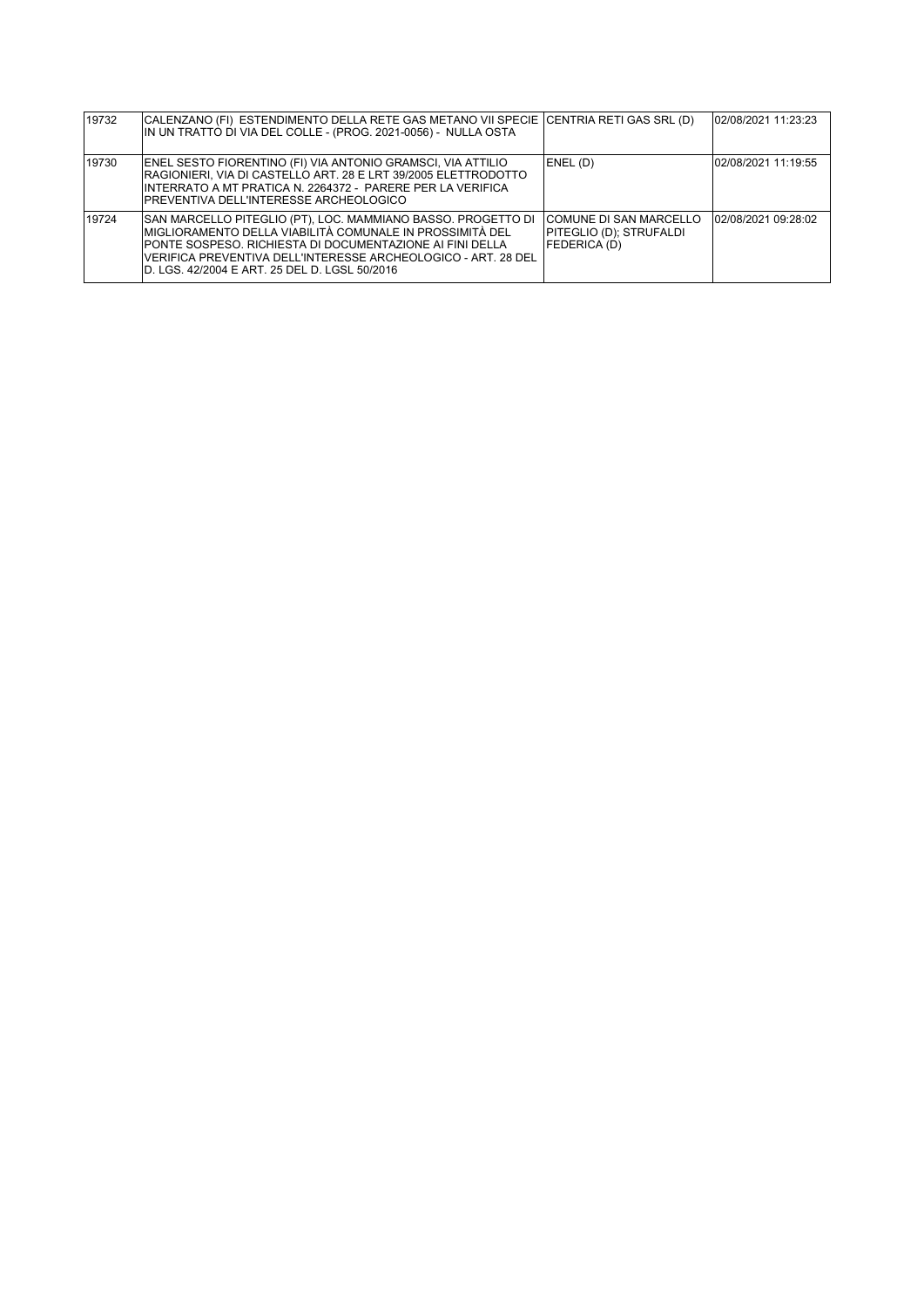| | | | |
|---|---|---|---|
| 19732 | CALENZANO (FI) ESTENDIMENTO DELLA RETE GAS METANO VII SPECIE IN UN TRATTO DI VIA DEL COLLE - (PROG. 2021-0056) - NULLA OSTA | CENTRIA RETI GAS SRL (D) | 02/08/2021 11:23:23 |
| 19730 | ENEL SESTO FIORENTINO (FI) VIA ANTONIO GRAMSCI, VIA ATTILIO RAGIONIERI, VIA DI CASTELLO ART. 28 E LRT 39/2005 ELETTRODOTTO INTERRATO A MT PRATICA N. 2264372 - PARERE PER LA VERIFICA PREVENTIVA DELL'INTERESSE ARCHEOLOGICO | ENEL (D) | 02/08/2021 11:19:55 |
| 19724 | SAN MARCELLO PITEGLIO (PT), LOC. MAMMIANO BASSO. PROGETTO DI MIGLIORAMENTO DELLA VIABILITÀ COMUNALE IN PROSSIMITÀ DEL PONTE SOSPESO. RICHIESTA DI DOCUMENTAZIONE AI FINI DELLA VERIFICA PREVENTIVA DELL'INTERESSE ARCHEOLOGICO - ART. 28 DEL D. LGS. 42/2004 E ART. 25 DEL D. LGSL 50/2016 | COMUNE DI SAN MARCELLO PITEGLIO (D); STRUFALDI FEDERICA (D) | 02/08/2021 09:28:02 |